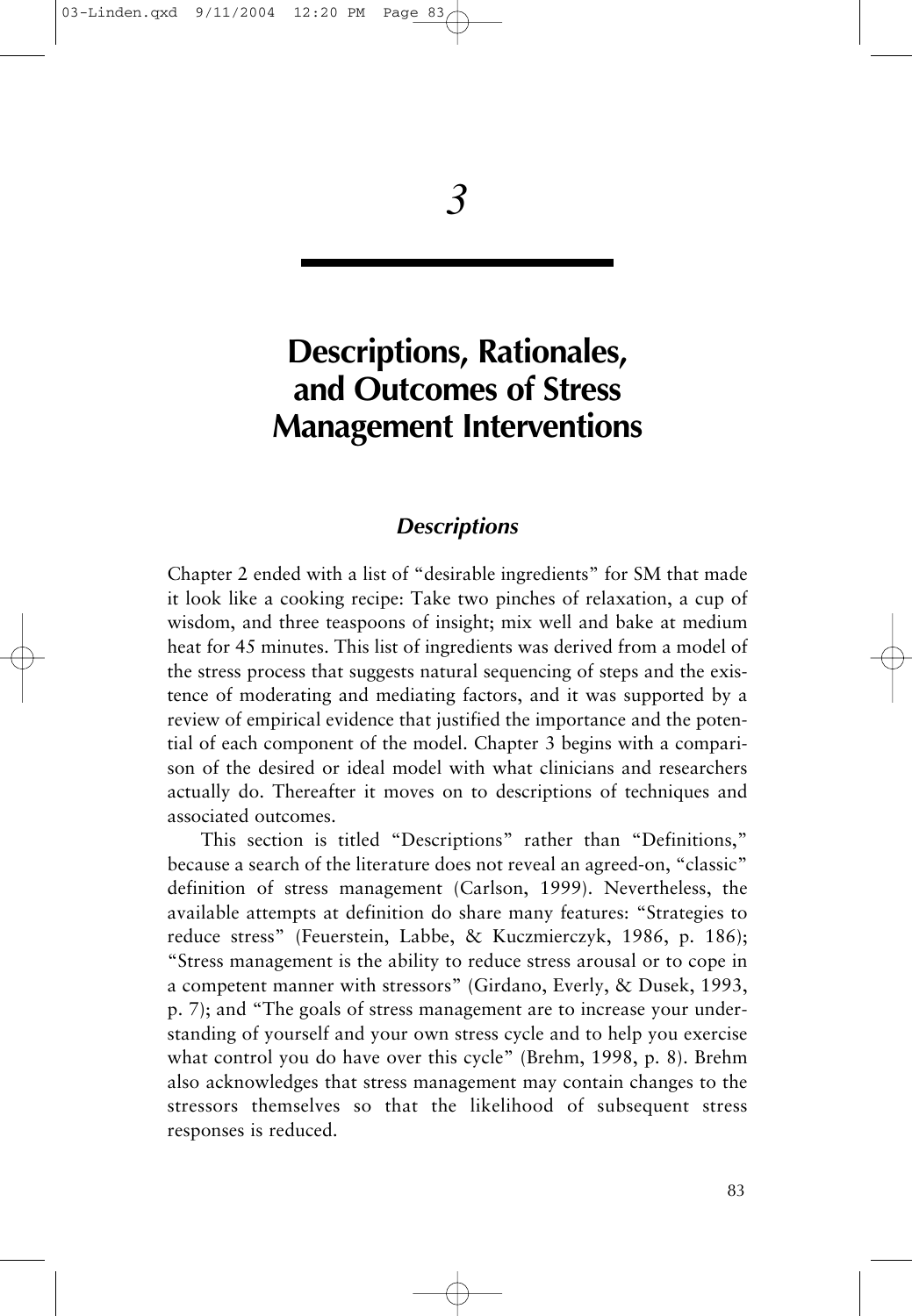# 3

# Descriptions, Rationales, and Outcomes of Stress Management Interventions

## *Descriptions*

Chapter 2 ended with a list of "desirable ingredients" for SM that made it look like a cooking recipe: Take two pinches of relaxation, a cup of wisdom, and three teaspoons of insight; mix well and bake at medium heat for 45 minutes. This list of ingredients was derived from a model of the stress process that suggests natural sequencing of steps and the existence of moderating and mediating factors, and it was supported by a review of empirical evidence that justified the importance and the potential of each component of the model. Chapter 3 begins with a comparison of the desired or ideal model with what clinicians and researchers actually do. Thereafter it moves on to descriptions of techniques and associated outcomes.

This section is titled "Descriptions" rather than "Definitions," because a search of the literature does not reveal an agreed-on, "classic" definition of stress management (Carlson, 1999). Nevertheless, the available attempts at definition do share many features: "Strategies to reduce stress" (Feuerstein, Labbe, & Kuczmierczyk, 1986, p. 186); "Stress management is the ability to reduce stress arousal or to cope in a competent manner with stressors" (Girdano, Everly, & Dusek, 1993, p. 7); and "The goals of stress management are to increase your understanding of yourself and your own stress cycle and to help you exercise what control you do have over this cycle" (Brehm, 1998, p. 8). Brehm also acknowledges that stress management may contain changes to the stressors themselves so that the likelihood of subsequent stress responses is reduced.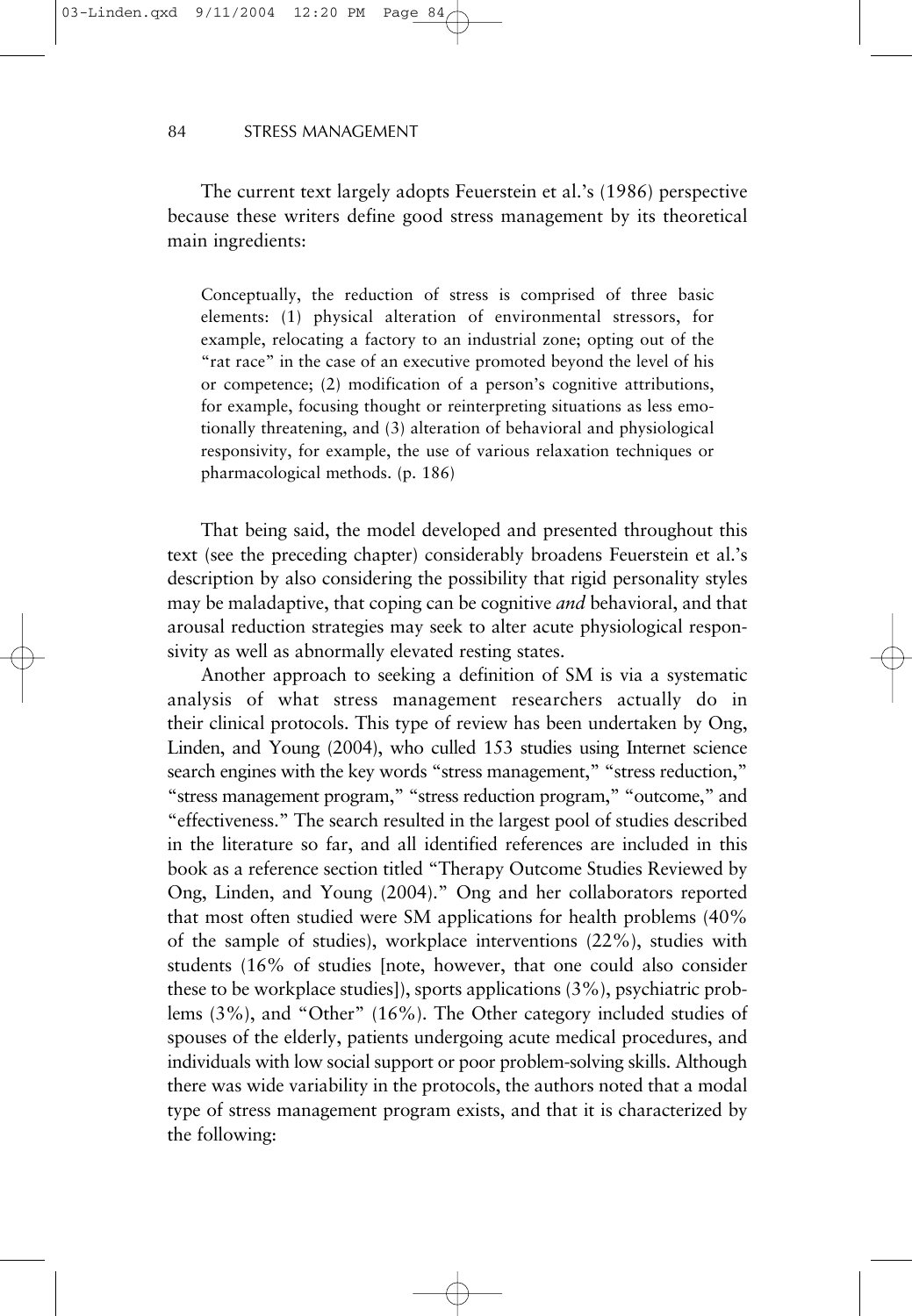The current text largely adopts Feuerstein et al.'s (1986) perspective because these writers define good stress management by its theoretical main ingredients:

> Conceptually, the reduction of stress is comprised of three basic elements: (1) physical alteration of environmental stressors, for example, relocating a factory to an industrial zone; opting out of the "rat race" in the case of an executive promoted beyond the level of his or competence; (2) modification of a person's cognitive attributions, for example, focusing thought or reinterpreting situations as less emotionally threatening, and (3) alteration of behavioral and physiological responsivity, for example, the use of various relaxation techniques or pharmacological methods. (p. 186)

That being said, the model developed and presented throughout this text (see the preceding chapter) considerably broadens Feuerstein et al.'s description by also considering the possibility that rigid personality styles may be maladaptive, that coping can be cognitive *and* behavioral, and that arousal reduction strategies may seek to alter acute physiological responsivity as well as abnormally elevated resting states.

Another approach to seeking a definition of SM is via a systematic analysis of what stress management researchers actually do in their clinical protocols. This type of review has been undertaken by Ong, Linden, and Young (2004), who culled 153 studies using Internet science search engines with the key words "stress management," "stress reduction," "stress management program," "stress reduction program," "outcome," and "effectiveness." The search resulted in the largest pool of studies described in the literature so far, and all identified references are included in this book as a reference section titled "Therapy Outcome Studies Reviewed by Ong, Linden, and Young (2004)." Ong and her collaborators reported that most often studied were SM applications for health problems (40% of the sample of studies), workplace interventions (22%), studies with students (16% of studies [note, however, that one could also consider these to be workplace studies]), sports applications (3%), psychiatric problems (3%), and "Other" (16%). The Other category included studies of spouses of the elderly, patients undergoing acute medical procedures, and individuals with low social support or poor problem-solving skills. Although there was wide variability in the protocols, the authors noted that a modal type of stress management program exists, and that it is characterized by the following: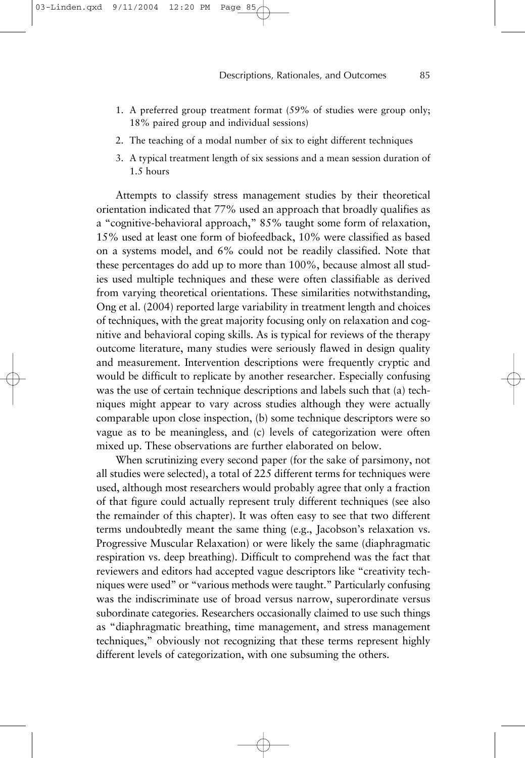1. A preferred group treatment format (59% of studies were group only; 18% paired group and individual sessions)
2. The teaching of a modal number of six to eight different techniques
3. A typical treatment length of six sessions and a mean session duration of 1.5 hours

Attempts to classify stress management studies by their theoretical orientation indicated that 77% used an approach that broadly qualifies as a "cognitive-behavioral approach," 85% taught some form of relaxation, 15% used at least one form of biofeedback, 10% were classified as based on a systems model, and 6% could not be readily classified. Note that these percentages do add up to more than 100%, because almost all studies used multiple techniques and these were often classifiable as derived from varying theoretical orientations. These similarities notwithstanding, Ong et al. (2004) reported large variability in treatment length and choices of techniques, with the great majority focusing only on relaxation and cognitive and behavioral coping skills. As is typical for reviews of the therapy outcome literature, many studies were seriously flawed in design quality and measurement. Intervention descriptions were frequently cryptic and would be difficult to replicate by another researcher. Especially confusing was the use of certain technique descriptions and labels such that (a) techniques might appear to vary across studies although they were actually comparable upon close inspection, (b) some technique descriptors were so vague as to be meaningless, and (c) levels of categorization were often mixed up. These observations are further elaborated on below.

When scrutinizing every second paper (for the sake of parsimony, not all studies were selected), a total of 225 different terms for techniques were used, although most researchers would probably agree that only a fraction of that figure could actually represent truly different techniques (see also the remainder of this chapter). It was often easy to see that two different terms undoubtedly meant the same thing (e.g., Jacobson's relaxation vs. Progressive Muscular Relaxation) or were likely the same (diaphragmatic respiration vs. deep breathing). Difficult to comprehend was the fact that reviewers and editors had accepted vague descriptors like "creativity techniques were used" or "various methods were taught." Particularly confusing was the indiscriminate use of broad versus narrow, superordinate versus subordinate categories. Researchers occasionally claimed to use such things as "diaphragmatic breathing, time management, and stress management techniques," obviously not recognizing that these terms represent highly different levels of categorization, with one subsuming the others.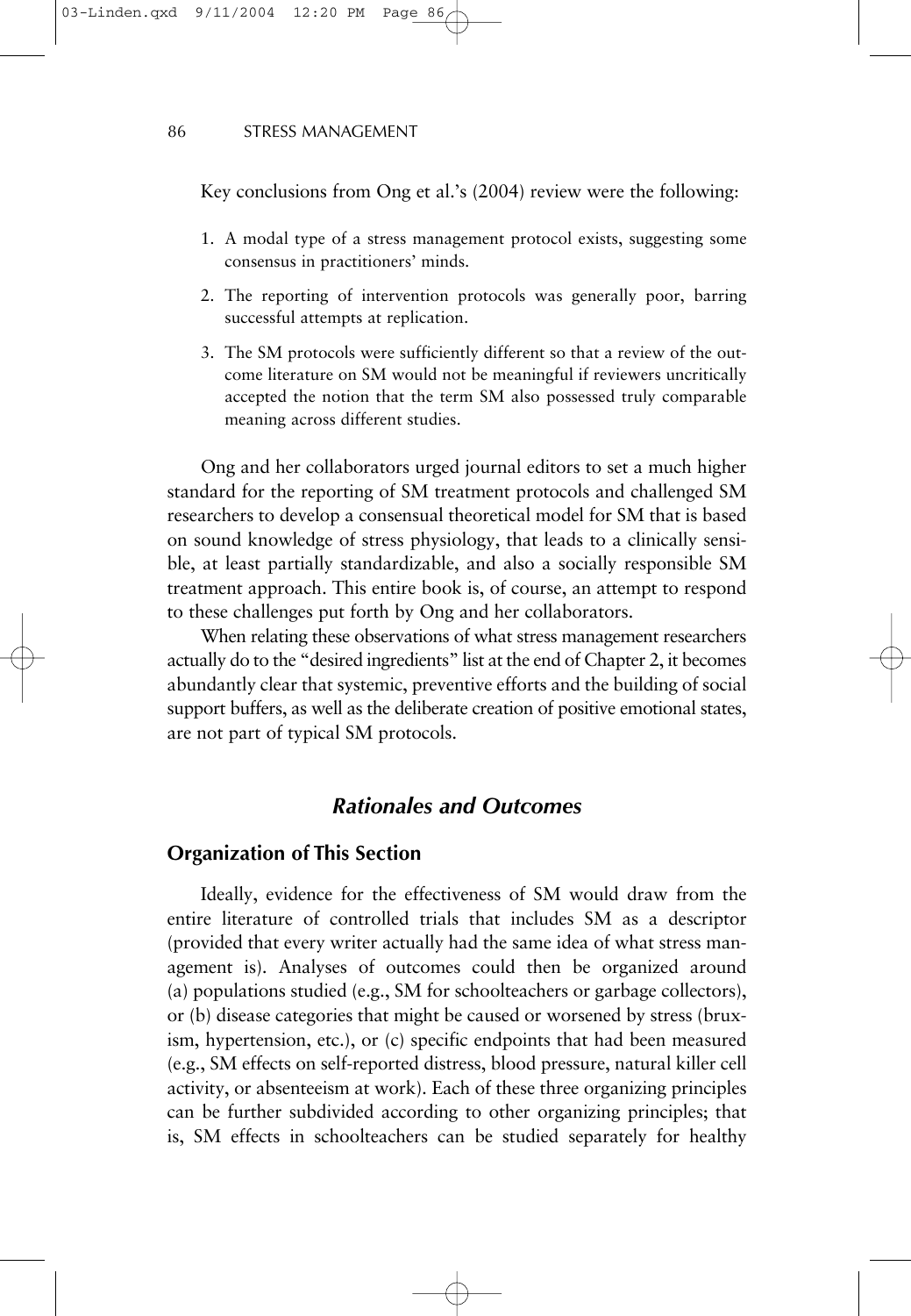Key conclusions from Ong et al.'s (2004) review were the following:

1. A modal type of a stress management protocol exists, suggesting some consensus in practitioners' minds.
2. The reporting of intervention protocols was generally poor, barring successful attempts at replication.
3. The SM protocols were sufficiently different so that a review of the outcome literature on SM would not be meaningful if reviewers uncritically accepted the notion that the term SM also possessed truly comparable meaning across different studies.

Ong and her collaborators urged journal editors to set a much higher standard for the reporting of SM treatment protocols and challenged SM researchers to develop a consensual theoretical model for SM that is based on sound knowledge of stress physiology, that leads to a clinically sensible, at least partially standardizable, and also a socially responsible SM treatment approach. This entire book is, of course, an attempt to respond to these challenges put forth by Ong and her collaborators.

When relating these observations of what stress management researchers actually do to the "desired ingredients" list at the end of Chapter 2, it becomes abundantly clear that systemic, preventive efforts and the building of social support buffers, as well as the deliberate creation of positive emotional states, are not part of typical SM protocols.

## *Rationales and Outcomes*

### Organization of This Section

Ideally, evidence for the effectiveness of SM would draw from the entire literature of controlled trials that includes SM as a descriptor (provided that every writer actually had the same idea of what stress management is). Analyses of outcomes could then be organized around (a) populations studied (e.g., SM for schoolteachers or garbage collectors), or (b) disease categories that might be caused or worsened by stress (bruxism, hypertension, etc.), or (c) specific endpoints that had been measured (e.g., SM effects on self-reported distress, blood pressure, natural killer cell activity, or absenteeism at work). Each of these three organizing principles can be further subdivided according to other organizing principles; that is, SM effects in schoolteachers can be studied separately for healthy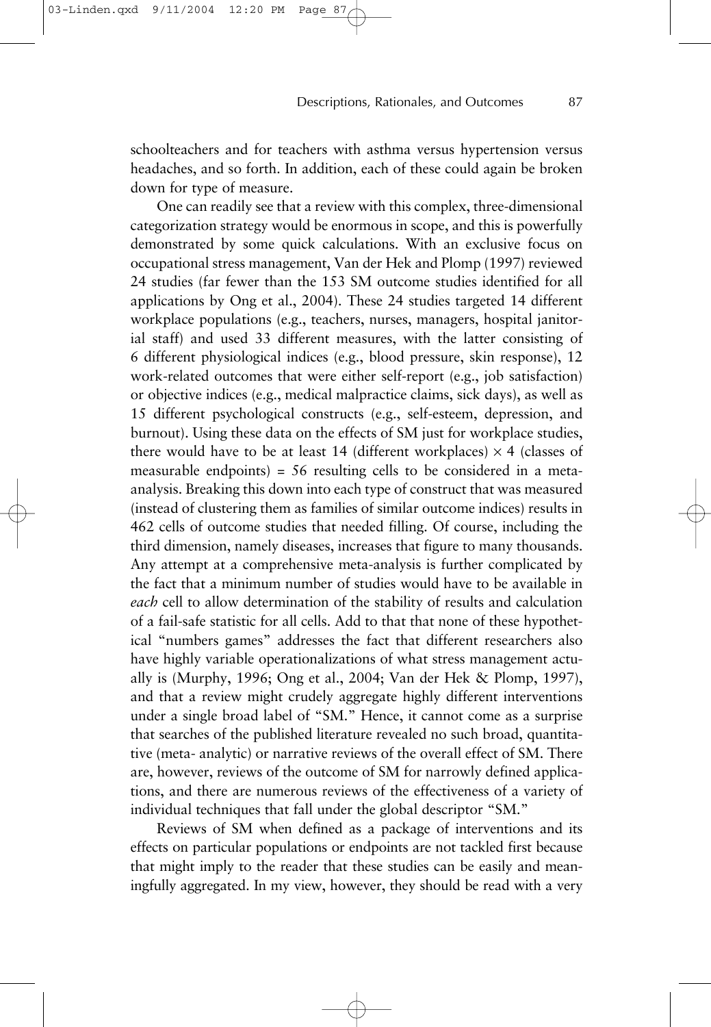schoolteachers and for teachers with asthma versus hypertension versus headaches, and so forth. In addition, each of these could again be broken down for type of measure.

One can readily see that a review with this complex, three-dimensional categorization strategy would be enormous in scope, and this is powerfully demonstrated by some quick calculations. With an exclusive focus on occupational stress management, Van der Hek and Plomp (1997) reviewed 24 studies (far fewer than the 153 SM outcome studies identified for all applications by Ong et al., 2004). These 24 studies targeted 14 different workplace populations (e.g., teachers, nurses, managers, hospital janitorial staff) and used 33 different measures, with the latter consisting of 6 different physiological indices (e.g., blood pressure, skin response), 12 work-related outcomes that were either self-report (e.g., job satisfaction) or objective indices (e.g., medical malpractice claims, sick days), as well as 15 different psychological constructs (e.g., self-esteem, depression, and burnout). Using these data on the effects of SM just for workplace studies, there would have to be at least 14 (different workplaces) × 4 (classes of measurable endpoints) = 56 resulting cells to be considered in a meta-analysis. Breaking this down into each type of construct that was measured (instead of clustering them as families of similar outcome indices) results in 462 cells of outcome studies that needed filling. Of course, including the third dimension, namely diseases, increases that figure to many thousands. Any attempt at a comprehensive meta-analysis is further complicated by the fact that a minimum number of studies would have to be available in *each* cell to allow determination of the stability of results and calculation of a fail-safe statistic for all cells. Add to that that none of these hypothetical "numbers games" addresses the fact that different researchers also have highly variable operationalizations of what stress management actually is (Murphy, 1996; Ong et al., 2004; Van der Hek & Plomp, 1997), and that a review might crudely aggregate highly different interventions under a single broad label of "SM." Hence, it cannot come as a surprise that searches of the published literature revealed no such broad, quantitative (meta- analytic) or narrative reviews of the overall effect of SM. There are, however, reviews of the outcome of SM for narrowly defined applications, and there are numerous reviews of the effectiveness of a variety of individual techniques that fall under the global descriptor "SM."

Reviews of SM when defined as a package of interventions and its effects on particular populations or endpoints are not tackled first because that might imply to the reader that these studies can be easily and meaningfully aggregated. In my view, however, they should be read with a very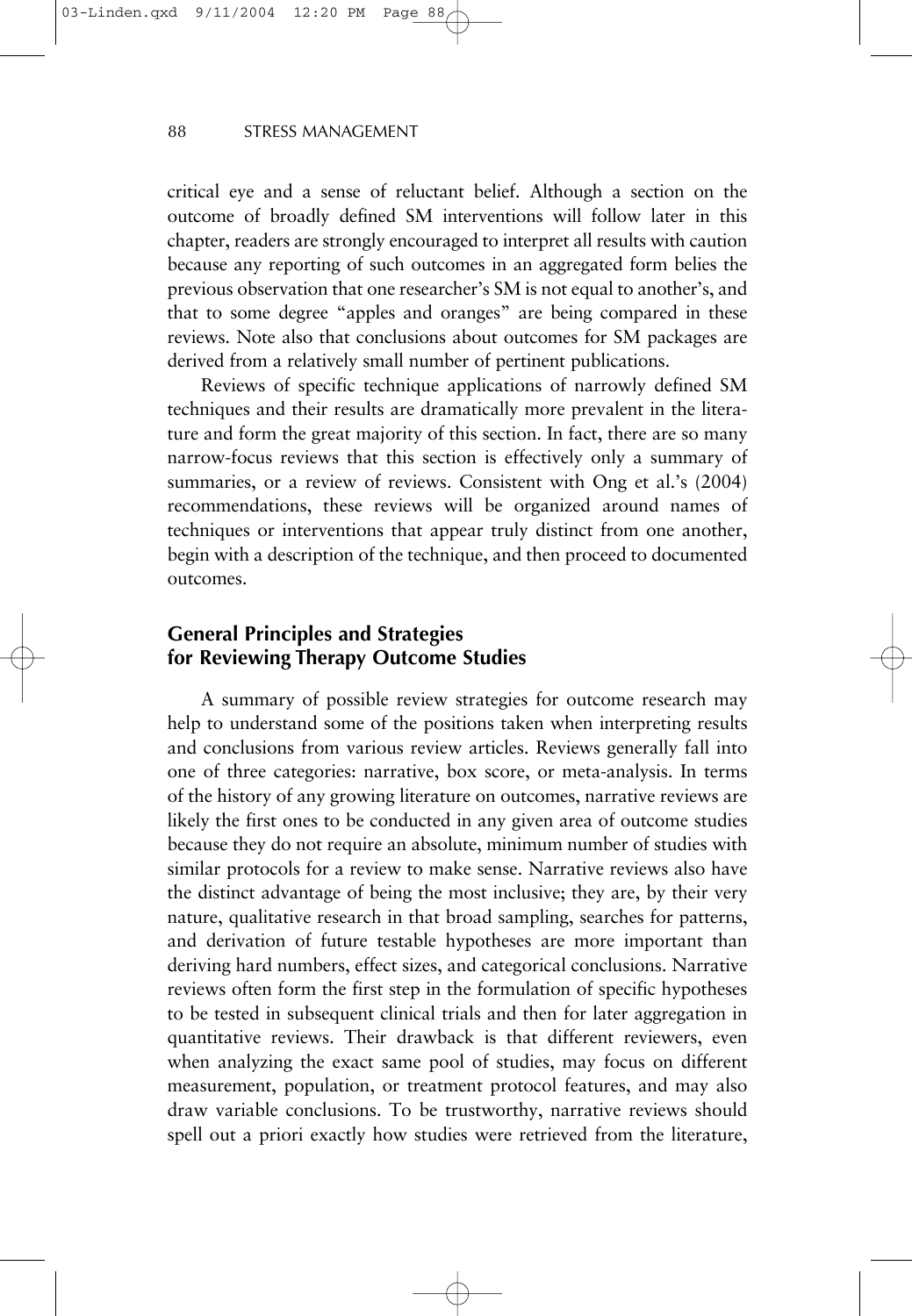critical eye and a sense of reluctant belief. Although a section on the outcome of broadly defined SM interventions will follow later in this chapter, readers are strongly encouraged to interpret all results with caution because any reporting of such outcomes in an aggregated form belies the previous observation that one researcher's SM is not equal to another's, and that to some degree "apples and oranges" are being compared in these reviews. Note also that conclusions about outcomes for SM packages are derived from a relatively small number of pertinent publications.

Reviews of specific technique applications of narrowly defined SM techniques and their results are dramatically more prevalent in the literature and form the great majority of this section. In fact, there are so many narrow-focus reviews that this section is effectively only a summary of summaries, or a review of reviews. Consistent with Ong et al.'s (2004) recommendations, these reviews will be organized around names of techniques or interventions that appear truly distinct from one another, begin with a description of the technique, and then proceed to documented outcomes.

## General Principles and Strategies for Reviewing Therapy Outcome Studies

A summary of possible review strategies for outcome research may help to understand some of the positions taken when interpreting results and conclusions from various review articles. Reviews generally fall into one of three categories: narrative, box score, or meta-analysis. In terms of the history of any growing literature on outcomes, narrative reviews are likely the first ones to be conducted in any given area of outcome studies because they do not require an absolute, minimum number of studies with similar protocols for a review to make sense. Narrative reviews also have the distinct advantage of being the most inclusive; they are, by their very nature, qualitative research in that broad sampling, searches for patterns, and derivation of future testable hypotheses are more important than deriving hard numbers, effect sizes, and categorical conclusions. Narrative reviews often form the first step in the formulation of specific hypotheses to be tested in subsequent clinical trials and then for later aggregation in quantitative reviews. Their drawback is that different reviewers, even when analyzing the exact same pool of studies, may focus on different measurement, population, or treatment protocol features, and may also draw variable conclusions. To be trustworthy, narrative reviews should spell out a priori exactly how studies were retrieved from the literature,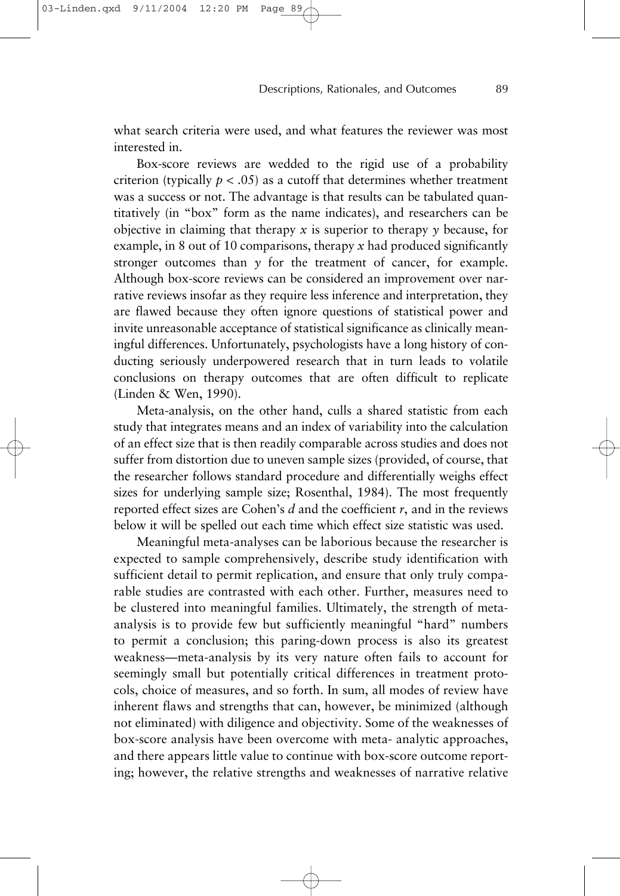what search criteria were used, and what features the reviewer was most interested in.

Box-score reviews are wedded to the rigid use of a probability criterion (typically $p < .05$) as a cutoff that determines whether treatment was a success or not. The advantage is that results can be tabulated quantitatively (in "box" form as the name indicates), and researchers can be objective in claiming that therapy $x$ is superior to therapy $y$ because, for example, in 8 out of 10 comparisons, therapy $x$ had produced significantly stronger outcomes than $y$ for the treatment of cancer, for example. Although box-score reviews can be considered an improvement over narrative reviews insofar as they require less inference and interpretation, they are flawed because they often ignore questions of statistical power and invite unreasonable acceptance of statistical significance as clinically meaningful differences. Unfortunately, psychologists have a long history of conducting seriously underpowered research that in turn leads to volatile conclusions on therapy outcomes that are often difficult to replicate (Linden & Wen, 1990).

Meta-analysis, on the other hand, culls a shared statistic from each study that integrates means and an index of variability into the calculation of an effect size that is then readily comparable across studies and does not suffer from distortion due to uneven sample sizes (provided, of course, that the researcher follows standard procedure and differentially weighs effect sizes for underlying sample size; Rosenthal, 1984). The most frequently reported effect sizes are Cohen's $d$ and the coefficient $r$, and in the reviews below it will be spelled out each time which effect size statistic was used.

Meaningful meta-analyses can be laborious because the researcher is expected to sample comprehensively, describe study identification with sufficient detail to permit replication, and ensure that only truly comparable studies are contrasted with each other. Further, measures need to be clustered into meaningful families. Ultimately, the strength of meta-analysis is to provide few but sufficiently meaningful "hard" numbers to permit a conclusion; this paring-down process is also its greatest weakness—meta-analysis by its very nature often fails to account for seemingly small but potentially critical differences in treatment protocols, choice of measures, and so forth. In sum, all modes of review have inherent flaws and strengths that can, however, be minimized (although not eliminated) with diligence and objectivity. Some of the weaknesses of box-score analysis have been overcome with meta- analytic approaches, and there appears little value to continue with box-score outcome reporting; however, the relative strengths and weaknesses of narrative relative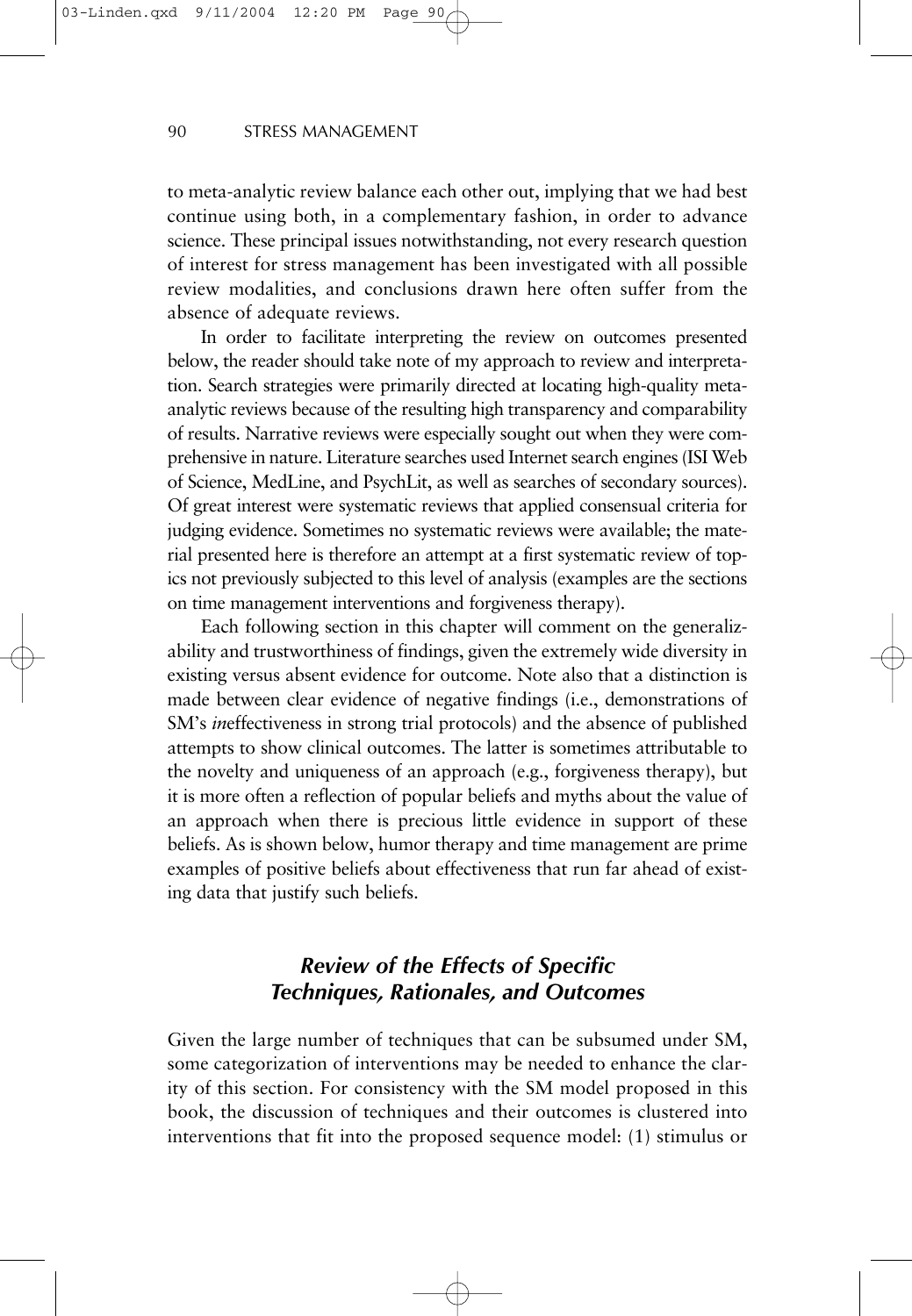to meta-analytic review balance each other out, implying that we had best continue using both, in a complementary fashion, in order to advance science. These principal issues notwithstanding, not every research question of interest for stress management has been investigated with all possible review modalities, and conclusions drawn here often suffer from the absence of adequate reviews.

In order to facilitate interpreting the review on outcomes presented below, the reader should take note of my approach to review and interpretation. Search strategies were primarily directed at locating high-quality meta-analytic reviews because of the resulting high transparency and comparability of results. Narrative reviews were especially sought out when they were comprehensive in nature. Literature searches used Internet search engines (ISI Web of Science, MedLine, and PsychLit, as well as searches of secondary sources). Of great interest were systematic reviews that applied consensual criteria for judging evidence. Sometimes no systematic reviews were available; the material presented here is therefore an attempt at a first systematic review of topics not previously subjected to this level of analysis (examples are the sections on time management interventions and forgiveness therapy).

Each following section in this chapter will comment on the generalizability and trustworthiness of findings, given the extremely wide diversity in existing versus absent evidence for outcome. Note also that a distinction is made between clear evidence of negative findings (i.e., demonstrations of SM's *in*effectiveness in strong trial protocols) and the absence of published attempts to show clinical outcomes. The latter is sometimes attributable to the novelty and uniqueness of an approach (e.g., forgiveness therapy), but it is more often a reflection of popular beliefs and myths about the value of an approach when there is precious little evidence in support of these beliefs. As is shown below, humor therapy and time management are prime examples of positive beliefs about effectiveness that run far ahead of existing data that justify such beliefs.

## *Review of the Effects of Specific Techniques, Rationales, and Outcomes*

Given the large number of techniques that can be subsumed under SM, some categorization of interventions may be needed to enhance the clarity of this section. For consistency with the SM model proposed in this book, the discussion of techniques and their outcomes is clustered into interventions that fit into the proposed sequence model: (1) stimulus or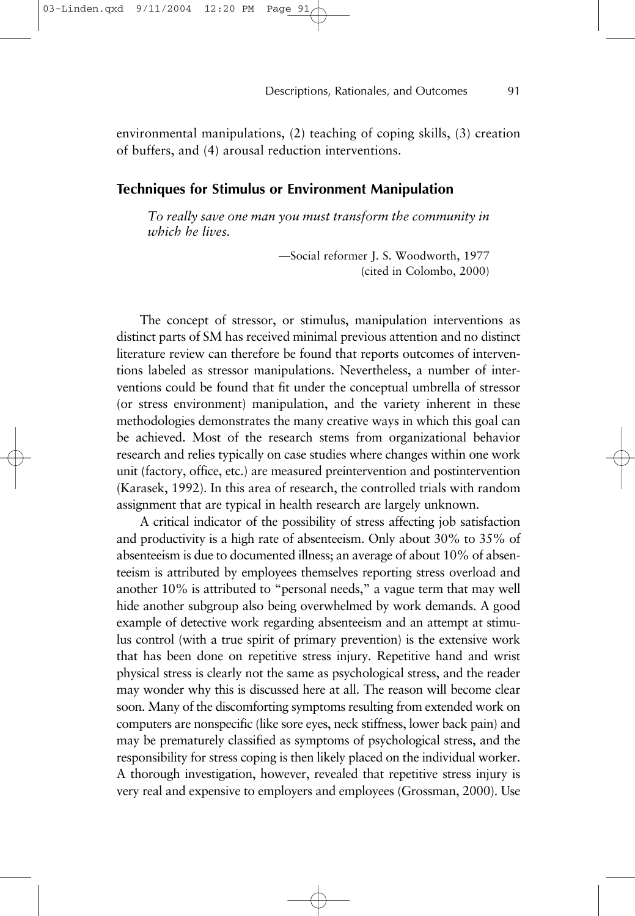environmental manipulations, (2) teaching of coping skills, (3) creation of buffers, and (4) arousal reduction interventions.

## Techniques for Stimulus or Environment Manipulation

> *To really save one man you must transform the community in which he lives.*
>
> —Social reformer J. S. Woodworth, 1977 (cited in Colombo, 2000)

The concept of stressor, or stimulus, manipulation interventions as distinct parts of SM has received minimal previous attention and no distinct literature review can therefore be found that reports outcomes of interventions labeled as stressor manipulations. Nevertheless, a number of interventions could be found that fit under the conceptual umbrella of stressor (or stress environment) manipulation, and the variety inherent in these methodologies demonstrates the many creative ways in which this goal can be achieved. Most of the research stems from organizational behavior research and relies typically on case studies where changes within one work unit (factory, office, etc.) are measured preintervention and postintervention (Karasek, 1992). In this area of research, the controlled trials with random assignment that are typical in health research are largely unknown.

A critical indicator of the possibility of stress affecting job satisfaction and productivity is a high rate of absenteeism. Only about 30% to 35% of absenteeism is due to documented illness; an average of about 10% of absenteeism is attributed by employees themselves reporting stress overload and another 10% is attributed to "personal needs," a vague term that may well hide another subgroup also being overwhelmed by work demands. A good example of detective work regarding absenteeism and an attempt at stimulus control (with a true spirit of primary prevention) is the extensive work that has been done on repetitive stress injury. Repetitive hand and wrist physical stress is clearly not the same as psychological stress, and the reader may wonder why this is discussed here at all. The reason will become clear soon. Many of the discomforting symptoms resulting from extended work on computers are nonspecific (like sore eyes, neck stiffness, lower back pain) and may be prematurely classified as symptoms of psychological stress, and the responsibility for stress coping is then likely placed on the individual worker. A thorough investigation, however, revealed that repetitive stress injury is very real and expensive to employers and employees (Grossman, 2000). Use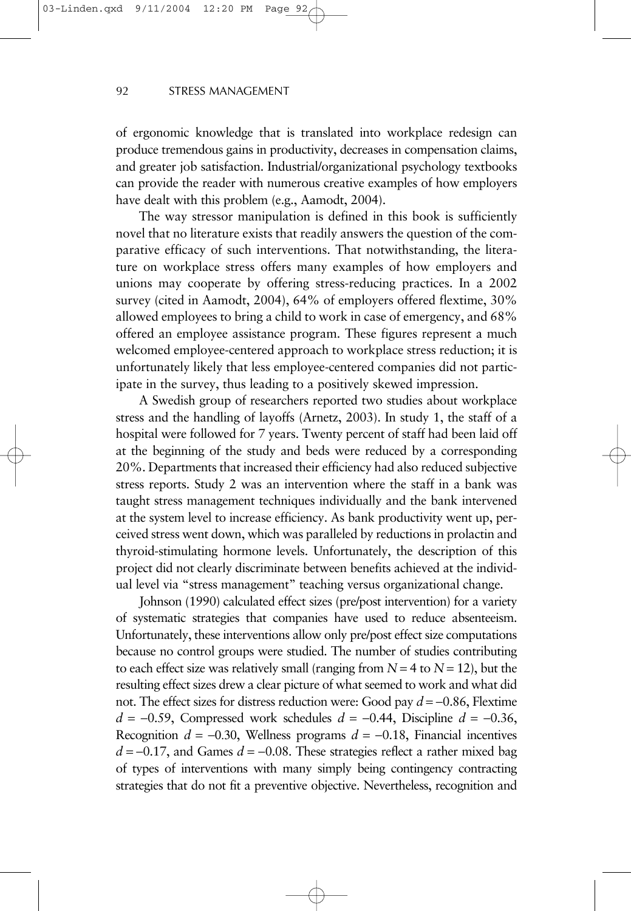of ergonomic knowledge that is translated into workplace redesign can produce tremendous gains in productivity, decreases in compensation claims, and greater job satisfaction. Industrial/organizational psychology textbooks can provide the reader with numerous creative examples of how employers have dealt with this problem (e.g., Aamodt, 2004).

The way stressor manipulation is defined in this book is sufficiently novel that no literature exists that readily answers the question of the comparative efficacy of such interventions. That notwithstanding, the literature on workplace stress offers many examples of how employers and unions may cooperate by offering stress-reducing practices. In a 2002 survey (cited in Aamodt, 2004), 64% of employers offered flextime, 30% allowed employees to bring a child to work in case of emergency, and 68% offered an employee assistance program. These figures represent a much welcomed employee-centered approach to workplace stress reduction; it is unfortunately likely that less employee-centered companies did not participate in the survey, thus leading to a positively skewed impression.

A Swedish group of researchers reported two studies about workplace stress and the handling of layoffs (Arnetz, 2003). In study 1, the staff of a hospital were followed for 7 years. Twenty percent of staff had been laid off at the beginning of the study and beds were reduced by a corresponding 20%. Departments that increased their efficiency had also reduced subjective stress reports. Study 2 was an intervention where the staff in a bank was taught stress management techniques individually and the bank intervened at the system level to increase efficiency. As bank productivity went up, perceived stress went down, which was paralleled by reductions in prolactin and thyroid-stimulating hormone levels. Unfortunately, the description of this project did not clearly discriminate between benefits achieved at the individual level via "stress management" teaching versus organizational change.

Johnson (1990) calculated effect sizes (pre/post intervention) for a variety of systematic strategies that companies have used to reduce absenteeism. Unfortunately, these interventions allow only pre/post effect size computations because no control groups were studied. The number of studies contributing to each effect size was relatively small (ranging from $N = 4$ to $N = 12$), but the resulting effect sizes drew a clear picture of what seemed to work and what did not. The effect sizes for distress reduction were: Good pay $d = -0.86$, Flextime $d = -0.59$, Compressed work schedules $d = -0.44$, Discipline $d = -0.36$, Recognition $d = -0.30$, Wellness programs $d = -0.18$, Financial incentives $d = -0.17$, and Games $d = -0.08$. These strategies reflect a rather mixed bag of types of interventions with many simply being contingency contracting strategies that do not fit a preventive objective. Nevertheless, recognition and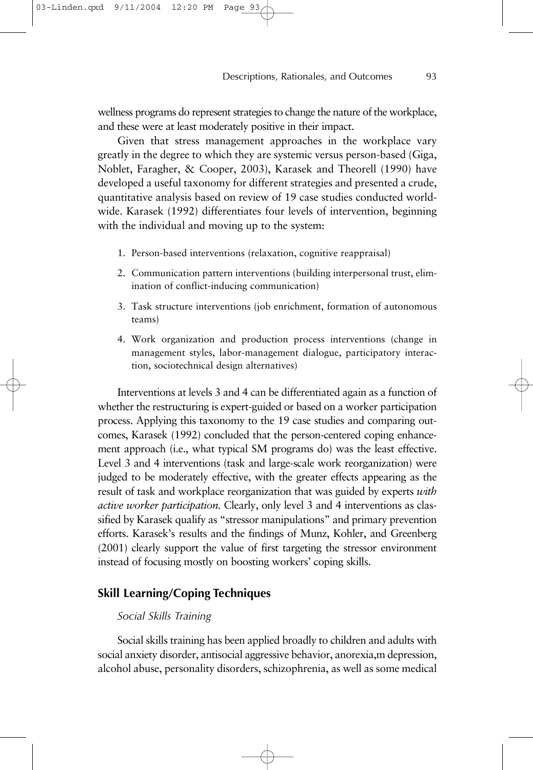wellness programs do represent strategies to change the nature of the workplace, and these were at least moderately positive in their impact.

Given that stress management approaches in the workplace vary greatly in the degree to which they are systemic versus person-based (Giga, Noblet, Faragher, & Cooper, 2003), Karasek and Theorell (1990) have developed a useful taxonomy for different strategies and presented a crude, quantitative analysis based on review of 19 case studies conducted worldwide. Karasek (1992) differentiates four levels of intervention, beginning with the individual and moving up to the system:

1. Person-based interventions (relaxation, cognitive reappraisal)
2. Communication pattern interventions (building interpersonal trust, elimination of conflict-inducing communication)
3. Task structure interventions (job enrichment, formation of autonomous teams)
4. Work organization and production process interventions (change in management styles, labor-management dialogue, participatory interaction, sociotechnical design alternatives)

Interventions at levels 3 and 4 can be differentiated again as a function of whether the restructuring is expert-guided or based on a worker participation process. Applying this taxonomy to the 19 case studies and comparing outcomes, Karasek (1992) concluded that the person-centered coping enhancement approach (i.e., what typical SM programs do) was the least effective. Level 3 and 4 interventions (task and large-scale work reorganization) were judged to be moderately effective, with the greater effects appearing as the result of task and workplace reorganization that was guided by experts *with active worker participation.* Clearly, only level 3 and 4 interventions as classified by Karasek qualify as "stressor manipulations" and primary prevention efforts. Karasek's results and the findings of Munz, Kohler, and Greenberg (2001) clearly support the value of first targeting the stressor environment instead of focusing mostly on boosting workers' coping skills.

## Skill Learning/Coping Techniques

### *Social Skills Training*

Social skills training has been applied broadly to children and adults with social anxiety disorder, antisocial aggressive behavior, anorexia,m depression, alcohol abuse, personality disorders, schizophrenia, as well as some medical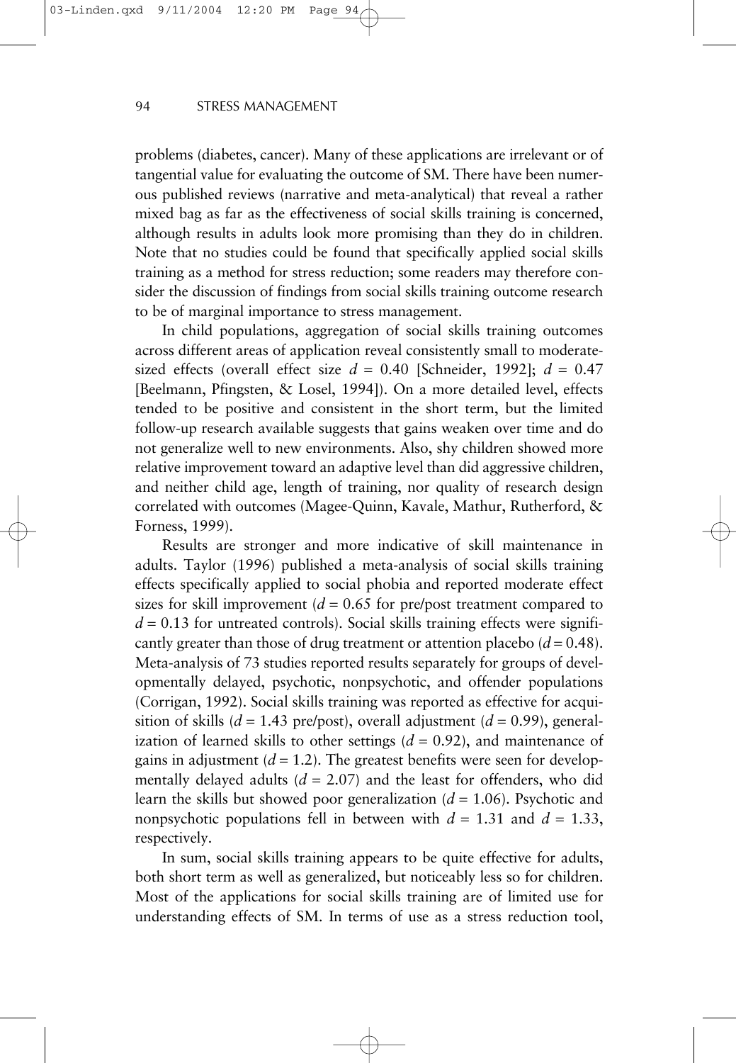problems (diabetes, cancer). Many of these applications are irrelevant or of tangential value for evaluating the outcome of SM. There have been numerous published reviews (narrative and meta-analytical) that reveal a rather mixed bag as far as the effectiveness of social skills training is concerned, although results in adults look more promising than they do in children. Note that no studies could be found that specifically applied social skills training as a method for stress reduction; some readers may therefore consider the discussion of findings from social skills training outcome research to be of marginal importance to stress management.

In child populations, aggregation of social skills training outcomes across different areas of application reveal consistently small to moderate-sized effects (overall effect size $d = 0.40$ [Schneider, 1992]; $d = 0.47$ [Beelmann, Pfingsten, & Losel, 1994]). On a more detailed level, effects tended to be positive and consistent in the short term, but the limited follow-up research available suggests that gains weaken over time and do not generalize well to new environments. Also, shy children showed more relative improvement toward an adaptive level than did aggressive children, and neither child age, length of training, nor quality of research design correlated with outcomes (Magee-Quinn, Kavale, Mathur, Rutherford, & Forness, 1999).

Results are stronger and more indicative of skill maintenance in adults. Taylor (1996) published a meta-analysis of social skills training effects specifically applied to social phobia and reported moderate effect sizes for skill improvement ($d = 0.65$ for pre/post treatment compared to $d = 0.13$ for untreated controls). Social skills training effects were significantly greater than those of drug treatment or attention placebo ($d = 0.48$). Meta-analysis of 73 studies reported results separately for groups of developmentally delayed, psychotic, nonpsychotic, and offender populations (Corrigan, 1992). Social skills training was reported as effective for acquisition of skills ($d = 1.43$ pre/post), overall adjustment ($d = 0.99$), generalization of learned skills to other settings ($d = 0.92$), and maintenance of gains in adjustment ($d = 1.2$). The greatest benefits were seen for developmentally delayed adults ($d = 2.07$) and the least for offenders, who did learn the skills but showed poor generalization ($d = 1.06$). Psychotic and nonpsychotic populations fell in between with $d = 1.31$ and $d = 1.33$, respectively.

In sum, social skills training appears to be quite effective for adults, both short term as well as generalized, but noticeably less so for children. Most of the applications for social skills training are of limited use for understanding effects of SM. In terms of use as a stress reduction tool,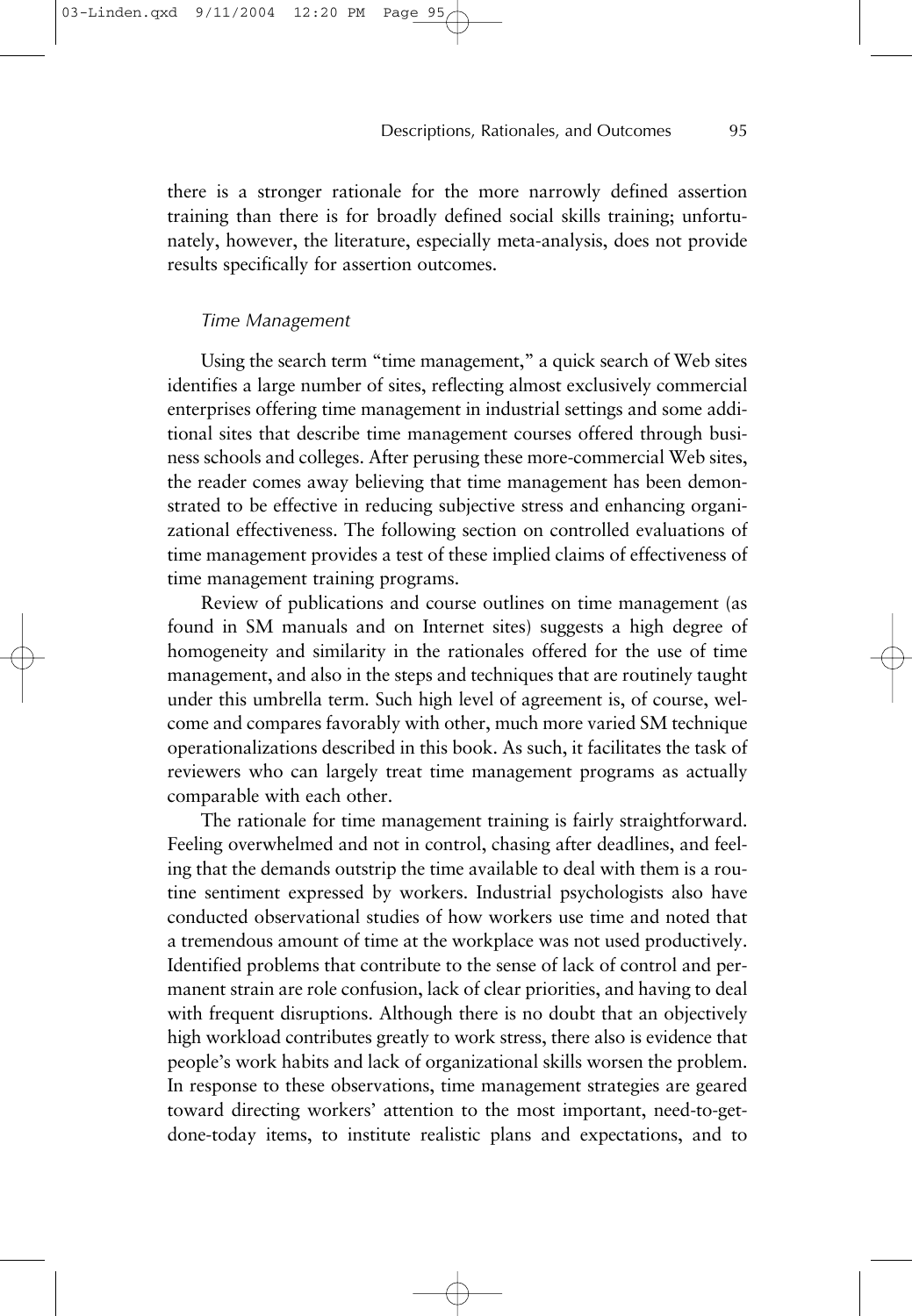there is a stronger rationale for the more narrowly defined assertion training than there is for broadly defined social skills training; unfortunately, however, the literature, especially meta-analysis, does not provide results specifically for assertion outcomes.

### *Time Management*

Using the search term "time management," a quick search of Web sites identifies a large number of sites, reflecting almost exclusively commercial enterprises offering time management in industrial settings and some additional sites that describe time management courses offered through business schools and colleges. After perusing these more-commercial Web sites, the reader comes away believing that time management has been demonstrated to be effective in reducing subjective stress and enhancing organizational effectiveness. The following section on controlled evaluations of time management provides a test of these implied claims of effectiveness of time management training programs.

Review of publications and course outlines on time management (as found in SM manuals and on Internet sites) suggests a high degree of homogeneity and similarity in the rationales offered for the use of time management, and also in the steps and techniques that are routinely taught under this umbrella term. Such high level of agreement is, of course, welcome and compares favorably with other, much more varied SM technique operationalizations described in this book. As such, it facilitates the task of reviewers who can largely treat time management programs as actually comparable with each other.

The rationale for time management training is fairly straightforward. Feeling overwhelmed and not in control, chasing after deadlines, and feeling that the demands outstrip the time available to deal with them is a routine sentiment expressed by workers. Industrial psychologists also have conducted observational studies of how workers use time and noted that a tremendous amount of time at the workplace was not used productively. Identified problems that contribute to the sense of lack of control and permanent strain are role confusion, lack of clear priorities, and having to deal with frequent disruptions. Although there is no doubt that an objectively high workload contributes greatly to work stress, there also is evidence that people's work habits and lack of organizational skills worsen the problem. In response to these observations, time management strategies are geared toward directing workers' attention to the most important, need-to-get-done-today items, to institute realistic plans and expectations, and to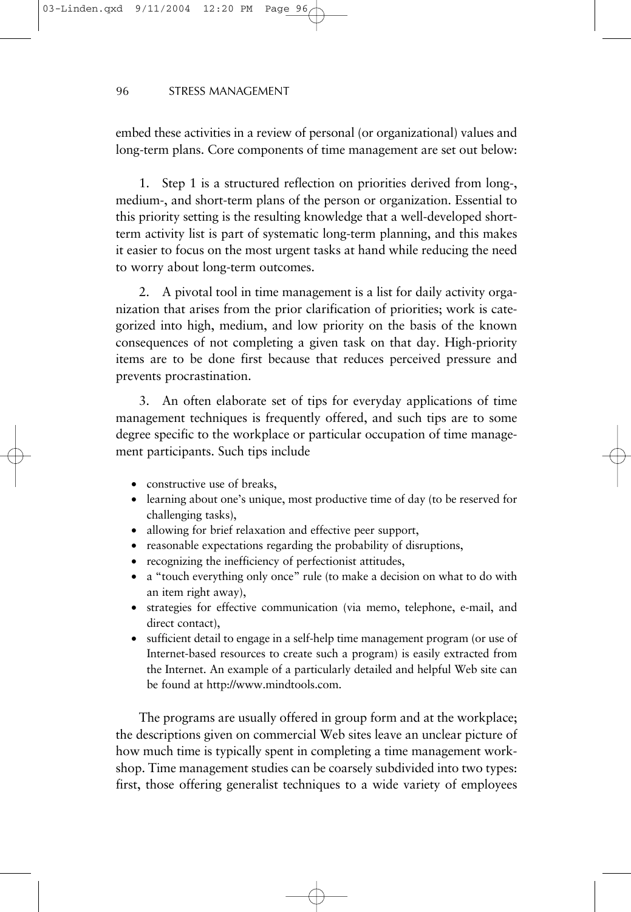embed these activities in a review of personal (or organizational) values and long-term plans. Core components of time management are set out below:

1. Step 1 is a structured reflection on priorities derived from long-, medium-, and short-term plans of the person or organization. Essential to this priority setting is the resulting knowledge that a well-developed short-term activity list is part of systematic long-term planning, and this makes it easier to focus on the most urgent tasks at hand while reducing the need to worry about long-term outcomes.

2. A pivotal tool in time management is a list for daily activity organization that arises from the prior clarification of priorities; work is categorized into high, medium, and low priority on the basis of the known consequences of not completing a given task on that day. High-priority items are to be done first because that reduces perceived pressure and prevents procrastination.

3. An often elaborate set of tips for everyday applications of time management techniques is frequently offered, and such tips are to some degree specific to the workplace or particular occupation of time management participants. Such tips include

- constructive use of breaks,
- learning about one's unique, most productive time of day (to be reserved for challenging tasks),
- allowing for brief relaxation and effective peer support,
- reasonable expectations regarding the probability of disruptions,
- recognizing the inefficiency of perfectionist attitudes,
- a "touch everything only once" rule (to make a decision on what to do with an item right away),
- strategies for effective communication (via memo, telephone, e-mail, and direct contact),
- sufficient detail to engage in a self-help time management program (or use of Internet-based resources to create such a program) is easily extracted from the Internet. An example of a particularly detailed and helpful Web site can be found at http://www.mindtools.com.

The programs are usually offered in group form and at the workplace; the descriptions given on commercial Web sites leave an unclear picture of how much time is typically spent in completing a time management workshop. Time management studies can be coarsely subdivided into two types: first, those offering generalist techniques to a wide variety of employees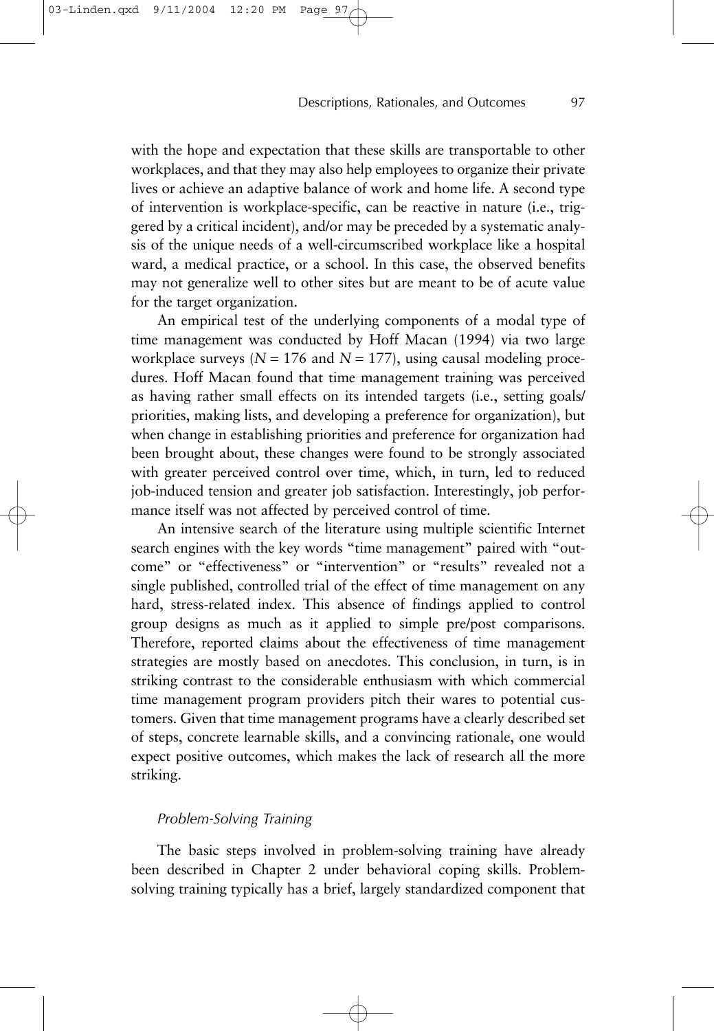with the hope and expectation that these skills are transportable to other workplaces, and that they may also help employees to organize their private lives or achieve an adaptive balance of work and home life. A second type of intervention is workplace-specific, can be reactive in nature (i.e., triggered by a critical incident), and/or may be preceded by a systematic analysis of the unique needs of a well-circumscribed workplace like a hospital ward, a medical practice, or a school. In this case, the observed benefits may not generalize well to other sites but are meant to be of acute value for the target organization.

An empirical test of the underlying components of a modal type of time management was conducted by Hoff Macan (1994) via two large workplace surveys ($N = 176$ and $N = 177$), using causal modeling procedures. Hoff Macan found that time management training was perceived as having rather small effects on its intended targets (i.e., setting goals/priorities, making lists, and developing a preference for organization), but when change in establishing priorities and preference for organization had been brought about, these changes were found to be strongly associated with greater perceived control over time, which, in turn, led to reduced job-induced tension and greater job satisfaction. Interestingly, job performance itself was not affected by perceived control of time.

An intensive search of the literature using multiple scientific Internet search engines with the key words "time management" paired with "outcome" or "effectiveness" or "intervention" or "results" revealed not a single published, controlled trial of the effect of time management on any hard, stress-related index. This absence of findings applied to control group designs as much as it applied to simple pre/post comparisons. Therefore, reported claims about the effectiveness of time management strategies are mostly based on anecdotes. This conclusion, in turn, is in striking contrast to the considerable enthusiasm with which commercial time management program providers pitch their wares to potential customers. Given that time management programs have a clearly described set of steps, concrete learnable skills, and a convincing rationale, one would expect positive outcomes, which makes the lack of research all the more striking.

### *Problem-Solving Training*

The basic steps involved in problem-solving training have already been described in Chapter 2 under behavioral coping skills. Problem-solving training typically has a brief, largely standardized component that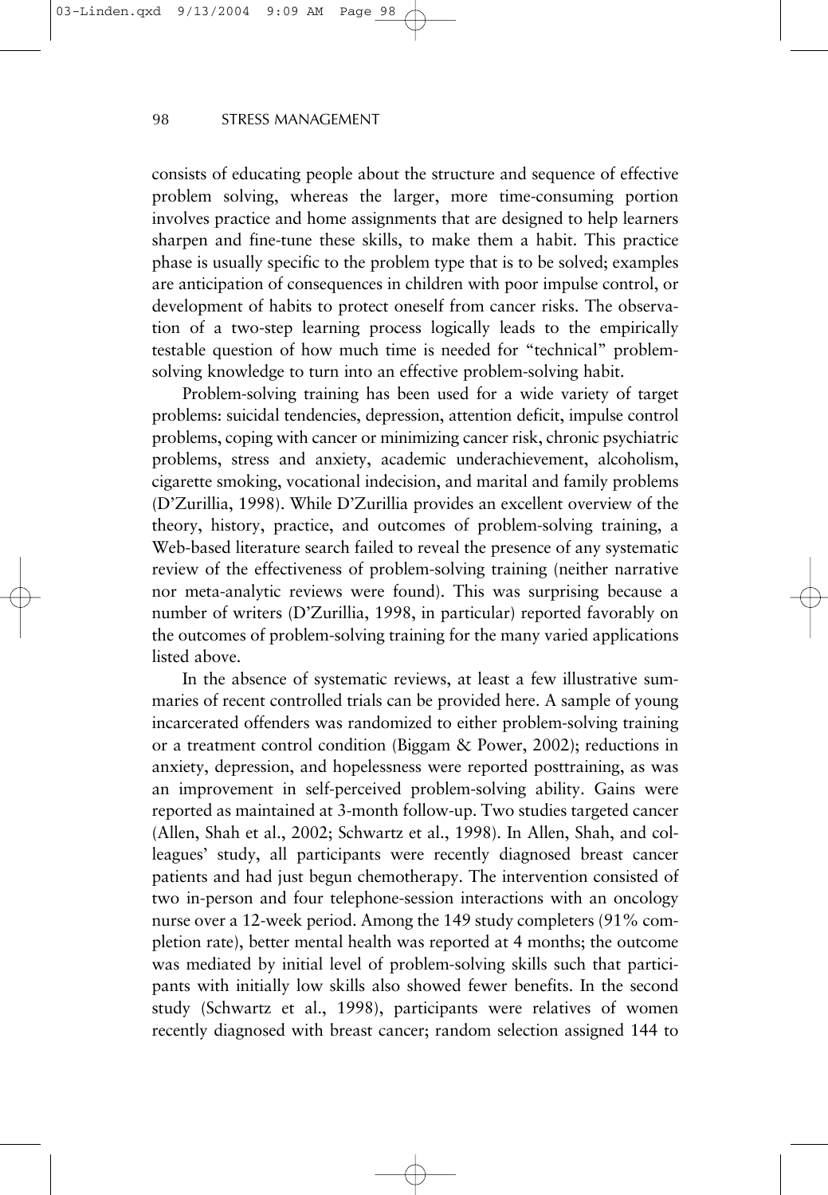consists of educating people about the structure and sequence of effective problem solving, whereas the larger, more time-consuming portion involves practice and home assignments that are designed to help learners sharpen and fine-tune these skills, to make them a habit. This practice phase is usually specific to the problem type that is to be solved; examples are anticipation of consequences in children with poor impulse control, or development of habits to protect oneself from cancer risks. The observation of a two-step learning process logically leads to the empirically testable question of how much time is needed for "technical" problem-solving knowledge to turn into an effective problem-solving habit.

Problem-solving training has been used for a wide variety of target problems: suicidal tendencies, depression, attention deficit, impulse control problems, coping with cancer or minimizing cancer risk, chronic psychiatric problems, stress and anxiety, academic underachievement, alcoholism, cigarette smoking, vocational indecision, and marital and family problems (D'Zurillia, 1998). While D'Zurillia provides an excellent overview of the theory, history, practice, and outcomes of problem-solving training, a Web-based literature search failed to reveal the presence of any systematic review of the effectiveness of problem-solving training (neither narrative nor meta-analytic reviews were found). This was surprising because a number of writers (D'Zurillia, 1998, in particular) reported favorably on the outcomes of problem-solving training for the many varied applications listed above.

In the absence of systematic reviews, at least a few illustrative summaries of recent controlled trials can be provided here. A sample of young incarcerated offenders was randomized to either problem-solving training or a treatment control condition (Biggam & Power, 2002); reductions in anxiety, depression, and hopelessness were reported posttraining, as was an improvement in self-perceived problem-solving ability. Gains were reported as maintained at 3-month follow-up. Two studies targeted cancer (Allen, Shah et al., 2002; Schwartz et al., 1998). In Allen, Shah, and colleagues' study, all participants were recently diagnosed breast cancer patients and had just begun chemotherapy. The intervention consisted of two in-person and four telephone-session interactions with an oncology nurse over a 12-week period. Among the 149 study completers (91% completion rate), better mental health was reported at 4 months; the outcome was mediated by initial level of problem-solving skills such that participants with initially low skills also showed fewer benefits. In the second study (Schwartz et al., 1998), participants were relatives of women recently diagnosed with breast cancer; random selection assigned 144 to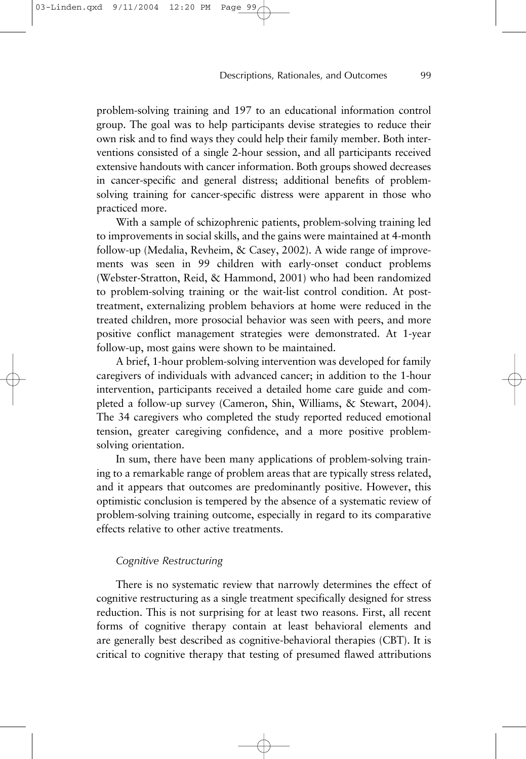problem-solving training and 197 to an educational information control group. The goal was to help participants devise strategies to reduce their own risk and to find ways they could help their family member. Both interventions consisted of a single 2-hour session, and all participants received extensive handouts with cancer information. Both groups showed decreases in cancer-specific and general distress; additional benefits of problem-solving training for cancer-specific distress were apparent in those who practiced more.

With a sample of schizophrenic patients, problem-solving training led to improvements in social skills, and the gains were maintained at 4-month follow-up (Medalia, Revheim, & Casey, 2002). A wide range of improvements was seen in 99 children with early-onset conduct problems (Webster-Stratton, Reid, & Hammond, 2001) who had been randomized to problem-solving training or the wait-list control condition. At post-treatment, externalizing problem behaviors at home were reduced in the treated children, more prosocial behavior was seen with peers, and more positive conflict management strategies were demonstrated. At 1-year follow-up, most gains were shown to be maintained.

A brief, 1-hour problem-solving intervention was developed for family caregivers of individuals with advanced cancer; in addition to the 1-hour intervention, participants received a detailed home care guide and completed a follow-up survey (Cameron, Shin, Williams, & Stewart, 2004). The 34 caregivers who completed the study reported reduced emotional tension, greater caregiving confidence, and a more positive problem-solving orientation.

In sum, there have been many applications of problem-solving training to a remarkable range of problem areas that are typically stress related, and it appears that outcomes are predominantly positive. However, this optimistic conclusion is tempered by the absence of a systematic review of problem-solving training outcome, especially in regard to its comparative effects relative to other active treatments.

#### *Cognitive Restructuring*

There is no systematic review that narrowly determines the effect of cognitive restructuring as a single treatment specifically designed for stress reduction. This is not surprising for at least two reasons. First, all recent forms of cognitive therapy contain at least behavioral elements and are generally best described as cognitive-behavioral therapies (CBT). It is critical to cognitive therapy that testing of presumed flawed attributions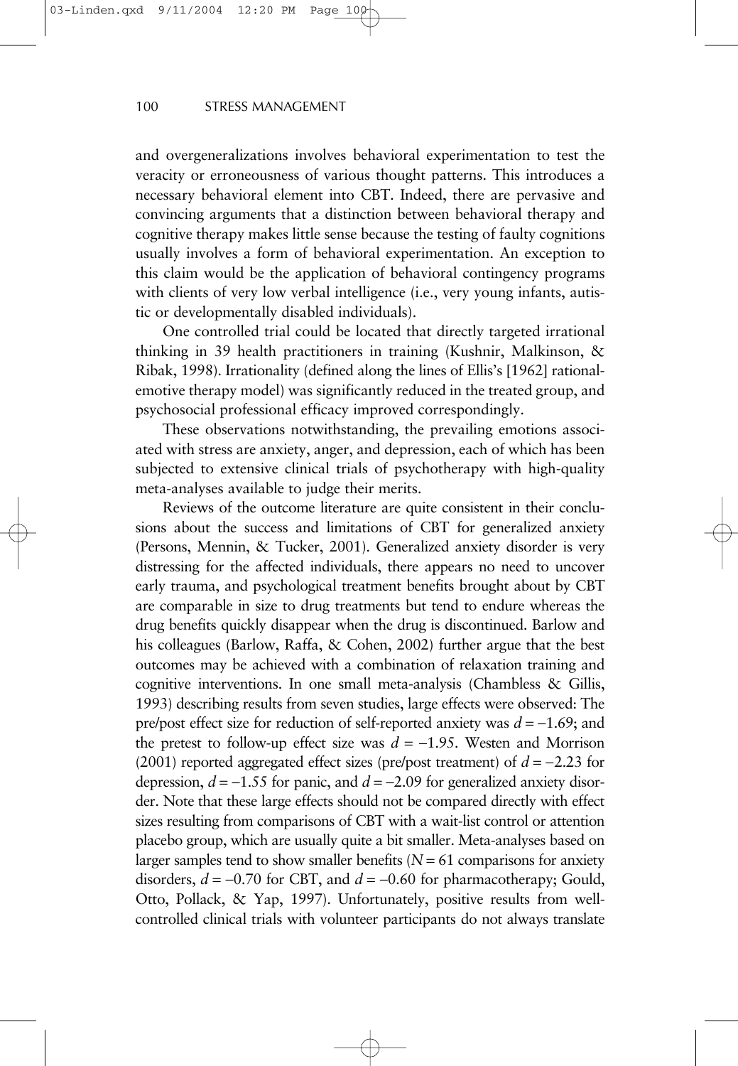and overgeneralizations involves behavioral experimentation to test the veracity or erroneousness of various thought patterns. This introduces a necessary behavioral element into CBT. Indeed, there are pervasive and convincing arguments that a distinction between behavioral therapy and cognitive therapy makes little sense because the testing of faulty cognitions usually involves a form of behavioral experimentation. An exception to this claim would be the application of behavioral contingency programs with clients of very low verbal intelligence (i.e., very young infants, autistic or developmentally disabled individuals).

One controlled trial could be located that directly targeted irrational thinking in 39 health practitioners in training (Kushnir, Malkinson, & Ribak, 1998). Irrationality (defined along the lines of Ellis's [1962] rational-emotive therapy model) was significantly reduced in the treated group, and psychosocial professional efficacy improved correspondingly.

These observations notwithstanding, the prevailing emotions associated with stress are anxiety, anger, and depression, each of which has been subjected to extensive clinical trials of psychotherapy with high-quality meta-analyses available to judge their merits.

Reviews of the outcome literature are quite consistent in their conclusions about the success and limitations of CBT for generalized anxiety (Persons, Mennin, & Tucker, 2001). Generalized anxiety disorder is very distressing for the affected individuals, there appears no need to uncover early trauma, and psychological treatment benefits brought about by CBT are comparable in size to drug treatments but tend to endure whereas the drug benefits quickly disappear when the drug is discontinued. Barlow and his colleagues (Barlow, Raffa, & Cohen, 2002) further argue that the best outcomes may be achieved with a combination of relaxation training and cognitive interventions. In one small meta-analysis (Chambless & Gillis, 1993) describing results from seven studies, large effects were observed: The pre/post effect size for reduction of self-reported anxiety was $d = -1.69$; and the pretest to follow-up effect size was $d = -1.95$. Westen and Morrison (2001) reported aggregated effect sizes (pre/post treatment) of $d = -2.23$ for depression, $d = -1.55$ for panic, and $d = -2.09$ for generalized anxiety disorder. Note that these large effects should not be compared directly with effect sizes resulting from comparisons of CBT with a wait-list control or attention placebo group, which are usually quite a bit smaller. Meta-analyses based on larger samples tend to show smaller benefits ($N = 61$ comparisons for anxiety disorders, $d = -0.70$ for CBT, and $d = -0.60$ for pharmacotherapy; Gould, Otto, Pollack, & Yap, 1997). Unfortunately, positive results from well-controlled clinical trials with volunteer participants do not always translate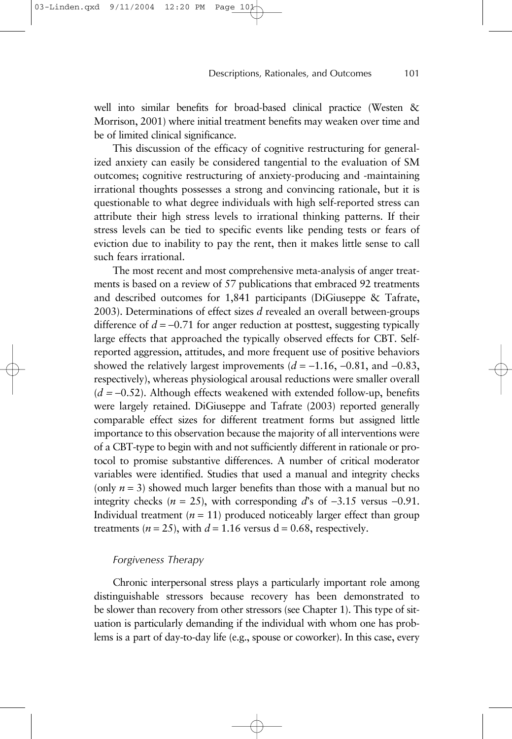well into similar benefits for broad-based clinical practice (Westen & Morrison, 2001) where initial treatment benefits may weaken over time and be of limited clinical significance.

This discussion of the efficacy of cognitive restructuring for generalized anxiety can easily be considered tangential to the evaluation of SM outcomes; cognitive restructuring of anxiety-producing and -maintaining irrational thoughts possesses a strong and convincing rationale, but it is questionable to what degree individuals with high self-reported stress can attribute their high stress levels to irrational thinking patterns. If their stress levels can be tied to specific events like pending tests or fears of eviction due to inability to pay the rent, then it makes little sense to call such fears irrational.

The most recent and most comprehensive meta-analysis of anger treatments is based on a review of 57 publications that embraced 92 treatments and described outcomes for 1,841 participants (DiGiuseppe & Tafrate, 2003). Determinations of effect sizes $d$ revealed an overall between-groups difference of $d = -0.71$ for anger reduction at posttest, suggesting typically large effects that approached the typically observed effects for CBT. Self-reported aggression, attitudes, and more frequent use of positive behaviors showed the relatively largest improvements ($d = -1.16$, $-0.81$, and $-0.83$, respectively), whereas physiological arousal reductions were smaller overall ($d = -0.52$). Although effects weakened with extended follow-up, benefits were largely retained. DiGiuseppe and Tafrate (2003) reported generally comparable effect sizes for different treatment forms but assigned little importance to this observation because the majority of all interventions were of a CBT-type to begin with and not sufficiently different in rationale or protocol to promise substantive differences. A number of critical moderator variables were identified. Studies that used a manual and integrity checks (only $n = 3$) showed much larger benefits than those with a manual but no integrity checks ($n = 25$), with corresponding $d$'s of $-3.15$ versus $-0.91$. Individual treatment ($n = 11$) produced noticeably larger effect than group treatments ($n = 25$), with $d = 1.16$ versus $d = 0.68$, respectively.

### *Forgiveness Therapy*

Chronic interpersonal stress plays a particularly important role among distinguishable stressors because recovery has been demonstrated to be slower than recovery from other stressors (see Chapter 1). This type of situation is particularly demanding if the individual with whom one has problems is a part of day-to-day life (e.g., spouse or coworker). In this case, every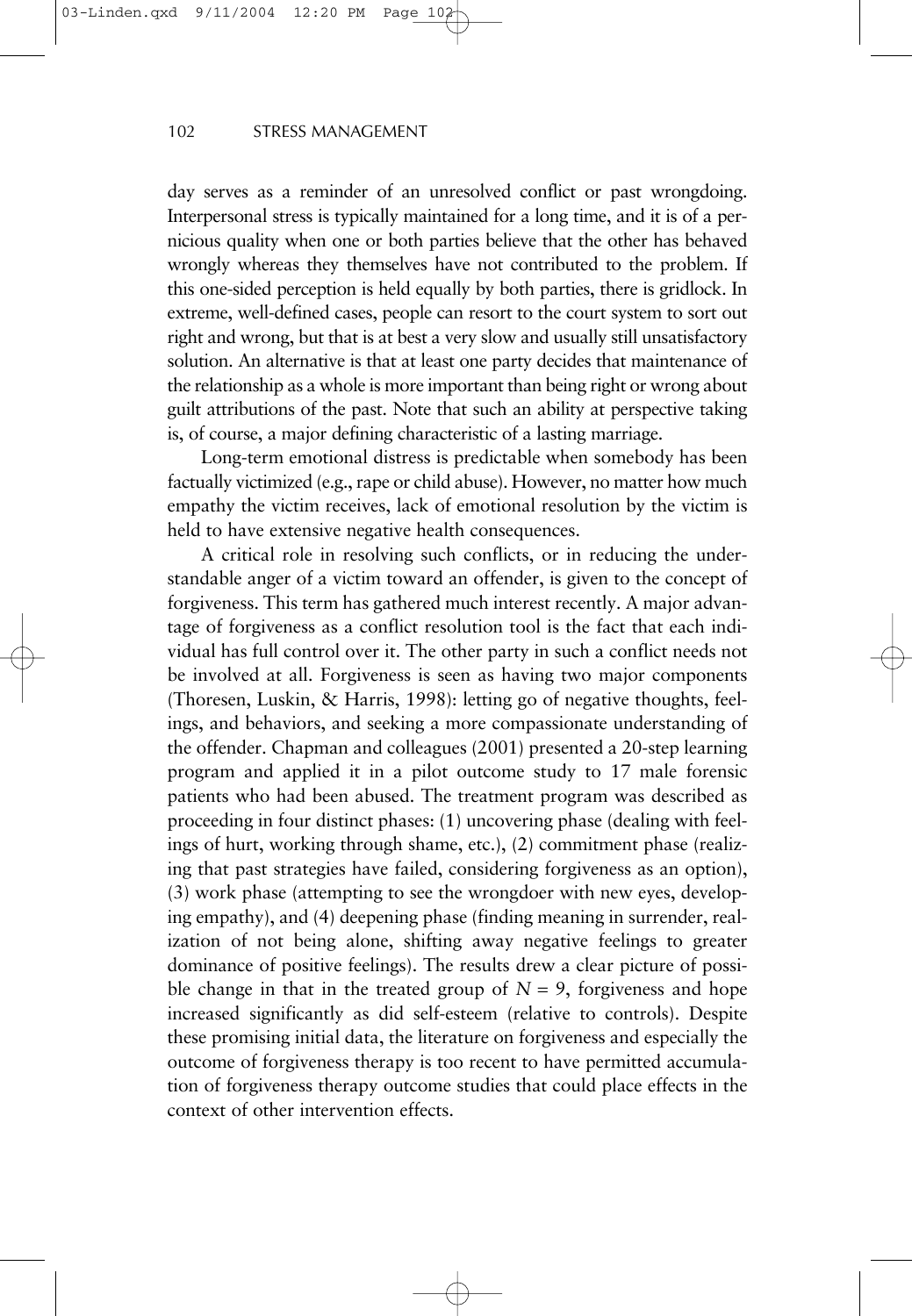day serves as a reminder of an unresolved conflict or past wrongdoing. Interpersonal stress is typically maintained for a long time, and it is of a pernicious quality when one or both parties believe that the other has behaved wrongly whereas they themselves have not contributed to the problem. If this one-sided perception is held equally by both parties, there is gridlock. In extreme, well-defined cases, people can resort to the court system to sort out right and wrong, but that is at best a very slow and usually still unsatisfactory solution. An alternative is that at least one party decides that maintenance of the relationship as a whole is more important than being right or wrong about guilt attributions of the past. Note that such an ability at perspective taking is, of course, a major defining characteristic of a lasting marriage.

Long-term emotional distress is predictable when somebody has been factually victimized (e.g., rape or child abuse). However, no matter how much empathy the victim receives, lack of emotional resolution by the victim is held to have extensive negative health consequences.

A critical role in resolving such conflicts, or in reducing the understandable anger of a victim toward an offender, is given to the concept of forgiveness. This term has gathered much interest recently. A major advantage of forgiveness as a conflict resolution tool is the fact that each individual has full control over it. The other party in such a conflict needs not be involved at all. Forgiveness is seen as having two major components (Thoresen, Luskin, & Harris, 1998): letting go of negative thoughts, feelings, and behaviors, and seeking a more compassionate understanding of the offender. Chapman and colleagues (2001) presented a 20-step learning program and applied it in a pilot outcome study to 17 male forensic patients who had been abused. The treatment program was described as proceeding in four distinct phases: (1) uncovering phase (dealing with feelings of hurt, working through shame, etc.), (2) commitment phase (realizing that past strategies have failed, considering forgiveness as an option), (3) work phase (attempting to see the wrongdoer with new eyes, developing empathy), and (4) deepening phase (finding meaning in surrender, realization of not being alone, shifting away negative feelings to greater dominance of positive feelings). The results drew a clear picture of possible change in that in the treated group of $N = 9$, forgiveness and hope increased significantly as did self-esteem (relative to controls). Despite these promising initial data, the literature on forgiveness and especially the outcome of forgiveness therapy is too recent to have permitted accumulation of forgiveness therapy outcome studies that could place effects in the context of other intervention effects.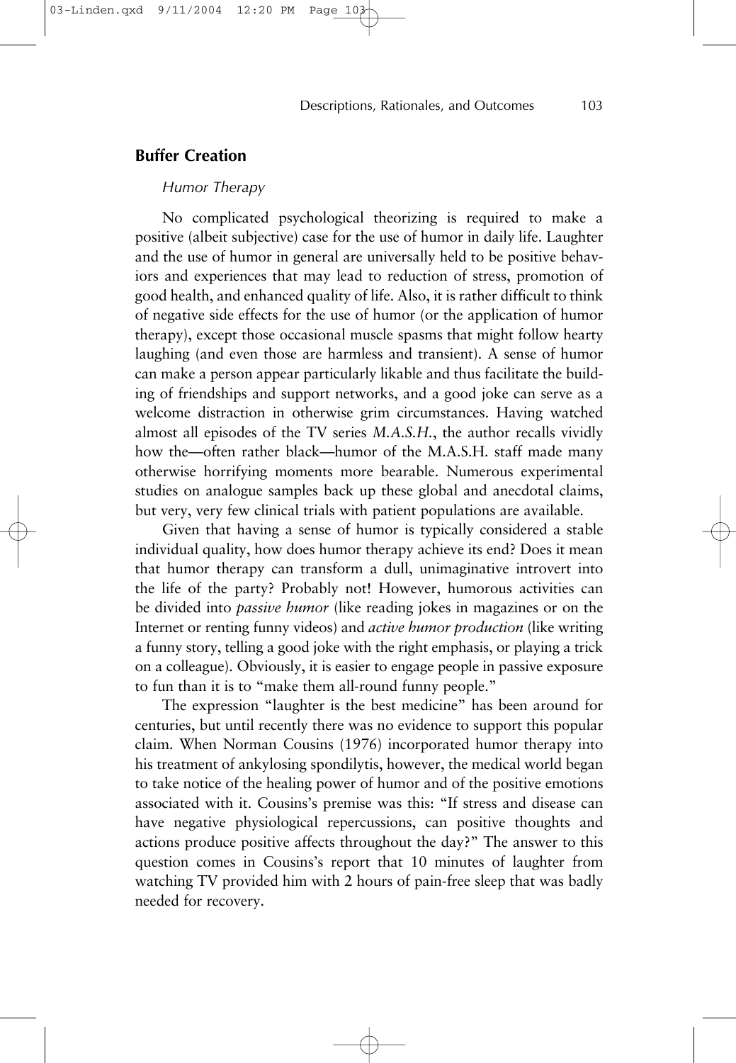## Buffer Creation

### *Humor Therapy*

No complicated psychological theorizing is required to make a positive (albeit subjective) case for the use of humor in daily life. Laughter and the use of humor in general are universally held to be positive behaviors and experiences that may lead to reduction of stress, promotion of good health, and enhanced quality of life. Also, it is rather difficult to think of negative side effects for the use of humor (or the application of humor therapy), except those occasional muscle spasms that might follow hearty laughing (and even those are harmless and transient). A sense of humor can make a person appear particularly likable and thus facilitate the building of friendships and support networks, and a good joke can serve as a welcome distraction in otherwise grim circumstances. Having watched almost all episodes of the TV series *M.A.S.H.*, the author recalls vividly how the—often rather black—humor of the M.A.S.H. staff made many otherwise horrifying moments more bearable. Numerous experimental studies on analogue samples back up these global and anecdotal claims, but very, very few clinical trials with patient populations are available.

Given that having a sense of humor is typically considered a stable individual quality, how does humor therapy achieve its end? Does it mean that humor therapy can transform a dull, unimaginative introvert into the life of the party? Probably not! However, humorous activities can be divided into *passive humor* (like reading jokes in magazines or on the Internet or renting funny videos) and *active humor production* (like writing a funny story, telling a good joke with the right emphasis, or playing a trick on a colleague). Obviously, it is easier to engage people in passive exposure to fun than it is to "make them all-round funny people."

The expression "laughter is the best medicine" has been around for centuries, but until recently there was no evidence to support this popular claim. When Norman Cousins (1976) incorporated humor therapy into his treatment of ankylosing spondilytis, however, the medical world began to take notice of the healing power of humor and of the positive emotions associated with it. Cousins's premise was this: "If stress and disease can have negative physiological repercussions, can positive thoughts and actions produce positive affects throughout the day?" The answer to this question comes in Cousins's report that 10 minutes of laughter from watching TV provided him with 2 hours of pain-free sleep that was badly needed for recovery.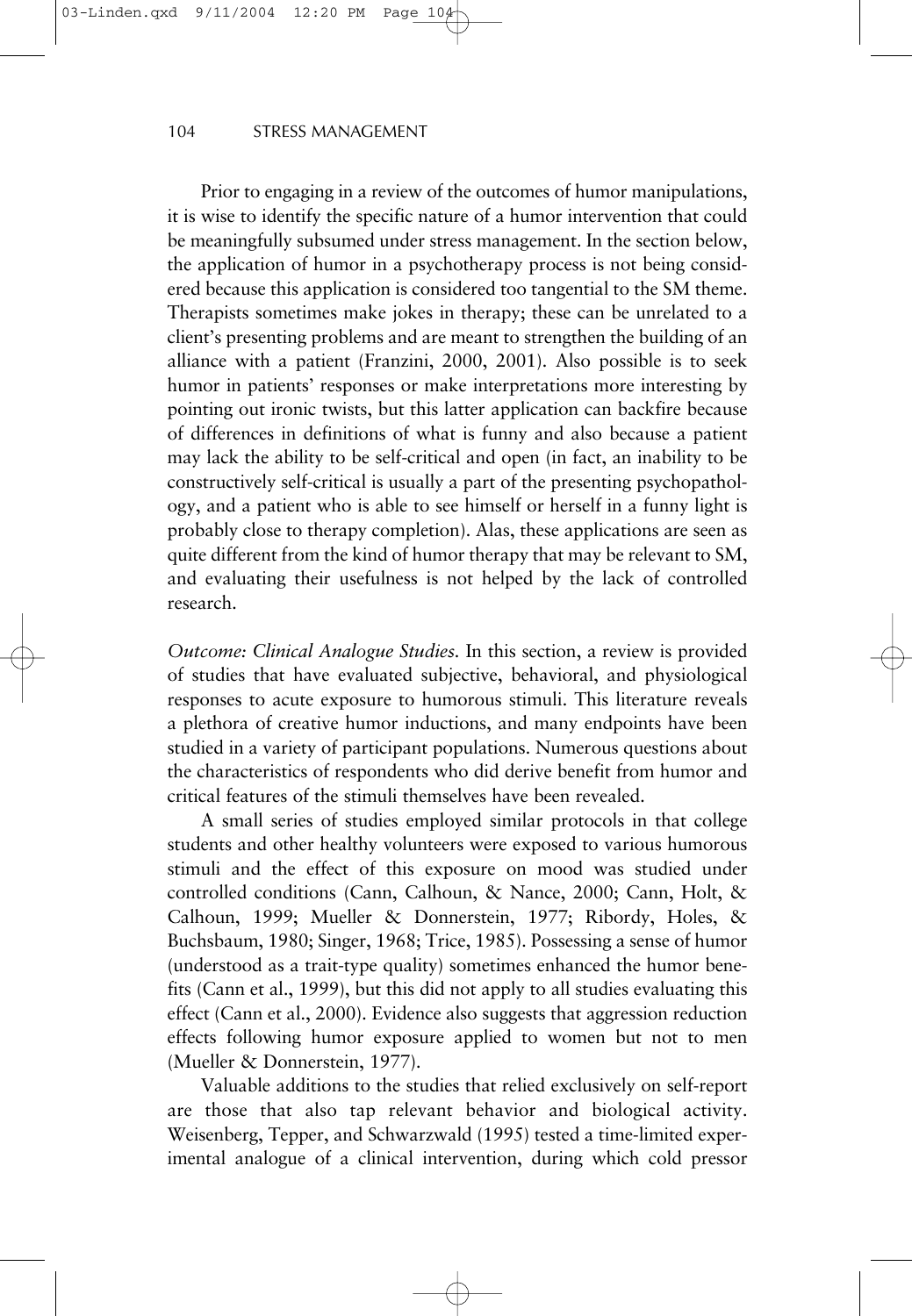Prior to engaging in a review of the outcomes of humor manipulations, it is wise to identify the specific nature of a humor intervention that could be meaningfully subsumed under stress management. In the section below, the application of humor in a psychotherapy process is not being considered because this application is considered too tangential to the SM theme. Therapists sometimes make jokes in therapy; these can be unrelated to a client's presenting problems and are meant to strengthen the building of an alliance with a patient (Franzini, 2000, 2001). Also possible is to seek humor in patients' responses or make interpretations more interesting by pointing out ironic twists, but this latter application can backfire because of differences in definitions of what is funny and also because a patient may lack the ability to be self-critical and open (in fact, an inability to be constructively self-critical is usually a part of the presenting psychopathology, and a patient who is able to see himself or herself in a funny light is probably close to therapy completion). Alas, these applications are seen as quite different from the kind of humor therapy that may be relevant to SM, and evaluating their usefulness is not helped by the lack of controlled research.

*Outcome: Clinical Analogue Studies.* In this section, a review is provided of studies that have evaluated subjective, behavioral, and physiological responses to acute exposure to humorous stimuli. This literature reveals a plethora of creative humor inductions, and many endpoints have been studied in a variety of participant populations. Numerous questions about the characteristics of respondents who did derive benefit from humor and critical features of the stimuli themselves have been revealed.

A small series of studies employed similar protocols in that college students and other healthy volunteers were exposed to various humorous stimuli and the effect of this exposure on mood was studied under controlled conditions (Cann, Calhoun, & Nance, 2000; Cann, Holt, & Calhoun, 1999; Mueller & Donnerstein, 1977; Ribordy, Holes, & Buchsbaum, 1980; Singer, 1968; Trice, 1985). Possessing a sense of humor (understood as a trait-type quality) sometimes enhanced the humor benefits (Cann et al., 1999), but this did not apply to all studies evaluating this effect (Cann et al., 2000). Evidence also suggests that aggression reduction effects following humor exposure applied to women but not to men (Mueller & Donnerstein, 1977).

Valuable additions to the studies that relied exclusively on self-report are those that also tap relevant behavior and biological activity. Weisenberg, Tepper, and Schwarzwald (1995) tested a time-limited experimental analogue of a clinical intervention, during which cold pressor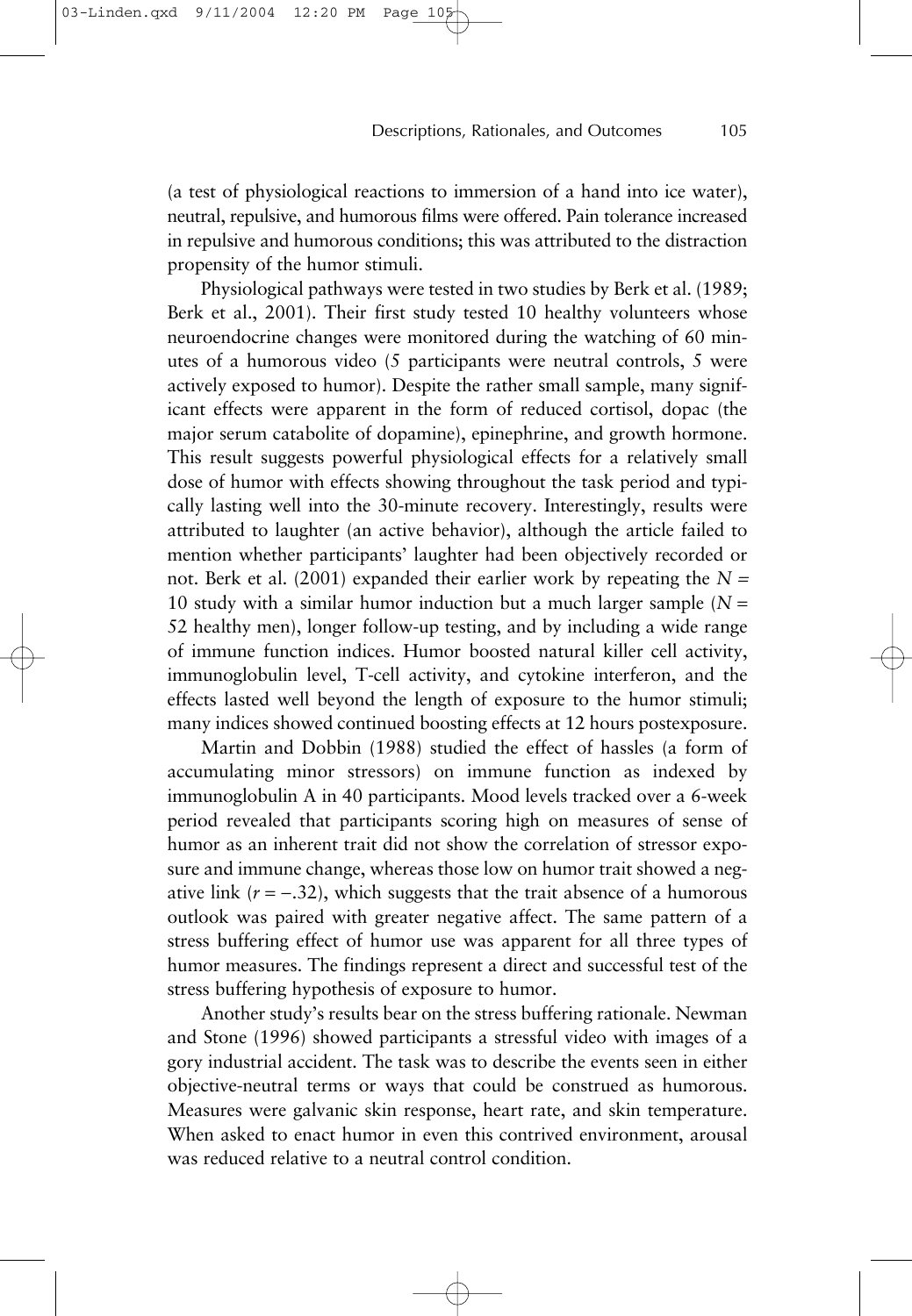(a test of physiological reactions to immersion of a hand into ice water), neutral, repulsive, and humorous films were offered. Pain tolerance increased in repulsive and humorous conditions; this was attributed to the distraction propensity of the humor stimuli.

Physiological pathways were tested in two studies by Berk et al. (1989; Berk et al., 2001). Their first study tested 10 healthy volunteers whose neuroendocrine changes were monitored during the watching of 60 minutes of a humorous video (5 participants were neutral controls, 5 were actively exposed to humor). Despite the rather small sample, many significant effects were apparent in the form of reduced cortisol, dopac (the major serum catabolite of dopamine), epinephrine, and growth hormone. This result suggests powerful physiological effects for a relatively small dose of humor with effects showing throughout the task period and typically lasting well into the 30-minute recovery. Interestingly, results were attributed to laughter (an active behavior), although the article failed to mention whether participants' laughter had been objectively recorded or not. Berk et al. (2001) expanded their earlier work by repeating the $N = 10$ study with a similar humor induction but a much larger sample ($N = 52$ healthy men), longer follow-up testing, and by including a wide range of immune function indices. Humor boosted natural killer cell activity, immunoglobulin level, T-cell activity, and cytokine interferon, and the effects lasted well beyond the length of exposure to the humor stimuli; many indices showed continued boosting effects at 12 hours postexposure.

Martin and Dobbin (1988) studied the effect of hassles (a form of accumulating minor stressors) on immune function as indexed by immunoglobulin A in 40 participants. Mood levels tracked over a 6-week period revealed that participants scoring high on measures of sense of humor as an inherent trait did not show the correlation of stressor exposure and immune change, whereas those low on humor trait showed a negative link ($r = -.32$), which suggests that the trait absence of a humorous outlook was paired with greater negative affect. The same pattern of a stress buffering effect of humor use was apparent for all three types of humor measures. The findings represent a direct and successful test of the stress buffering hypothesis of exposure to humor.

Another study's results bear on the stress buffering rationale. Newman and Stone (1996) showed participants a stressful video with images of a gory industrial accident. The task was to describe the events seen in either objective-neutral terms or ways that could be construed as humorous. Measures were galvanic skin response, heart rate, and skin temperature. When asked to enact humor in even this contrived environment, arousal was reduced relative to a neutral control condition.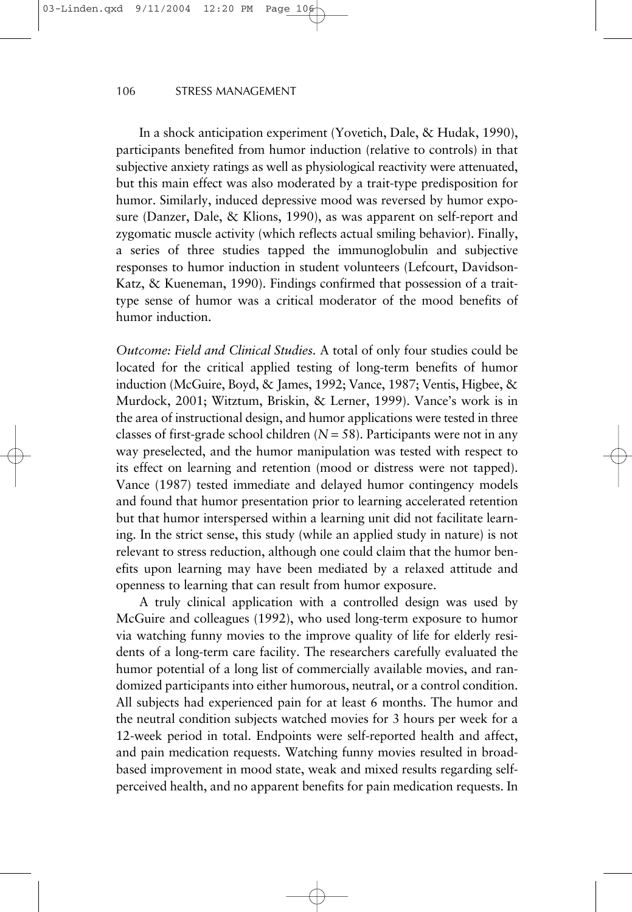In a shock anticipation experiment (Yovetich, Dale, & Hudak, 1990), participants benefited from humor induction (relative to controls) in that subjective anxiety ratings as well as physiological reactivity were attenuated, but this main effect was also moderated by a trait-type predisposition for humor. Similarly, induced depressive mood was reversed by humor exposure (Danzer, Dale, & Klions, 1990), as was apparent on self-report and zygomatic muscle activity (which reflects actual smiling behavior). Finally, a series of three studies tapped the immunoglobulin and subjective responses to humor induction in student volunteers (Lefcourt, Davidson-Katz, & Kueneman, 1990). Findings confirmed that possession of a trait-type sense of humor was a critical moderator of the mood benefits of humor induction.

*Outcome: Field and Clinical Studies.* A total of only four studies could be located for the critical applied testing of long-term benefits of humor induction (McGuire, Boyd, & James, 1992; Vance, 1987; Ventis, Higbee, & Murdock, 2001; Witztum, Briskin, & Lerner, 1999). Vance's work is in the area of instructional design, and humor applications were tested in three classes of first-grade school children ($N = 58$). Participants were not in any way preselected, and the humor manipulation was tested with respect to its effect on learning and retention (mood or distress were not tapped). Vance (1987) tested immediate and delayed humor contingency models and found that humor presentation prior to learning accelerated retention but that humor interspersed within a learning unit did not facilitate learning. In the strict sense, this study (while an applied study in nature) is not relevant to stress reduction, although one could claim that the humor benefits upon learning may have been mediated by a relaxed attitude and openness to learning that can result from humor exposure.

A truly clinical application with a controlled design was used by McGuire and colleagues (1992), who used long-term exposure to humor via watching funny movies to the improve quality of life for elderly residents of a long-term care facility. The researchers carefully evaluated the humor potential of a long list of commercially available movies, and randomized participants into either humorous, neutral, or a control condition. All subjects had experienced pain for at least 6 months. The humor and the neutral condition subjects watched movies for 3 hours per week for a 12-week period in total. Endpoints were self-reported health and affect, and pain medication requests. Watching funny movies resulted in broad-based improvement in mood state, weak and mixed results regarding self-perceived health, and no apparent benefits for pain medication requests. In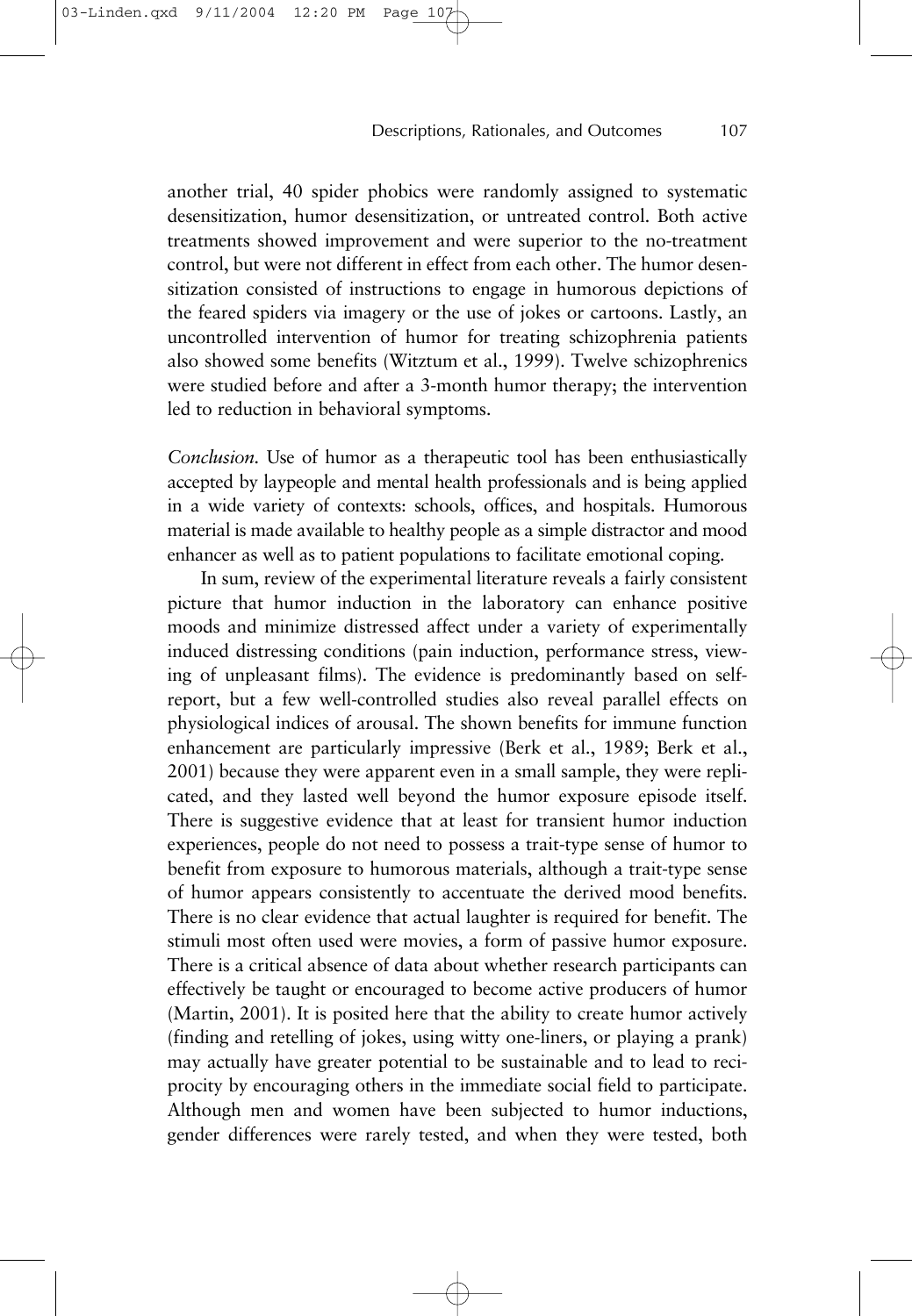another trial, 40 spider phobics were randomly assigned to systematic desensitization, humor desensitization, or untreated control. Both active treatments showed improvement and were superior to the no-treatment control, but were not different in effect from each other. The humor desensitization consisted of instructions to engage in humorous depictions of the feared spiders via imagery or the use of jokes or cartoons. Lastly, an uncontrolled intervention of humor for treating schizophrenia patients also showed some benefits (Witztum et al., 1999). Twelve schizophrenics were studied before and after a 3-month humor therapy; the intervention led to reduction in behavioral symptoms.

*Conclusion.* Use of humor as a therapeutic tool has been enthusiastically accepted by laypeople and mental health professionals and is being applied in a wide variety of contexts: schools, offices, and hospitals. Humorous material is made available to healthy people as a simple distractor and mood enhancer as well as to patient populations to facilitate emotional coping.

In sum, review of the experimental literature reveals a fairly consistent picture that humor induction in the laboratory can enhance positive moods and minimize distressed affect under a variety of experimentally induced distressing conditions (pain induction, performance stress, viewing of unpleasant films). The evidence is predominantly based on self-report, but a few well-controlled studies also reveal parallel effects on physiological indices of arousal. The shown benefits for immune function enhancement are particularly impressive (Berk et al., 1989; Berk et al., 2001) because they were apparent even in a small sample, they were replicated, and they lasted well beyond the humor exposure episode itself. There is suggestive evidence that at least for transient humor induction experiences, people do not need to possess a trait-type sense of humor to benefit from exposure to humorous materials, although a trait-type sense of humor appears consistently to accentuate the derived mood benefits. There is no clear evidence that actual laughter is required for benefit. The stimuli most often used were movies, a form of passive humor exposure. There is a critical absence of data about whether research participants can effectively be taught or encouraged to become active producers of humor (Martin, 2001). It is posited here that the ability to create humor actively (finding and retelling of jokes, using witty one-liners, or playing a prank) may actually have greater potential to be sustainable and to lead to reciprocity by encouraging others in the immediate social field to participate. Although men and women have been subjected to humor inductions, gender differences were rarely tested, and when they were tested, both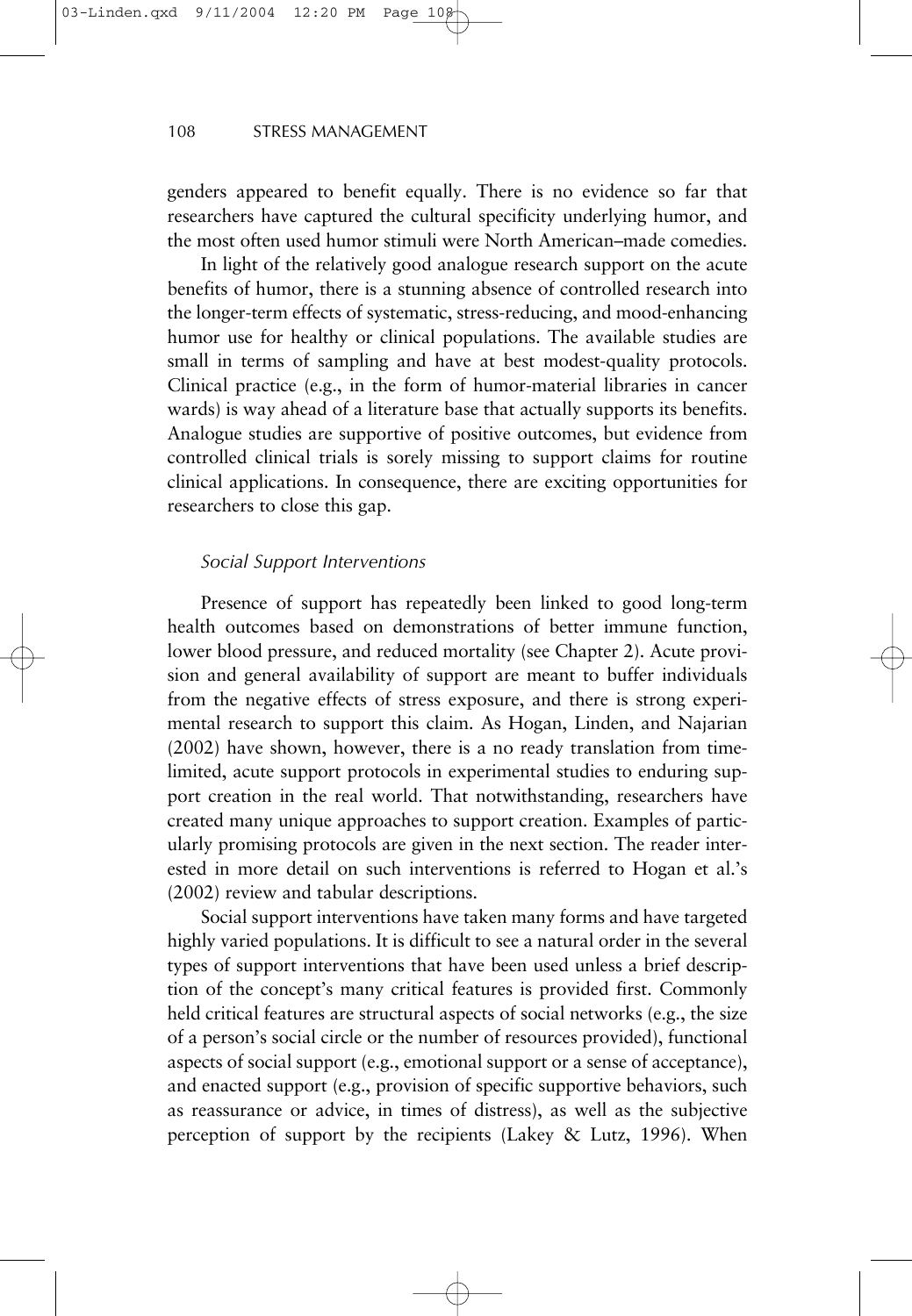genders appeared to benefit equally. There is no evidence so far that researchers have captured the cultural specificity underlying humor, and the most often used humor stimuli were North American–made comedies.

In light of the relatively good analogue research support on the acute benefits of humor, there is a stunning absence of controlled research into the longer-term effects of systematic, stress-reducing, and mood-enhancing humor use for healthy or clinical populations. The available studies are small in terms of sampling and have at best modest-quality protocols. Clinical practice (e.g., in the form of humor-material libraries in cancer wards) is way ahead of a literature base that actually supports its benefits. Analogue studies are supportive of positive outcomes, but evidence from controlled clinical trials is sorely missing to support claims for routine clinical applications. In consequence, there are exciting opportunities for researchers to close this gap.

### *Social Support Interventions*

Presence of support has repeatedly been linked to good long-term health outcomes based on demonstrations of better immune function, lower blood pressure, and reduced mortality (see Chapter 2). Acute provision and general availability of support are meant to buffer individuals from the negative effects of stress exposure, and there is strong experimental research to support this claim. As Hogan, Linden, and Najarian (2002) have shown, however, there is a no ready translation from time-limited, acute support protocols in experimental studies to enduring support creation in the real world. That notwithstanding, researchers have created many unique approaches to support creation. Examples of particularly promising protocols are given in the next section. The reader interested in more detail on such interventions is referred to Hogan et al.'s (2002) review and tabular descriptions.

Social support interventions have taken many forms and have targeted highly varied populations. It is difficult to see a natural order in the several types of support interventions that have been used unless a brief description of the concept's many critical features is provided first. Commonly held critical features are structural aspects of social networks (e.g., the size of a person's social circle or the number of resources provided), functional aspects of social support (e.g., emotional support or a sense of acceptance), and enacted support (e.g., provision of specific supportive behaviors, such as reassurance or advice, in times of distress), as well as the subjective perception of support by the recipients (Lakey & Lutz, 1996). When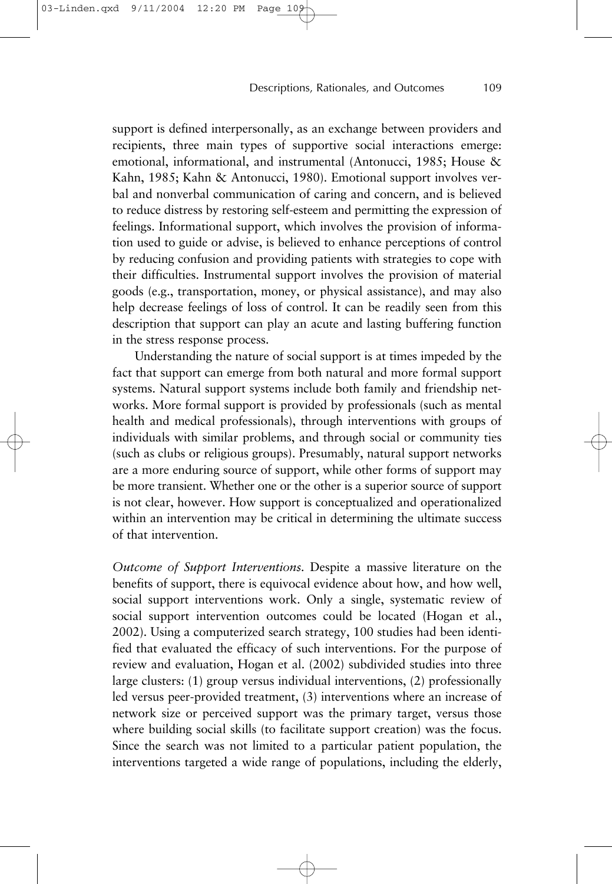support is defined interpersonally, as an exchange between providers and recipients, three main types of supportive social interactions emerge: emotional, informational, and instrumental (Antonucci, 1985; House & Kahn, 1985; Kahn & Antonucci, 1980). Emotional support involves verbal and nonverbal communication of caring and concern, and is believed to reduce distress by restoring self-esteem and permitting the expression of feelings. Informational support, which involves the provision of information used to guide or advise, is believed to enhance perceptions of control by reducing confusion and providing patients with strategies to cope with their difficulties. Instrumental support involves the provision of material goods (e.g., transportation, money, or physical assistance), and may also help decrease feelings of loss of control. It can be readily seen from this description that support can play an acute and lasting buffering function in the stress response process.

Understanding the nature of social support is at times impeded by the fact that support can emerge from both natural and more formal support systems. Natural support systems include both family and friendship networks. More formal support is provided by professionals (such as mental health and medical professionals), through interventions with groups of individuals with similar problems, and through social or community ties (such as clubs or religious groups). Presumably, natural support networks are a more enduring source of support, while other forms of support may be more transient. Whether one or the other is a superior source of support is not clear, however. How support is conceptualized and operationalized within an intervention may be critical in determining the ultimate success of that intervention.

*Outcome of Support Interventions.* Despite a massive literature on the benefits of support, there is equivocal evidence about how, and how well, social support interventions work. Only a single, systematic review of social support intervention outcomes could be located (Hogan et al., 2002). Using a computerized search strategy, 100 studies had been identified that evaluated the efficacy of such interventions. For the purpose of review and evaluation, Hogan et al. (2002) subdivided studies into three large clusters: (1) group versus individual interventions, (2) professionally led versus peer-provided treatment, (3) interventions where an increase of network size or perceived support was the primary target, versus those where building social skills (to facilitate support creation) was the focus. Since the search was not limited to a particular patient population, the interventions targeted a wide range of populations, including the elderly,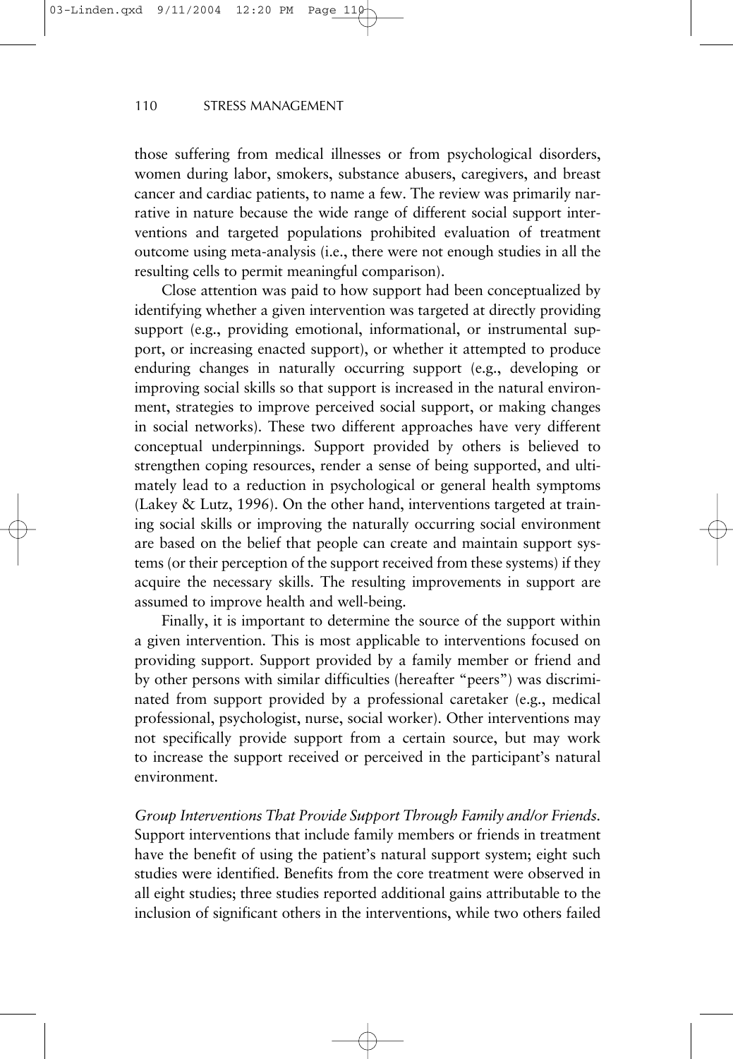those suffering from medical illnesses or from psychological disorders, women during labor, smokers, substance abusers, caregivers, and breast cancer and cardiac patients, to name a few. The review was primarily narrative in nature because the wide range of different social support interventions and targeted populations prohibited evaluation of treatment outcome using meta-analysis (i.e., there were not enough studies in all the resulting cells to permit meaningful comparison).

Close attention was paid to how support had been conceptualized by identifying whether a given intervention was targeted at directly providing support (e.g., providing emotional, informational, or instrumental support, or increasing enacted support), or whether it attempted to produce enduring changes in naturally occurring support (e.g., developing or improving social skills so that support is increased in the natural environment, strategies to improve perceived social support, or making changes in social networks). These two different approaches have very different conceptual underpinnings. Support provided by others is believed to strengthen coping resources, render a sense of being supported, and ultimately lead to a reduction in psychological or general health symptoms (Lakey & Lutz, 1996). On the other hand, interventions targeted at training social skills or improving the naturally occurring social environment are based on the belief that people can create and maintain support systems (or their perception of the support received from these systems) if they acquire the necessary skills. The resulting improvements in support are assumed to improve health and well-being.

Finally, it is important to determine the source of the support within a given intervention. This is most applicable to interventions focused on providing support. Support provided by a family member or friend and by other persons with similar difficulties (hereafter "peers") was discriminated from support provided by a professional caretaker (e.g., medical professional, psychologist, nurse, social worker). Other interventions may not specifically provide support from a certain source, but may work to increase the support received or perceived in the participant's natural environment.

*Group Interventions That Provide Support Through Family and/or Friends.* Support interventions that include family members or friends in treatment have the benefit of using the patient's natural support system; eight such studies were identified. Benefits from the core treatment were observed in all eight studies; three studies reported additional gains attributable to the inclusion of significant others in the interventions, while two others failed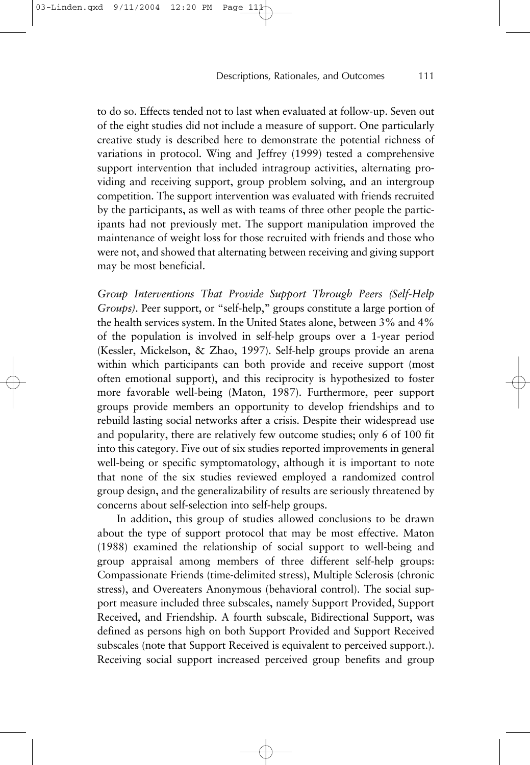to do so. Effects tended not to last when evaluated at follow-up. Seven out of the eight studies did not include a measure of support. One particularly creative study is described here to demonstrate the potential richness of variations in protocol. Wing and Jeffrey (1999) tested a comprehensive support intervention that included intragroup activities, alternating providing and receiving support, group problem solving, and an intergroup competition. The support intervention was evaluated with friends recruited by the participants, as well as with teams of three other people the participants had not previously met. The support manipulation improved the maintenance of weight loss for those recruited with friends and those who were not, and showed that alternating between receiving and giving support may be most beneficial.

*Group Interventions That Provide Support Through Peers (Self-Help Groups).* Peer support, or "self-help," groups constitute a large portion of the health services system. In the United States alone, between 3% and 4% of the population is involved in self-help groups over a 1-year period (Kessler, Mickelson, & Zhao, 1997). Self-help groups provide an arena within which participants can both provide and receive support (most often emotional support), and this reciprocity is hypothesized to foster more favorable well-being (Maton, 1987). Furthermore, peer support groups provide members an opportunity to develop friendships and to rebuild lasting social networks after a crisis. Despite their widespread use and popularity, there are relatively few outcome studies; only 6 of 100 fit into this category. Five out of six studies reported improvements in general well-being or specific symptomatology, although it is important to note that none of the six studies reviewed employed a randomized control group design, and the generalizability of results are seriously threatened by concerns about self-selection into self-help groups.

In addition, this group of studies allowed conclusions to be drawn about the type of support protocol that may be most effective. Maton (1988) examined the relationship of social support to well-being and group appraisal among members of three different self-help groups: Compassionate Friends (time-delimited stress), Multiple Sclerosis (chronic stress), and Overeaters Anonymous (behavioral control). The social support measure included three subscales, namely Support Provided, Support Received, and Friendship. A fourth subscale, Bidirectional Support, was defined as persons high on both Support Provided and Support Received subscales (note that Support Received is equivalent to perceived support.). Receiving social support increased perceived group benefits and group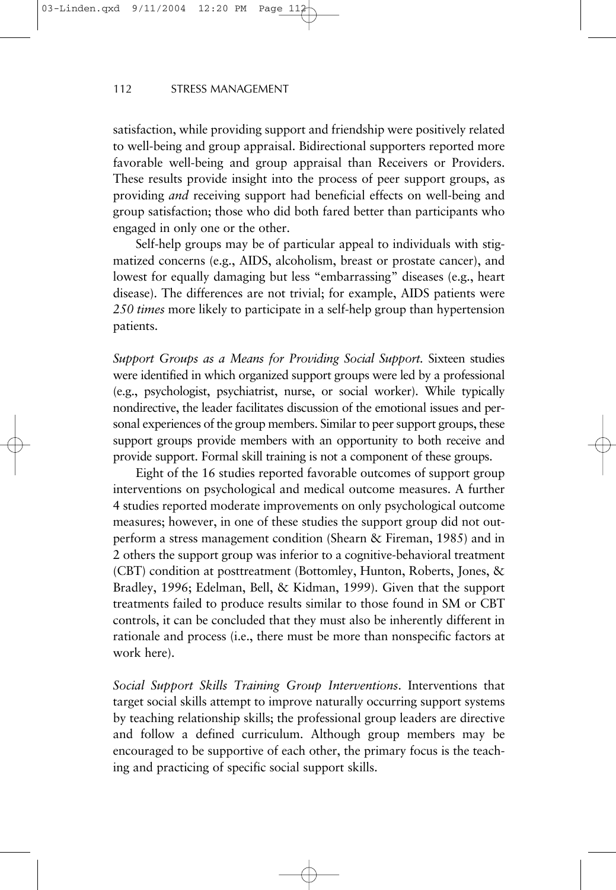satisfaction, while providing support and friendship were positively related to well-being and group appraisal. Bidirectional supporters reported more favorable well-being and group appraisal than Receivers or Providers. These results provide insight into the process of peer support groups, as providing *and* receiving support had beneficial effects on well-being and group satisfaction; those who did both fared better than participants who engaged in only one or the other.

Self-help groups may be of particular appeal to individuals with stigmatized concerns (e.g., AIDS, alcoholism, breast or prostate cancer), and lowest for equally damaging but less "embarrassing" diseases (e.g., heart disease). The differences are not trivial; for example, AIDS patients were *250 times* more likely to participate in a self-help group than hypertension patients.

*Support Groups as a Means for Providing Social Support.* Sixteen studies were identified in which organized support groups were led by a professional (e.g., psychologist, psychiatrist, nurse, or social worker). While typically nondirective, the leader facilitates discussion of the emotional issues and personal experiences of the group members. Similar to peer support groups, these support groups provide members with an opportunity to both receive and provide support. Formal skill training is not a component of these groups.

Eight of the 16 studies reported favorable outcomes of support group interventions on psychological and medical outcome measures. A further 4 studies reported moderate improvements on only psychological outcome measures; however, in one of these studies the support group did not outperform a stress management condition (Shearn & Fireman, 1985) and in 2 others the support group was inferior to a cognitive-behavioral treatment (CBT) condition at posttreatment (Bottomley, Hunton, Roberts, Jones, & Bradley, 1996; Edelman, Bell, & Kidman, 1999). Given that the support treatments failed to produce results similar to those found in SM or CBT controls, it can be concluded that they must also be inherently different in rationale and process (i.e., there must be more than nonspecific factors at work here).

*Social Support Skills Training Group Interventions.* Interventions that target social skills attempt to improve naturally occurring support systems by teaching relationship skills; the professional group leaders are directive and follow a defined curriculum. Although group members may be encouraged to be supportive of each other, the primary focus is the teaching and practicing of specific social support skills.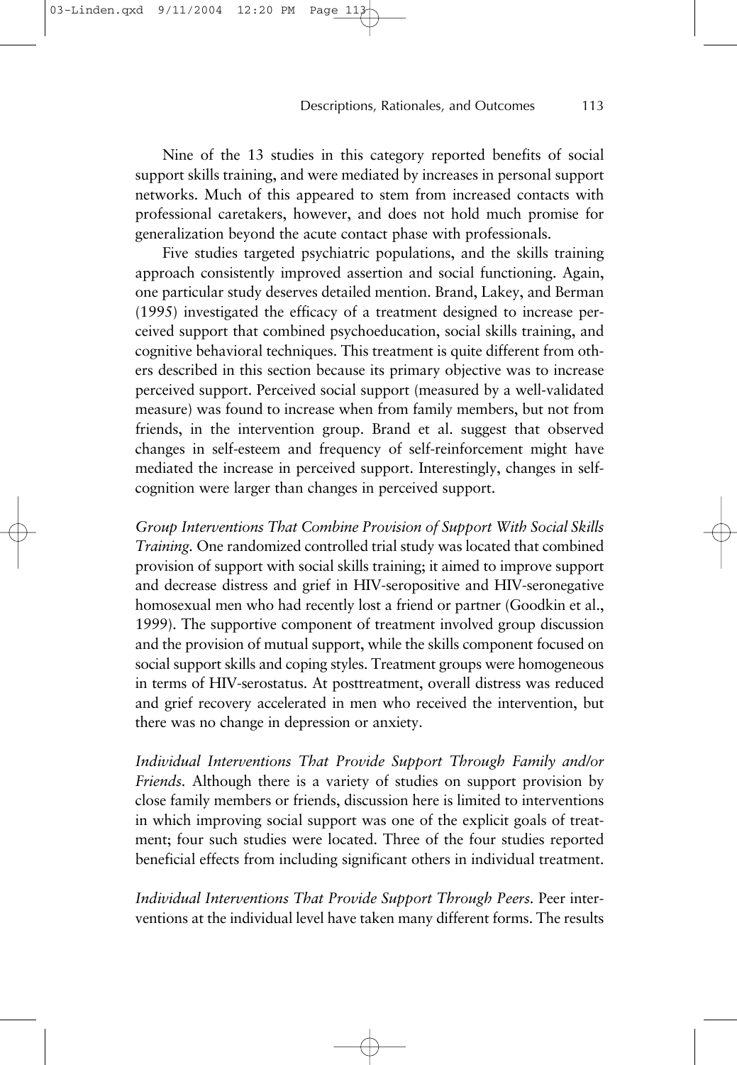Nine of the 13 studies in this category reported benefits of social support skills training, and were mediated by increases in personal support networks. Much of this appeared to stem from increased contacts with professional caretakers, however, and does not hold much promise for generalization beyond the acute contact phase with professionals.

Five studies targeted psychiatric populations, and the skills training approach consistently improved assertion and social functioning. Again, one particular study deserves detailed mention. Brand, Lakey, and Berman (1995) investigated the efficacy of a treatment designed to increase perceived support that combined psychoeducation, social skills training, and cognitive behavioral techniques. This treatment is quite different from others described in this section because its primary objective was to increase perceived support. Perceived social support (measured by a well-validated measure) was found to increase when from family members, but not from friends, in the intervention group. Brand et al. suggest that observed changes in self-esteem and frequency of self-reinforcement might have mediated the increase in perceived support. Interestingly, changes in self-cognition were larger than changes in perceived support.

*Group Interventions That Combine Provision of Support With Social Skills Training.* One randomized controlled trial study was located that combined provision of support with social skills training; it aimed to improve support and decrease distress and grief in HIV-seropositive and HIV-seronegative homosexual men who had recently lost a friend or partner (Goodkin et al., 1999). The supportive component of treatment involved group discussion and the provision of mutual support, while the skills component focused on social support skills and coping styles. Treatment groups were homogeneous in terms of HIV-serostatus. At posttreatment, overall distress was reduced and grief recovery accelerated in men who received the intervention, but there was no change in depression or anxiety.

*Individual Interventions That Provide Support Through Family and/or Friends.* Although there is a variety of studies on support provision by close family members or friends, discussion here is limited to interventions in which improving social support was one of the explicit goals of treatment; four such studies were located. Three of the four studies reported beneficial effects from including significant others in individual treatment.

*Individual Interventions That Provide Support Through Peers.* Peer interventions at the individual level have taken many different forms. The results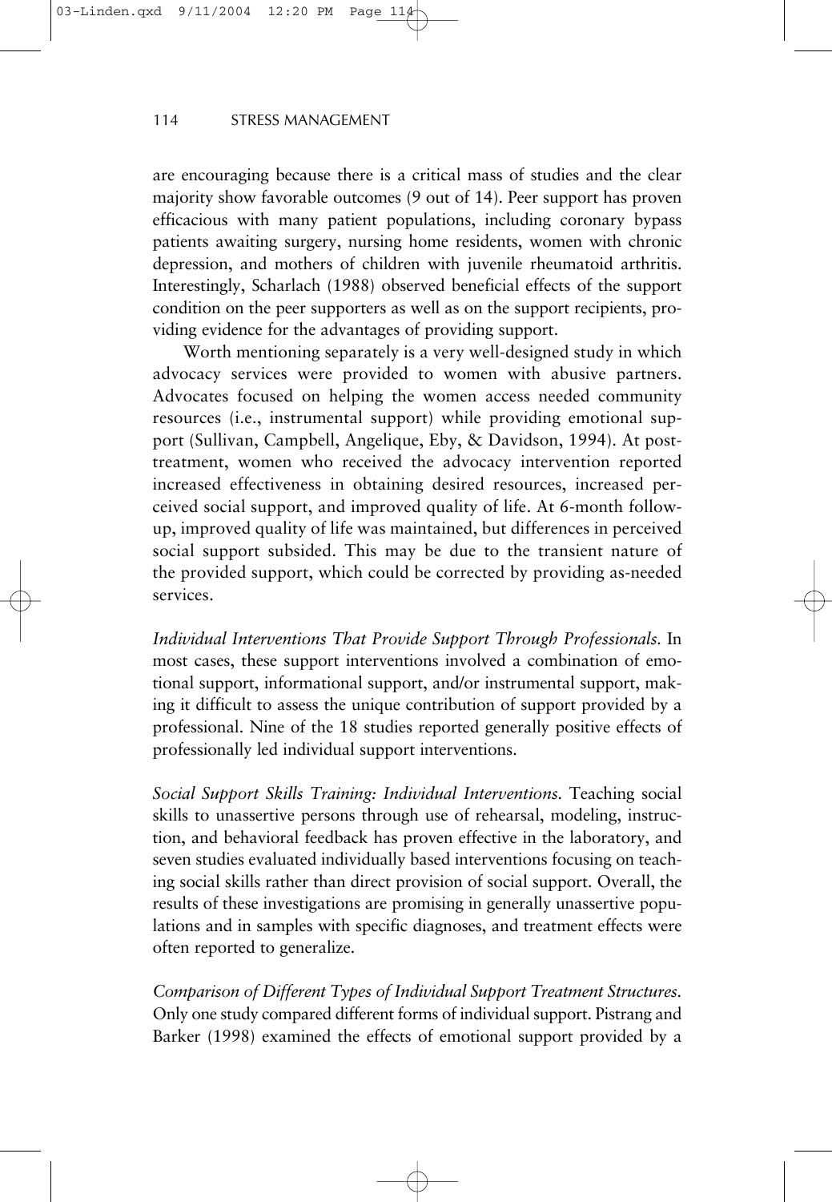are encouraging because there is a critical mass of studies and the clear majority show favorable outcomes (9 out of 14). Peer support has proven efficacious with many patient populations, including coronary bypass patients awaiting surgery, nursing home residents, women with chronic depression, and mothers of children with juvenile rheumatoid arthritis. Interestingly, Scharlach (1988) observed beneficial effects of the support condition on the peer supporters as well as on the support recipients, providing evidence for the advantages of providing support.

Worth mentioning separately is a very well-designed study in which advocacy services were provided to women with abusive partners. Advocates focused on helping the women access needed community resources (i.e., instrumental support) while providing emotional support (Sullivan, Campbell, Angelique, Eby, & Davidson, 1994). At posttreatment, women who received the advocacy intervention reported increased effectiveness in obtaining desired resources, increased perceived social support, and improved quality of life. At 6-month follow-up, improved quality of life was maintained, but differences in perceived social support subsided. This may be due to the transient nature of the provided support, which could be corrected by providing as-needed services.

*Individual Interventions That Provide Support Through Professionals.* In most cases, these support interventions involved a combination of emotional support, informational support, and/or instrumental support, making it difficult to assess the unique contribution of support provided by a professional. Nine of the 18 studies reported generally positive effects of professionally led individual support interventions.

*Social Support Skills Training: Individual Interventions.* Teaching social skills to unassertive persons through use of rehearsal, modeling, instruction, and behavioral feedback has proven effective in the laboratory, and seven studies evaluated individually based interventions focusing on teaching social skills rather than direct provision of social support. Overall, the results of these investigations are promising in generally unassertive populations and in samples with specific diagnoses, and treatment effects were often reported to generalize.

*Comparison of Different Types of Individual Support Treatment Structures.* Only one study compared different forms of individual support. Pistrang and Barker (1998) examined the effects of emotional support provided by a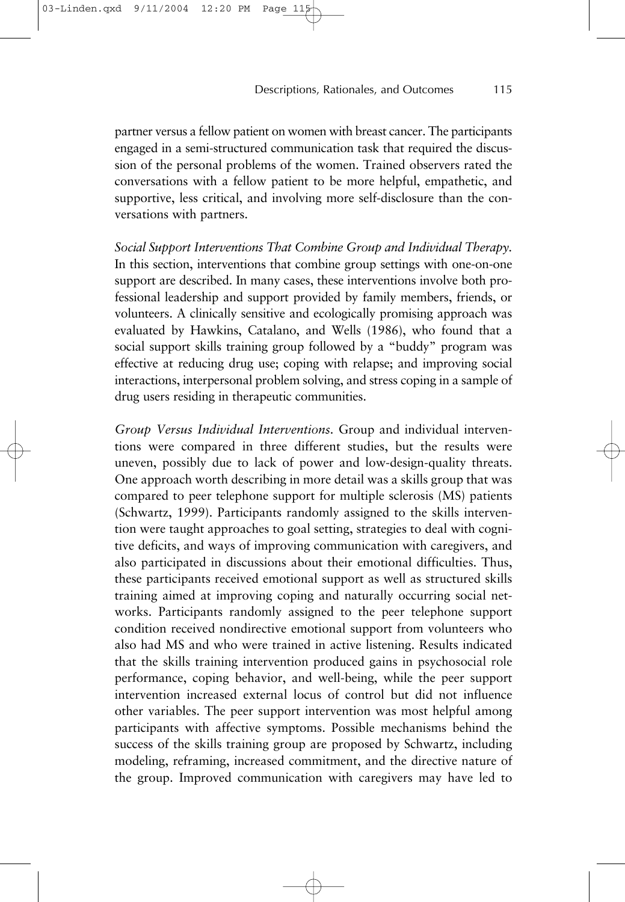partner versus a fellow patient on women with breast cancer. The participants engaged in a semi-structured communication task that required the discussion of the personal problems of the women. Trained observers rated the conversations with a fellow patient to be more helpful, empathetic, and supportive, less critical, and involving more self-disclosure than the conversations with partners.

*Social Support Interventions That Combine Group and Individual Therapy.* In this section, interventions that combine group settings with one-on-one support are described. In many cases, these interventions involve both professional leadership and support provided by family members, friends, or volunteers. A clinically sensitive and ecologically promising approach was evaluated by Hawkins, Catalano, and Wells (1986), who found that a social support skills training group followed by a "buddy" program was effective at reducing drug use; coping with relapse; and improving social interactions, interpersonal problem solving, and stress coping in a sample of drug users residing in therapeutic communities.

*Group Versus Individual Interventions.* Group and individual interventions were compared in three different studies, but the results were uneven, possibly due to lack of power and low-design-quality threats. One approach worth describing in more detail was a skills group that was compared to peer telephone support for multiple sclerosis (MS) patients (Schwartz, 1999). Participants randomly assigned to the skills intervention were taught approaches to goal setting, strategies to deal with cognitive deficits, and ways of improving communication with caregivers, and also participated in discussions about their emotional difficulties. Thus, these participants received emotional support as well as structured skills training aimed at improving coping and naturally occurring social networks. Participants randomly assigned to the peer telephone support condition received nondirective emotional support from volunteers who also had MS and who were trained in active listening. Results indicated that the skills training intervention produced gains in psychosocial role performance, coping behavior, and well-being, while the peer support intervention increased external locus of control but did not influence other variables. The peer support intervention was most helpful among participants with affective symptoms. Possible mechanisms behind the success of the skills training group are proposed by Schwartz, including modeling, reframing, increased commitment, and the directive nature of the group. Improved communication with caregivers may have led to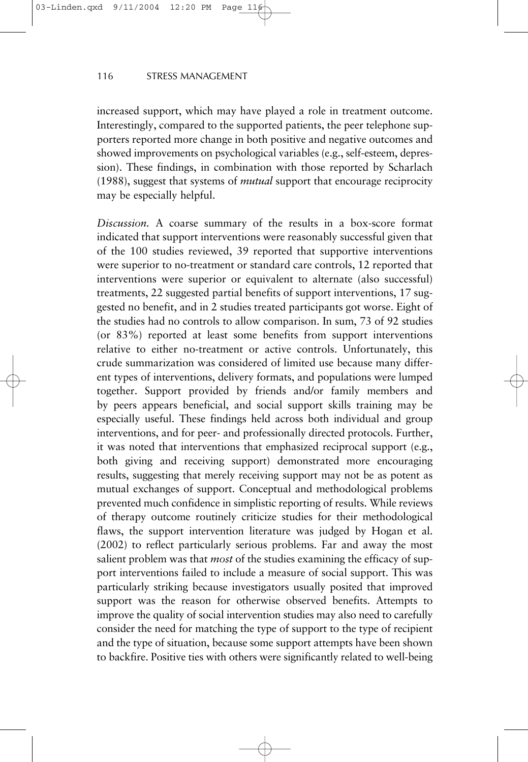increased support, which may have played a role in treatment outcome. Interestingly, compared to the supported patients, the peer telephone supporters reported more change in both positive and negative outcomes and showed improvements on psychological variables (e.g., self-esteem, depression). These findings, in combination with those reported by Scharlach (1988), suggest that systems of *mutual* support that encourage reciprocity may be especially helpful.

*Discussion.* A coarse summary of the results in a box-score format indicated that support interventions were reasonably successful given that of the 100 studies reviewed, 39 reported that supportive interventions were superior to no-treatment or standard care controls, 12 reported that interventions were superior or equivalent to alternate (also successful) treatments, 22 suggested partial benefits of support interventions, 17 suggested no benefit, and in 2 studies treated participants got worse. Eight of the studies had no controls to allow comparison. In sum, 73 of 92 studies (or 83%) reported at least some benefits from support interventions relative to either no-treatment or active controls. Unfortunately, this crude summarization was considered of limited use because many different types of interventions, delivery formats, and populations were lumped together. Support provided by friends and/or family members and by peers appears beneficial, and social support skills training may be especially useful. These findings held across both individual and group interventions, and for peer- and professionally directed protocols. Further, it was noted that interventions that emphasized reciprocal support (e.g., both giving and receiving support) demonstrated more encouraging results, suggesting that merely receiving support may not be as potent as mutual exchanges of support. Conceptual and methodological problems prevented much confidence in simplistic reporting of results. While reviews of therapy outcome routinely criticize studies for their methodological flaws, the support intervention literature was judged by Hogan et al. (2002) to reflect particularly serious problems. Far and away the most salient problem was that *most* of the studies examining the efficacy of support interventions failed to include a measure of social support. This was particularly striking because investigators usually posited that improved support was the reason for otherwise observed benefits. Attempts to improve the quality of social intervention studies may also need to carefully consider the need for matching the type of support to the type of recipient and the type of situation, because some support attempts have been shown to backfire. Positive ties with others were significantly related to well-being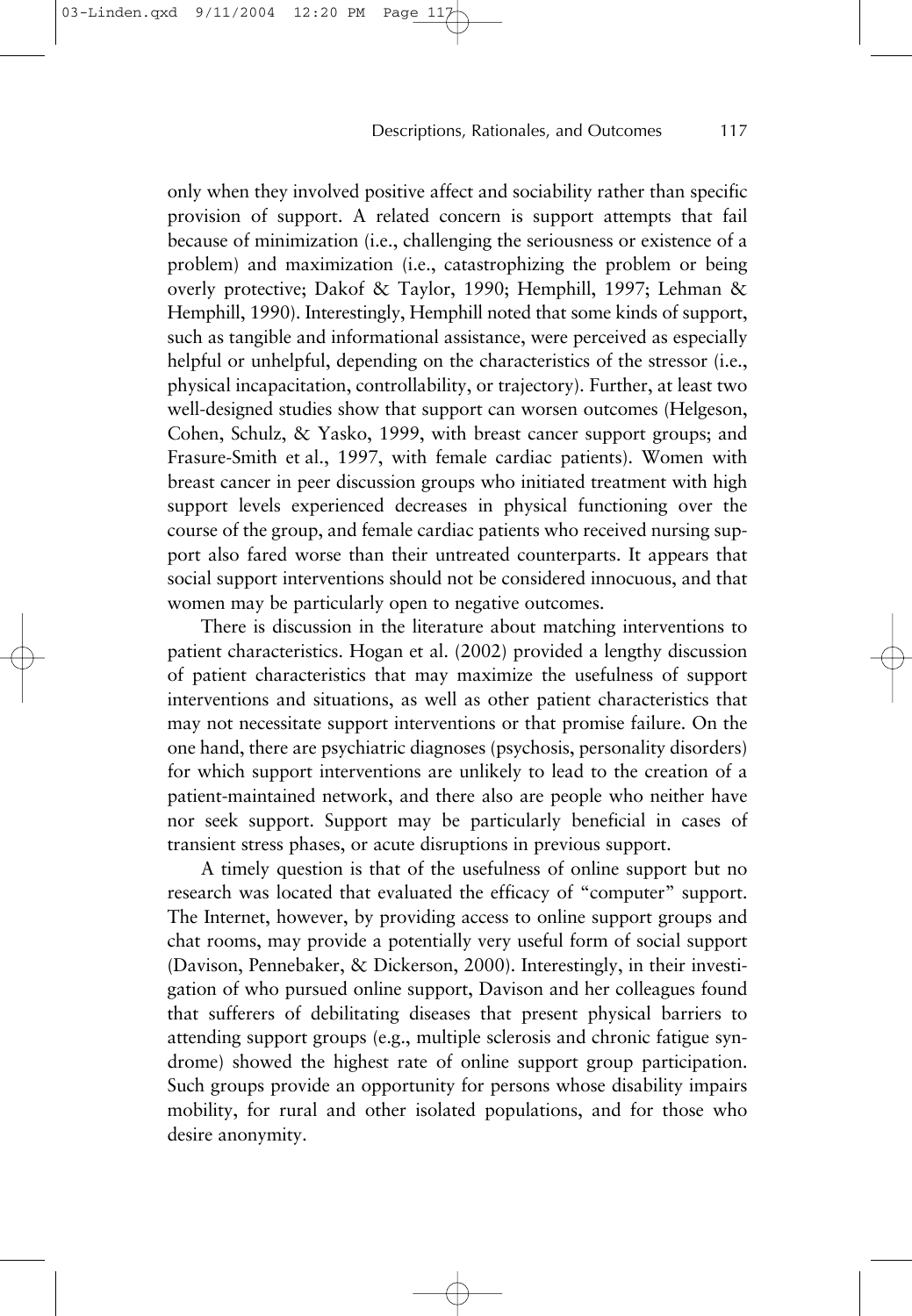only when they involved positive affect and sociability rather than specific provision of support. A related concern is support attempts that fail because of minimization (i.e., challenging the seriousness or existence of a problem) and maximization (i.e., catastrophizing the problem or being overly protective; Dakof & Taylor, 1990; Hemphill, 1997; Lehman & Hemphill, 1990). Interestingly, Hemphill noted that some kinds of support, such as tangible and informational assistance, were perceived as especially helpful or unhelpful, depending on the characteristics of the stressor (i.e., physical incapacitation, controllability, or trajectory). Further, at least two well-designed studies show that support can worsen outcomes (Helgeson, Cohen, Schulz, & Yasko, 1999, with breast cancer support groups; and Frasure-Smith et al., 1997, with female cardiac patients). Women with breast cancer in peer discussion groups who initiated treatment with high support levels experienced decreases in physical functioning over the course of the group, and female cardiac patients who received nursing support also fared worse than their untreated counterparts. It appears that social support interventions should not be considered innocuous, and that women may be particularly open to negative outcomes.

There is discussion in the literature about matching interventions to patient characteristics. Hogan et al. (2002) provided a lengthy discussion of patient characteristics that may maximize the usefulness of support interventions and situations, as well as other patient characteristics that may not necessitate support interventions or that promise failure. On the one hand, there are psychiatric diagnoses (psychosis, personality disorders) for which support interventions are unlikely to lead to the creation of a patient-maintained network, and there also are people who neither have nor seek support. Support may be particularly beneficial in cases of transient stress phases, or acute disruptions in previous support.

A timely question is that of the usefulness of online support but no research was located that evaluated the efficacy of "computer" support. The Internet, however, by providing access to online support groups and chat rooms, may provide a potentially very useful form of social support (Davison, Pennebaker, & Dickerson, 2000). Interestingly, in their investigation of who pursued online support, Davison and her colleagues found that sufferers of debilitating diseases that present physical barriers to attending support groups (e.g., multiple sclerosis and chronic fatigue syndrome) showed the highest rate of online support group participation. Such groups provide an opportunity for persons whose disability impairs mobility, for rural and other isolated populations, and for those who desire anonymity.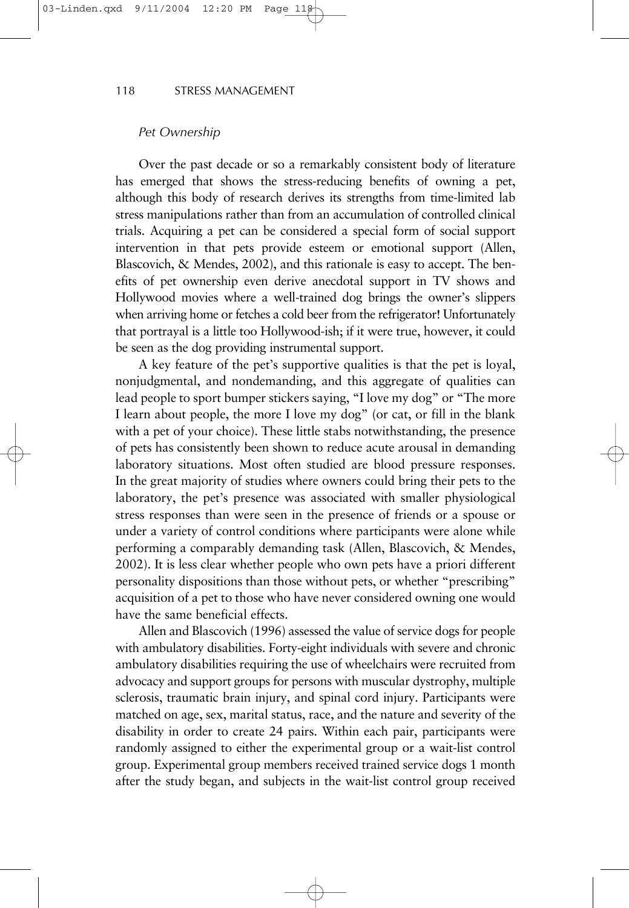### *Pet Ownership*

Over the past decade or so a remarkably consistent body of literature has emerged that shows the stress-reducing benefits of owning a pet, although this body of research derives its strengths from time-limited lab stress manipulations rather than from an accumulation of controlled clinical trials. Acquiring a pet can be considered a special form of social support intervention in that pets provide esteem or emotional support (Allen, Blascovich, & Mendes, 2002), and this rationale is easy to accept. The benefits of pet ownership even derive anecdotal support in TV shows and Hollywood movies where a well-trained dog brings the owner's slippers when arriving home or fetches a cold beer from the refrigerator! Unfortunately that portrayal is a little too Hollywood-ish; if it were true, however, it could be seen as the dog providing instrumental support.

A key feature of the pet's supportive qualities is that the pet is loyal, nonjudgmental, and nondemanding, and this aggregate of qualities can lead people to sport bumper stickers saying, "I love my dog" or "The more I learn about people, the more I love my dog" (or cat, or fill in the blank with a pet of your choice). These little stabs notwithstanding, the presence of pets has consistently been shown to reduce acute arousal in demanding laboratory situations. Most often studied are blood pressure responses. In the great majority of studies where owners could bring their pets to the laboratory, the pet's presence was associated with smaller physiological stress responses than were seen in the presence of friends or a spouse or under a variety of control conditions where participants were alone while performing a comparably demanding task (Allen, Blascovich, & Mendes, 2002). It is less clear whether people who own pets have a priori different personality dispositions than those without pets, or whether "prescribing" acquisition of a pet to those who have never considered owning one would have the same beneficial effects.

Allen and Blascovich (1996) assessed the value of service dogs for people with ambulatory disabilities. Forty-eight individuals with severe and chronic ambulatory disabilities requiring the use of wheelchairs were recruited from advocacy and support groups for persons with muscular dystrophy, multiple sclerosis, traumatic brain injury, and spinal cord injury. Participants were matched on age, sex, marital status, race, and the nature and severity of the disability in order to create 24 pairs. Within each pair, participants were randomly assigned to either the experimental group or a wait-list control group. Experimental group members received trained service dogs 1 month after the study began, and subjects in the wait-list control group received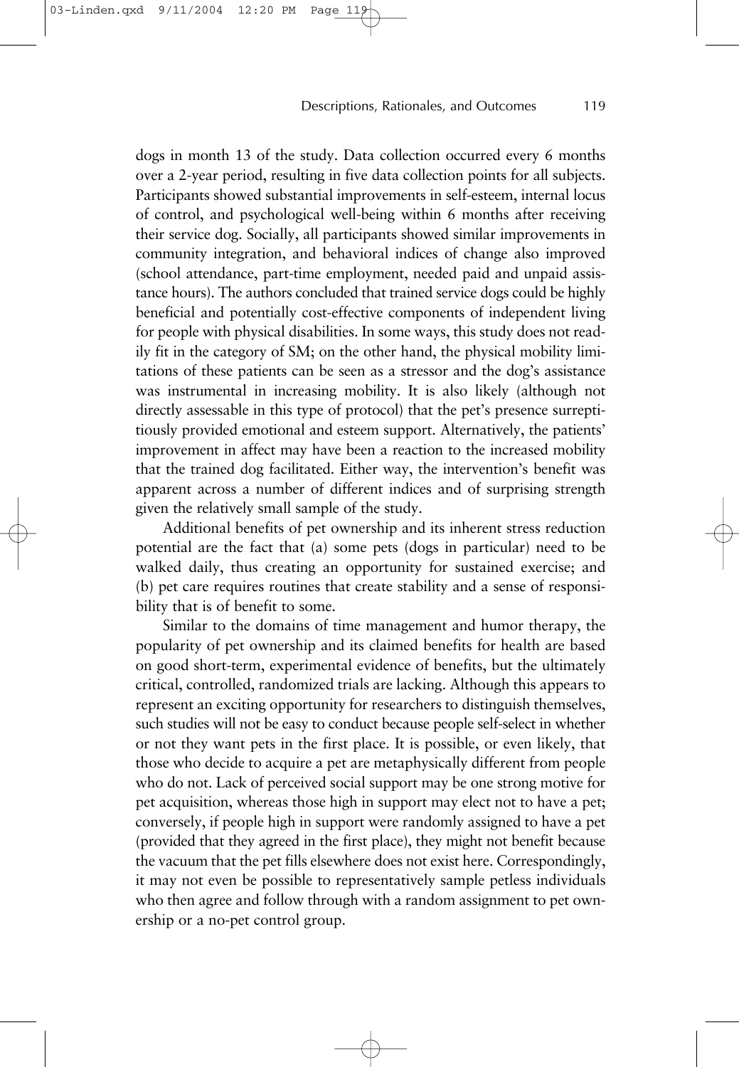dogs in month 13 of the study. Data collection occurred every 6 months over a 2-year period, resulting in five data collection points for all subjects. Participants showed substantial improvements in self-esteem, internal locus of control, and psychological well-being within 6 months after receiving their service dog. Socially, all participants showed similar improvements in community integration, and behavioral indices of change also improved (school attendance, part-time employment, needed paid and unpaid assistance hours). The authors concluded that trained service dogs could be highly beneficial and potentially cost-effective components of independent living for people with physical disabilities. In some ways, this study does not readily fit in the category of SM; on the other hand, the physical mobility limitations of these patients can be seen as a stressor and the dog's assistance was instrumental in increasing mobility. It is also likely (although not directly assessable in this type of protocol) that the pet's presence surreptitiously provided emotional and esteem support. Alternatively, the patients' improvement in affect may have been a reaction to the increased mobility that the trained dog facilitated. Either way, the intervention's benefit was apparent across a number of different indices and of surprising strength given the relatively small sample of the study.

Additional benefits of pet ownership and its inherent stress reduction potential are the fact that (a) some pets (dogs in particular) need to be walked daily, thus creating an opportunity for sustained exercise; and (b) pet care requires routines that create stability and a sense of responsibility that is of benefit to some.

Similar to the domains of time management and humor therapy, the popularity of pet ownership and its claimed benefits for health are based on good short-term, experimental evidence of benefits, but the ultimately critical, controlled, randomized trials are lacking. Although this appears to represent an exciting opportunity for researchers to distinguish themselves, such studies will not be easy to conduct because people self-select in whether or not they want pets in the first place. It is possible, or even likely, that those who decide to acquire a pet are metaphysically different from people who do not. Lack of perceived social support may be one strong motive for pet acquisition, whereas those high in support may elect not to have a pet; conversely, if people high in support were randomly assigned to have a pet (provided that they agreed in the first place), they might not benefit because the vacuum that the pet fills elsewhere does not exist here. Correspondingly, it may not even be possible to representatively sample petless individuals who then agree and follow through with a random assignment to pet ownership or a no-pet control group.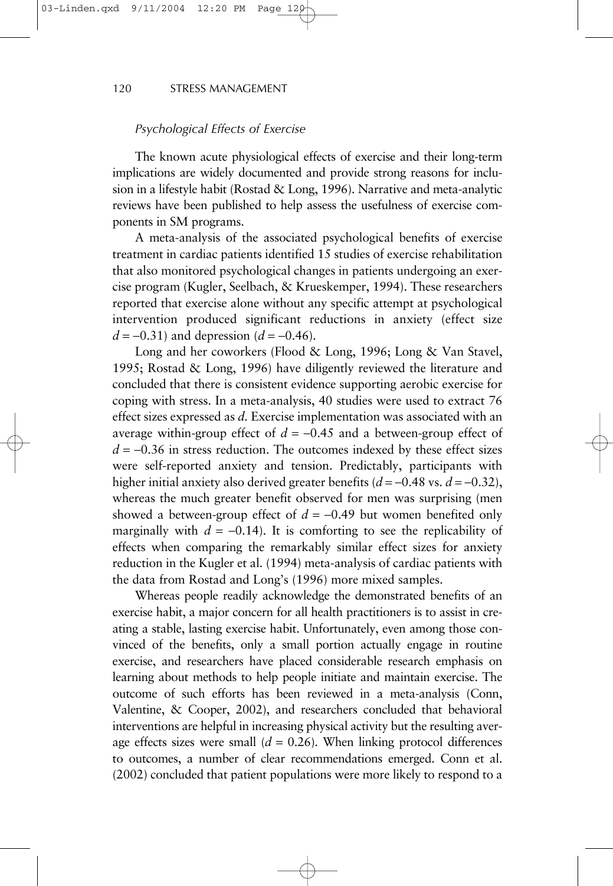### *Psychological Effects of Exercise*

The known acute physiological effects of exercise and their long-term implications are widely documented and provide strong reasons for inclusion in a lifestyle habit (Rostad & Long, 1996). Narrative and meta-analytic reviews have been published to help assess the usefulness of exercise components in SM programs.

A meta-analysis of the associated psychological benefits of exercise treatment in cardiac patients identified 15 studies of exercise rehabilitation that also monitored psychological changes in patients undergoing an exercise program (Kugler, Seelbach, & Krueskemper, 1994). These researchers reported that exercise alone without any specific attempt at psychological intervention produced significant reductions in anxiety (effect size $d = -0.31$) and depression ($d = -0.46$).

Long and her coworkers (Flood & Long, 1996; Long & Van Stavel, 1995; Rostad & Long, 1996) have diligently reviewed the literature and concluded that there is consistent evidence supporting aerobic exercise for coping with stress. In a meta-analysis, 40 studies were used to extract 76 effect sizes expressed as *d*. Exercise implementation was associated with an average within-group effect of $d = -0.45$ and a between-group effect of $d = -0.36$ in stress reduction. The outcomes indexed by these effect sizes were self-reported anxiety and tension. Predictably, participants with higher initial anxiety also derived greater benefits ($d = -0.48$ vs. $d = -0.32$), whereas the much greater benefit observed for men was surprising (men showed a between-group effect of $d = -0.49$ but women benefited only marginally with $d = -0.14$). It is comforting to see the replicability of effects when comparing the remarkably similar effect sizes for anxiety reduction in the Kugler et al. (1994) meta-analysis of cardiac patients with the data from Rostad and Long's (1996) more mixed samples.

Whereas people readily acknowledge the demonstrated benefits of an exercise habit, a major concern for all health practitioners is to assist in creating a stable, lasting exercise habit. Unfortunately, even among those convinced of the benefits, only a small portion actually engage in routine exercise, and researchers have placed considerable research emphasis on learning about methods to help people initiate and maintain exercise. The outcome of such efforts has been reviewed in a meta-analysis (Conn, Valentine, & Cooper, 2002), and researchers concluded that behavioral interventions are helpful in increasing physical activity but the resulting average effects sizes were small ($d = 0.26$). When linking protocol differences to outcomes, a number of clear recommendations emerged. Conn et al. (2002) concluded that patient populations were more likely to respond to a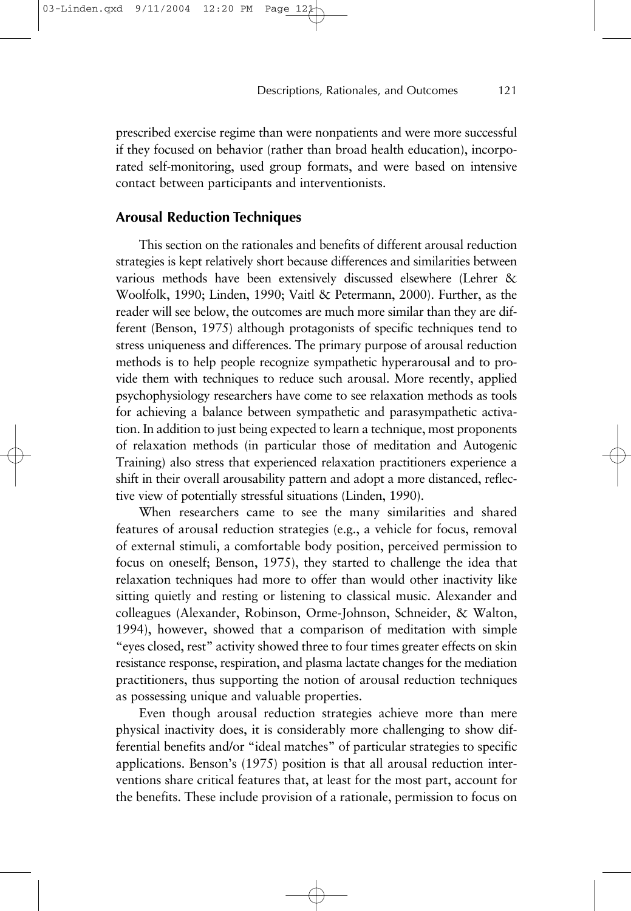prescribed exercise regime than were nonpatients and were more successful if they focused on behavior (rather than broad health education), incorporated self-monitoring, used group formats, and were based on intensive contact between participants and interventionists.

## Arousal Reduction Techniques

This section on the rationales and benefits of different arousal reduction strategies is kept relatively short because differences and similarities between various methods have been extensively discussed elsewhere (Lehrer & Woolfolk, 1990; Linden, 1990; Vaitl & Petermann, 2000). Further, as the reader will see below, the outcomes are much more similar than they are different (Benson, 1975) although protagonists of specific techniques tend to stress uniqueness and differences. The primary purpose of arousal reduction methods is to help people recognize sympathetic hyperarousal and to provide them with techniques to reduce such arousal. More recently, applied psychophysiology researchers have come to see relaxation methods as tools for achieving a balance between sympathetic and parasympathetic activation. In addition to just being expected to learn a technique, most proponents of relaxation methods (in particular those of meditation and Autogenic Training) also stress that experienced relaxation practitioners experience a shift in their overall arousability pattern and adopt a more distanced, reflective view of potentially stressful situations (Linden, 1990).

When researchers came to see the many similarities and shared features of arousal reduction strategies (e.g., a vehicle for focus, removal of external stimuli, a comfortable body position, perceived permission to focus on oneself; Benson, 1975), they started to challenge the idea that relaxation techniques had more to offer than would other inactivity like sitting quietly and resting or listening to classical music. Alexander and colleagues (Alexander, Robinson, Orme-Johnson, Schneider, & Walton, 1994), however, showed that a comparison of meditation with simple "eyes closed, rest" activity showed three to four times greater effects on skin resistance response, respiration, and plasma lactate changes for the mediation practitioners, thus supporting the notion of arousal reduction techniques as possessing unique and valuable properties.

Even though arousal reduction strategies achieve more than mere physical inactivity does, it is considerably more challenging to show differential benefits and/or "ideal matches" of particular strategies to specific applications. Benson's (1975) position is that all arousal reduction interventions share critical features that, at least for the most part, account for the benefits. These include provision of a rationale, permission to focus on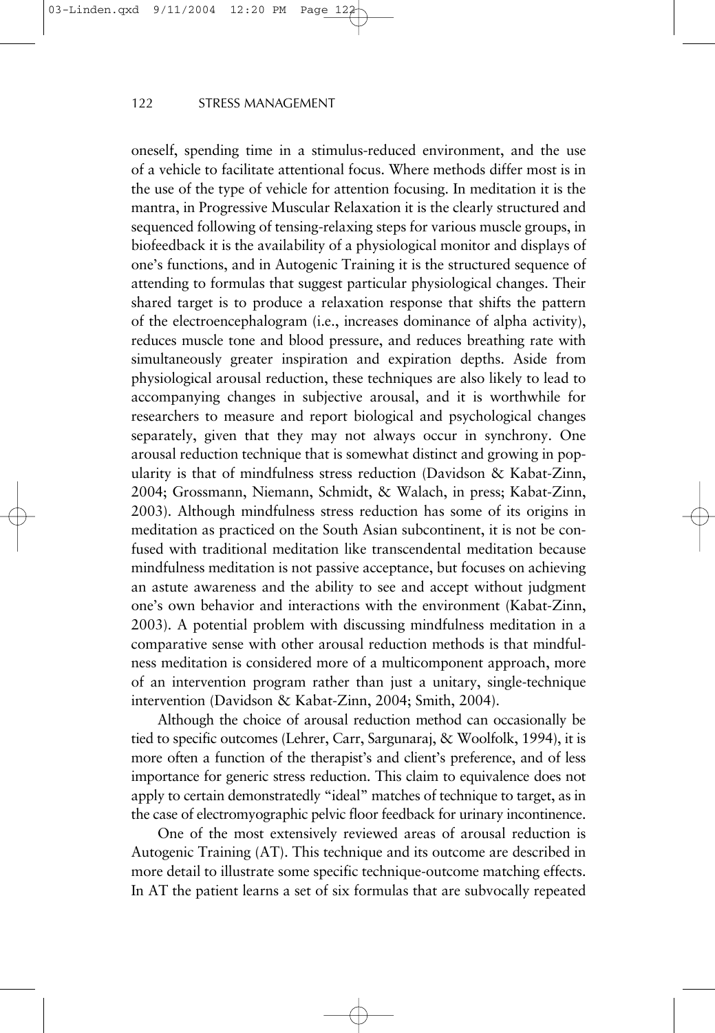oneself, spending time in a stimulus-reduced environment, and the use of a vehicle to facilitate attentional focus. Where methods differ most is in the use of the type of vehicle for attention focusing. In meditation it is the mantra, in Progressive Muscular Relaxation it is the clearly structured and sequenced following of tensing-relaxing steps for various muscle groups, in biofeedback it is the availability of a physiological monitor and displays of one's functions, and in Autogenic Training it is the structured sequence of attending to formulas that suggest particular physiological changes. Their shared target is to produce a relaxation response that shifts the pattern of the electroencephalogram (i.e., increases dominance of alpha activity), reduces muscle tone and blood pressure, and reduces breathing rate with simultaneously greater inspiration and expiration depths. Aside from physiological arousal reduction, these techniques are also likely to lead to accompanying changes in subjective arousal, and it is worthwhile for researchers to measure and report biological and psychological changes separately, given that they may not always occur in synchrony. One arousal reduction technique that is somewhat distinct and growing in popularity is that of mindfulness stress reduction (Davidson & Kabat-Zinn, 2004; Grossmann, Niemann, Schmidt, & Walach, in press; Kabat-Zinn, 2003). Although mindfulness stress reduction has some of its origins in meditation as practiced on the South Asian subcontinent, it is not be confused with traditional meditation like transcendental meditation because mindfulness meditation is not passive acceptance, but focuses on achieving an astute awareness and the ability to see and accept without judgment one's own behavior and interactions with the environment (Kabat-Zinn, 2003). A potential problem with discussing mindfulness meditation in a comparative sense with other arousal reduction methods is that mindfulness meditation is considered more of a multicomponent approach, more of an intervention program rather than just a unitary, single-technique intervention (Davidson & Kabat-Zinn, 2004; Smith, 2004).

Although the choice of arousal reduction method can occasionally be tied to specific outcomes (Lehrer, Carr, Sargunaraj, & Woolfolk, 1994), it is more often a function of the therapist's and client's preference, and of less importance for generic stress reduction. This claim to equivalence does not apply to certain demonstratedly "ideal" matches of technique to target, as in the case of electromyographic pelvic floor feedback for urinary incontinence.

One of the most extensively reviewed areas of arousal reduction is Autogenic Training (AT). This technique and its outcome are described in more detail to illustrate some specific technique-outcome matching effects. In AT the patient learns a set of six formulas that are subvocally repeated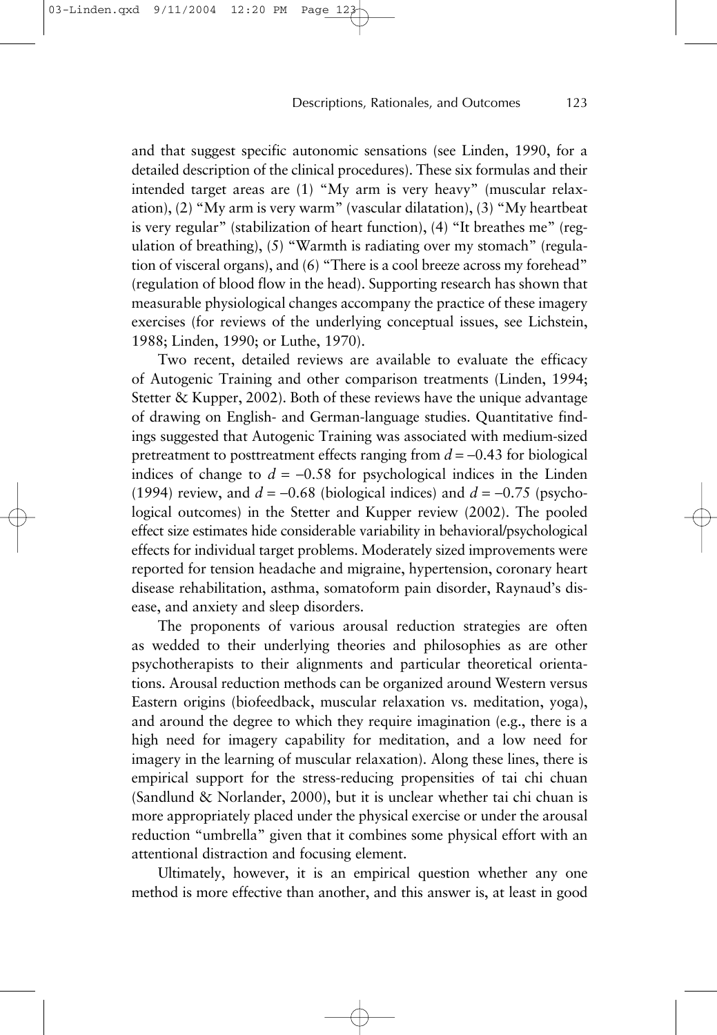and that suggest specific autonomic sensations (see Linden, 1990, for a detailed description of the clinical procedures). These six formulas and their intended target areas are (1) "My arm is very heavy" (muscular relaxation), (2) "My arm is very warm" (vascular dilatation), (3) "My heartbeat is very regular" (stabilization of heart function), (4) "It breathes me" (regulation of breathing), (5) "Warmth is radiating over my stomach" (regulation of visceral organs), and (6) "There is a cool breeze across my forehead" (regulation of blood flow in the head). Supporting research has shown that measurable physiological changes accompany the practice of these imagery exercises (for reviews of the underlying conceptual issues, see Lichstein, 1988; Linden, 1990; or Luthe, 1970).

Two recent, detailed reviews are available to evaluate the efficacy of Autogenic Training and other comparison treatments (Linden, 1994; Stetter & Kupper, 2002). Both of these reviews have the unique advantage of drawing on English- and German-language studies. Quantitative findings suggested that Autogenic Training was associated with medium-sized pretreatment to posttreatment effects ranging from $d = -0.43$ for biological indices of change to $d = -0.58$ for psychological indices in the Linden (1994) review, and $d = -0.68$ (biological indices) and $d = -0.75$ (psychological outcomes) in the Stetter and Kupper review (2002). The pooled effect size estimates hide considerable variability in behavioral/psychological effects for individual target problems. Moderately sized improvements were reported for tension headache and migraine, hypertension, coronary heart disease rehabilitation, asthma, somatoform pain disorder, Raynaud's disease, and anxiety and sleep disorders.

The proponents of various arousal reduction strategies are often as wedded to their underlying theories and philosophies as are other psychotherapists to their alignments and particular theoretical orientations. Arousal reduction methods can be organized around Western versus Eastern origins (biofeedback, muscular relaxation vs. meditation, yoga), and around the degree to which they require imagination (e.g., there is a high need for imagery capability for meditation, and a low need for imagery in the learning of muscular relaxation). Along these lines, there is empirical support for the stress-reducing propensities of tai chi chuan (Sandlund & Norlander, 2000), but it is unclear whether tai chi chuan is more appropriately placed under the physical exercise or under the arousal reduction "umbrella" given that it combines some physical effort with an attentional distraction and focusing element.

Ultimately, however, it is an empirical question whether any one method is more effective than another, and this answer is, at least in good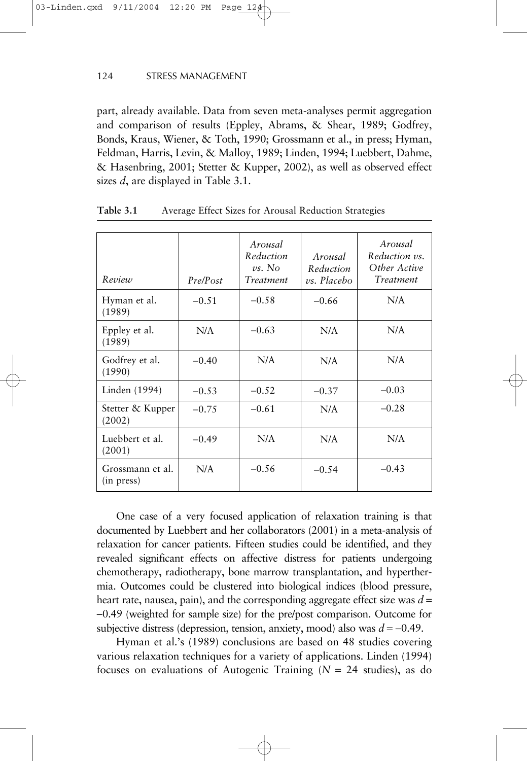part, already available. Data from seven meta-analyses permit aggregation and comparison of results (Eppley, Abrams, & Shear, 1989; Godfrey, Bonds, Kraus, Wiener, & Toth, 1990; Grossmann et al., in press; Hyman, Feldman, Harris, Levin, & Malloy, 1989; Linden, 1994; Luebbert, Dahme, & Hasenbring, 2001; Stetter & Kupper, 2002), as well as observed effect sizes *d*, are displayed in Table 3.1.

**Table 3.1** Average Effect Sizes for Arousal Reduction Strategies

| *Review* | *Pre/Post* | *Arousal Reduction vs. No Treatment* | *Arousal Reduction vs. Placebo* | *Arousal Reduction vs. Other Active Treatment* |
|---|---|---|---|---|
| Hyman et al. (1989) | −0.51 | −0.58 | −0.66 | N/A |
| Eppley et al. (1989) | N/A | −0.63 | N/A | N/A |
| Godfrey et al. (1990) | −0.40 | N/A | N/A | N/A |
| Linden (1994) | −0.53 | −0.52 | −0.37 | −0.03 |
| Stetter & Kupper (2002) | −0.75 | −0.61 | N/A | −0.28 |
| Luebbert et al. (2001) | −0.49 | N/A | N/A | N/A |
| Grossmann et al. (in press) | N/A | −0.56 | −0.54 | −0.43 |

One case of a very focused application of relaxation training is that documented by Luebbert and her collaborators (2001) in a meta-analysis of relaxation for cancer patients. Fifteen studies could be identified, and they revealed significant effects on affective distress for patients undergoing chemotherapy, radiotherapy, bone marrow transplantation, and hyperthermia. Outcomes could be clustered into biological indices (blood pressure, heart rate, nausea, pain), and the corresponding aggregate effect size was $d = -0.49$ (weighted for sample size) for the pre/post comparison. Outcome for subjective distress (depression, tension, anxiety, mood) also was $d = -0.49$.

Hyman et al.'s (1989) conclusions are based on 48 studies covering various relaxation techniques for a variety of applications. Linden (1994) focuses on evaluations of Autogenic Training ($N = 24$ studies), as do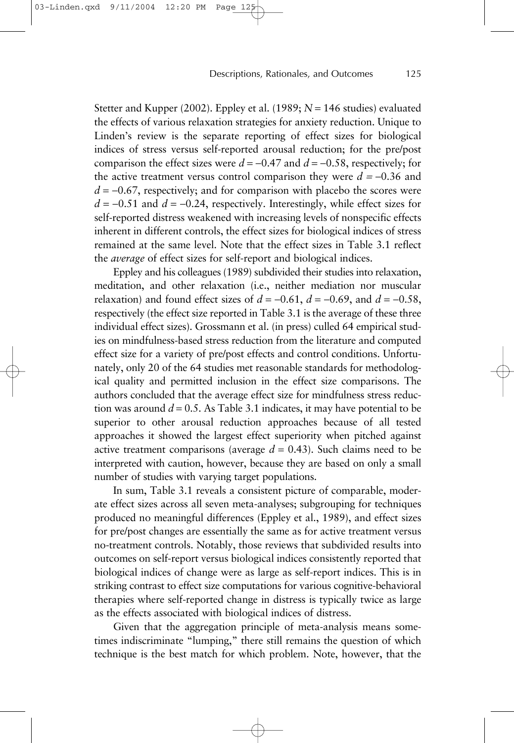Stetter and Kupper (2002). Eppley et al. (1989; $N = 146$ studies) evaluated the effects of various relaxation strategies for anxiety reduction. Unique to Linden's review is the separate reporting of effect sizes for biological indices of stress versus self-reported arousal reduction; for the pre/post comparison the effect sizes were $d = -0.47$ and $d = -0.58$, respectively; for the active treatment versus control comparison they were $d = -0.36$ and $d = -0.67$, respectively; and for comparison with placebo the scores were $d = -0.51$ and $d = -0.24$, respectively. Interestingly, while effect sizes for self-reported distress weakened with increasing levels of nonspecific effects inherent in different controls, the effect sizes for biological indices of stress remained at the same level. Note that the effect sizes in Table 3.1 reflect the *average* of effect sizes for self-report and biological indices.

Eppley and his colleagues (1989) subdivided their studies into relaxation, meditation, and other relaxation (i.e., neither mediation nor muscular relaxation) and found effect sizes of $d = -0.61$, $d = -0.69$, and $d = -0.58$, respectively (the effect size reported in Table 3.1 is the average of these three individual effect sizes). Grossmann et al. (in press) culled 64 empirical studies on mindfulness-based stress reduction from the literature and computed effect size for a variety of pre/post effects and control conditions. Unfortunately, only 20 of the 64 studies met reasonable standards for methodological quality and permitted inclusion in the effect size comparisons. The authors concluded that the average effect size for mindfulness stress reduction was around $d = 0.5$. As Table 3.1 indicates, it may have potential to be superior to other arousal reduction approaches because of all tested approaches it showed the largest effect superiority when pitched against active treatment comparisons (average $d = 0.43$). Such claims need to be interpreted with caution, however, because they are based on only a small number of studies with varying target populations.

In sum, Table 3.1 reveals a consistent picture of comparable, moderate effect sizes across all seven meta-analyses; subgrouping for techniques produced no meaningful differences (Eppley et al., 1989), and effect sizes for pre/post changes are essentially the same as for active treatment versus no-treatment controls. Notably, those reviews that subdivided results into outcomes on self-report versus biological indices consistently reported that biological indices of change were as large as self-report indices. This is in striking contrast to effect size computations for various cognitive-behavioral therapies where self-reported change in distress is typically twice as large as the effects associated with biological indices of distress.

Given that the aggregation principle of meta-analysis means sometimes indiscriminate "lumping," there still remains the question of which technique is the best match for which problem. Note, however, that the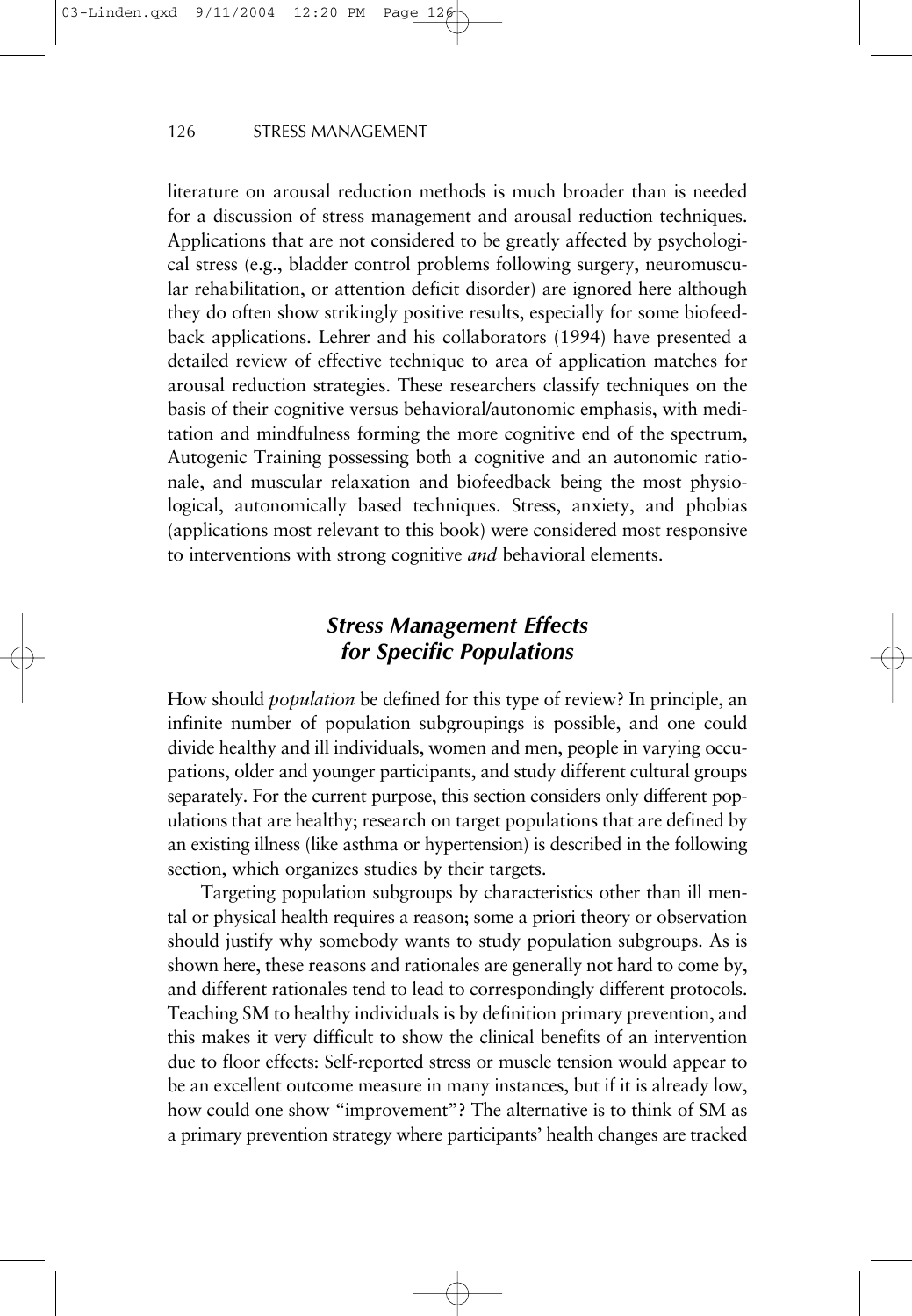literature on arousal reduction methods is much broader than is needed for a discussion of stress management and arousal reduction techniques. Applications that are not considered to be greatly affected by psychological stress (e.g., bladder control problems following surgery, neuromuscular rehabilitation, or attention deficit disorder) are ignored here although they do often show strikingly positive results, especially for some biofeedback applications. Lehrer and his collaborators (1994) have presented a detailed review of effective technique to area of application matches for arousal reduction strategies. These researchers classify techniques on the basis of their cognitive versus behavioral/autonomic emphasis, with meditation and mindfulness forming the more cognitive end of the spectrum, Autogenic Training possessing both a cognitive and an autonomic rationale, and muscular relaxation and biofeedback being the most physiological, autonomically based techniques. Stress, anxiety, and phobias (applications most relevant to this book) were considered most responsive to interventions with strong cognitive *and* behavioral elements.

## *Stress Management Effects for Specific Populations*

How should *population* be defined for this type of review? In principle, an infinite number of population subgroupings is possible, and one could divide healthy and ill individuals, women and men, people in varying occupations, older and younger participants, and study different cultural groups separately. For the current purpose, this section considers only different populations that are healthy; research on target populations that are defined by an existing illness (like asthma or hypertension) is described in the following section, which organizes studies by their targets.

Targeting population subgroups by characteristics other than ill mental or physical health requires a reason; some a priori theory or observation should justify why somebody wants to study population subgroups. As is shown here, these reasons and rationales are generally not hard to come by, and different rationales tend to lead to correspondingly different protocols. Teaching SM to healthy individuals is by definition primary prevention, and this makes it very difficult to show the clinical benefits of an intervention due to floor effects: Self-reported stress or muscle tension would appear to be an excellent outcome measure in many instances, but if it is already low, how could one show "improvement"? The alternative is to think of SM as a primary prevention strategy where participants' health changes are tracked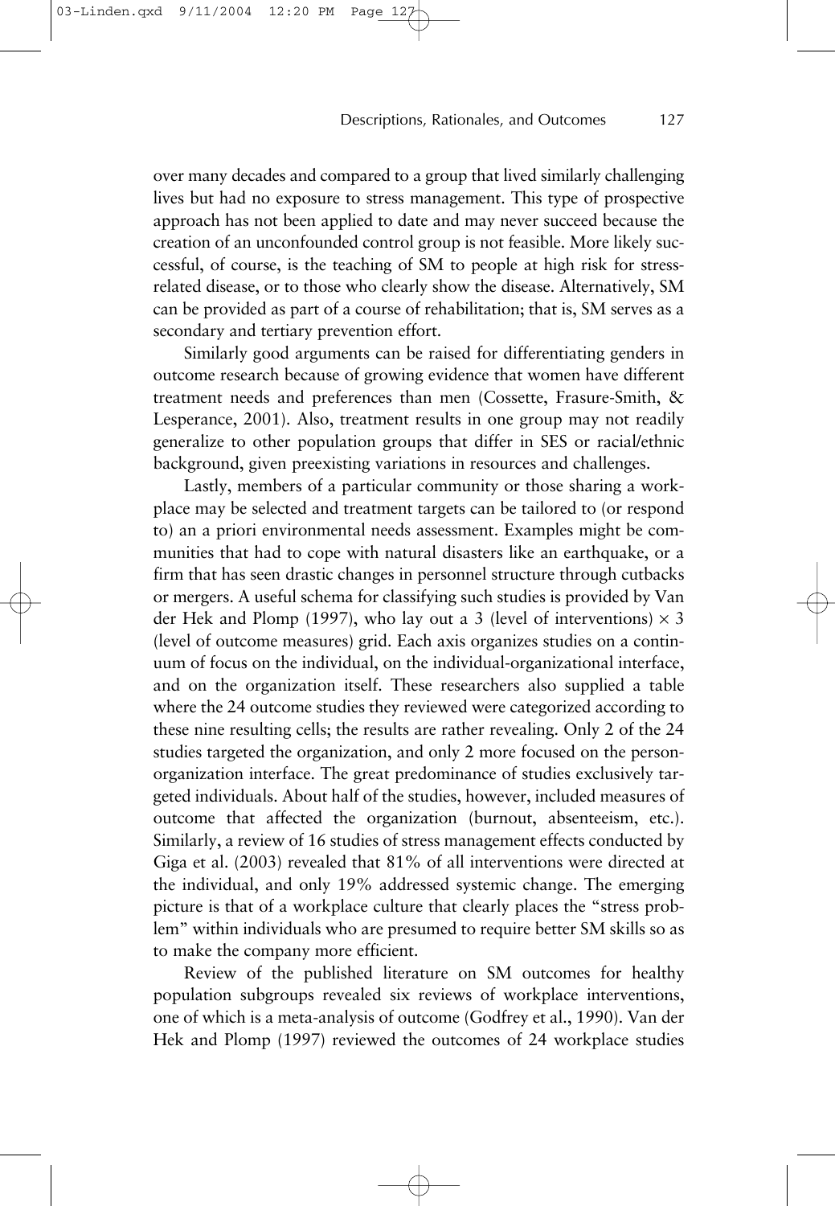over many decades and compared to a group that lived similarly challenging lives but had no exposure to stress management. This type of prospective approach has not been applied to date and may never succeed because the creation of an unconfounded control group is not feasible. More likely successful, of course, is the teaching of SM to people at high risk for stress-related disease, or to those who clearly show the disease. Alternatively, SM can be provided as part of a course of rehabilitation; that is, SM serves as a secondary and tertiary prevention effort.

Similarly good arguments can be raised for differentiating genders in outcome research because of growing evidence that women have different treatment needs and preferences than men (Cossette, Frasure-Smith, & Lesperance, 2001). Also, treatment results in one group may not readily generalize to other population groups that differ in SES or racial/ethnic background, given preexisting variations in resources and challenges.

Lastly, members of a particular community or those sharing a workplace may be selected and treatment targets can be tailored to (or respond to) an a priori environmental needs assessment. Examples might be communities that had to cope with natural disasters like an earthquake, or a firm that has seen drastic changes in personnel structure through cutbacks or mergers. A useful schema for classifying such studies is provided by Van der Hek and Plomp (1997), who lay out a 3 (level of interventions) $\times$ 3 (level of outcome measures) grid. Each axis organizes studies on a continuum of focus on the individual, on the individual-organizational interface, and on the organization itself. These researchers also supplied a table where the 24 outcome studies they reviewed were categorized according to these nine resulting cells; the results are rather revealing. Only 2 of the 24 studies targeted the organization, and only 2 more focused on the person-organization interface. The great predominance of studies exclusively targeted individuals. About half of the studies, however, included measures of outcome that affected the organization (burnout, absenteeism, etc.). Similarly, a review of 16 studies of stress management effects conducted by Giga et al. (2003) revealed that 81% of all interventions were directed at the individual, and only 19% addressed systemic change. The emerging picture is that of a workplace culture that clearly places the "stress problem" within individuals who are presumed to require better SM skills so as to make the company more efficient.

Review of the published literature on SM outcomes for healthy population subgroups revealed six reviews of workplace interventions, one of which is a meta-analysis of outcome (Godfrey et al., 1990). Van der Hek and Plomp (1997) reviewed the outcomes of 24 workplace studies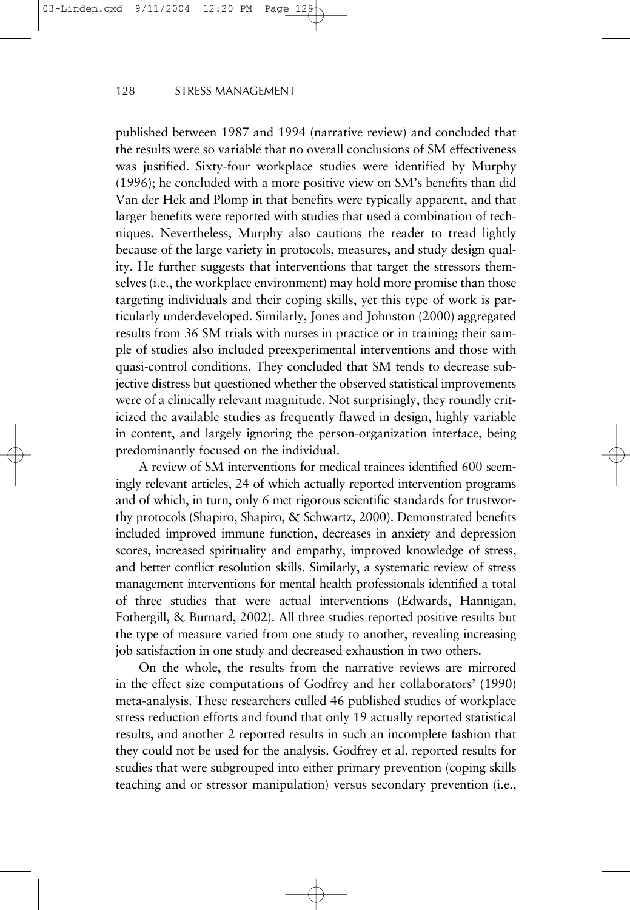published between 1987 and 1994 (narrative review) and concluded that the results were so variable that no overall conclusions of SM effectiveness was justified. Sixty-four workplace studies were identified by Murphy (1996); he concluded with a more positive view on SM's benefits than did Van der Hek and Plomp in that benefits were typically apparent, and that larger benefits were reported with studies that used a combination of techniques. Nevertheless, Murphy also cautions the reader to tread lightly because of the large variety in protocols, measures, and study design quality. He further suggests that interventions that target the stressors themselves (i.e., the workplace environment) may hold more promise than those targeting individuals and their coping skills, yet this type of work is particularly underdeveloped. Similarly, Jones and Johnston (2000) aggregated results from 36 SM trials with nurses in practice or in training; their sample of studies also included preexperimental interventions and those with quasi-control conditions. They concluded that SM tends to decrease subjective distress but questioned whether the observed statistical improvements were of a clinically relevant magnitude. Not surprisingly, they roundly criticized the available studies as frequently flawed in design, highly variable in content, and largely ignoring the person-organization interface, being predominantly focused on the individual.

A review of SM interventions for medical trainees identified 600 seemingly relevant articles, 24 of which actually reported intervention programs and of which, in turn, only 6 met rigorous scientific standards for trustworthy protocols (Shapiro, Shapiro, & Schwartz, 2000). Demonstrated benefits included improved immune function, decreases in anxiety and depression scores, increased spirituality and empathy, improved knowledge of stress, and better conflict resolution skills. Similarly, a systematic review of stress management interventions for mental health professionals identified a total of three studies that were actual interventions (Edwards, Hannigan, Fothergill, & Burnard, 2002). All three studies reported positive results but the type of measure varied from one study to another, revealing increasing job satisfaction in one study and decreased exhaustion in two others.

On the whole, the results from the narrative reviews are mirrored in the effect size computations of Godfrey and her collaborators' (1990) meta-analysis. These researchers culled 46 published studies of workplace stress reduction efforts and found that only 19 actually reported statistical results, and another 2 reported results in such an incomplete fashion that they could not be used for the analysis. Godfrey et al. reported results for studies that were subgrouped into either primary prevention (coping skills teaching and or stressor manipulation) versus secondary prevention (i.e.,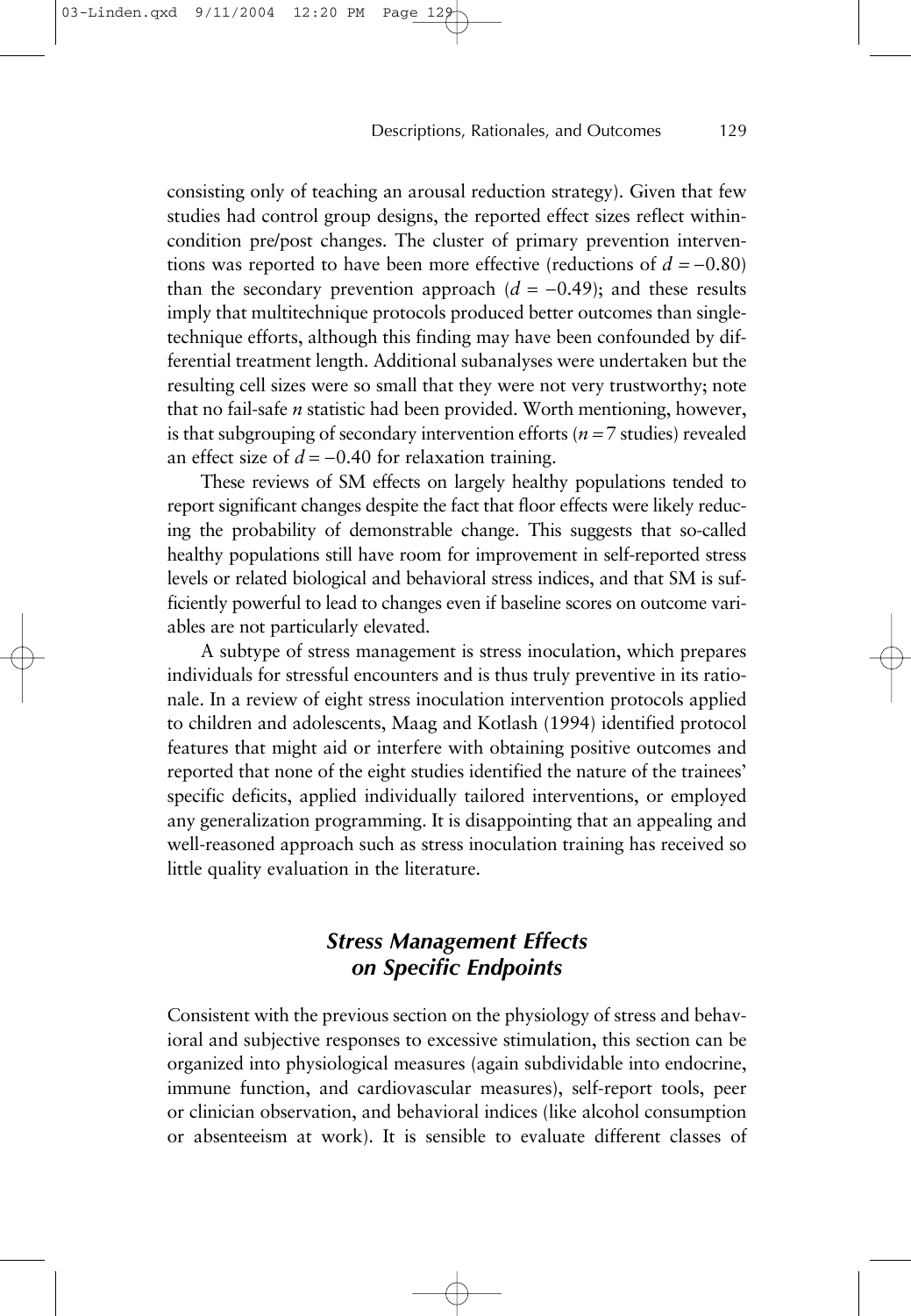consisting only of teaching an arousal reduction strategy). Given that few studies had control group designs, the reported effect sizes reflect within-condition pre/post changes. The cluster of primary prevention interventions was reported to have been more effective (reductions of $d = -0.80$) than the secondary prevention approach ($d = -0.49$); and these results imply that multitechnique protocols produced better outcomes than single-technique efforts, although this finding may have been confounded by differential treatment length. Additional subanalyses were undertaken but the resulting cell sizes were so small that they were not very trustworthy; note that no fail-safe *n* statistic had been provided. Worth mentioning, however, is that subgrouping of secondary intervention efforts ($n = 7$ studies) revealed an effect size of $d = -0.40$ for relaxation training.

These reviews of SM effects on largely healthy populations tended to report significant changes despite the fact that floor effects were likely reducing the probability of demonstrable change. This suggests that so-called healthy populations still have room for improvement in self-reported stress levels or related biological and behavioral stress indices, and that SM is sufficiently powerful to lead to changes even if baseline scores on outcome variables are not particularly elevated.

A subtype of stress management is stress inoculation, which prepares individuals for stressful encounters and is thus truly preventive in its rationale. In a review of eight stress inoculation intervention protocols applied to children and adolescents, Maag and Kotlash (1994) identified protocol features that might aid or interfere with obtaining positive outcomes and reported that none of the eight studies identified the nature of the trainees' specific deficits, applied individually tailored interventions, or employed any generalization programming. It is disappointing that an appealing and well-reasoned approach such as stress inoculation training has received so little quality evaluation in the literature.

### *Stress Management Effects on Specific Endpoints*

Consistent with the previous section on the physiology of stress and behavioral and subjective responses to excessive stimulation, this section can be organized into physiological measures (again subdividable into endocrine, immune function, and cardiovascular measures), self-report tools, peer or clinician observation, and behavioral indices (like alcohol consumption or absenteeism at work). It is sensible to evaluate different classes of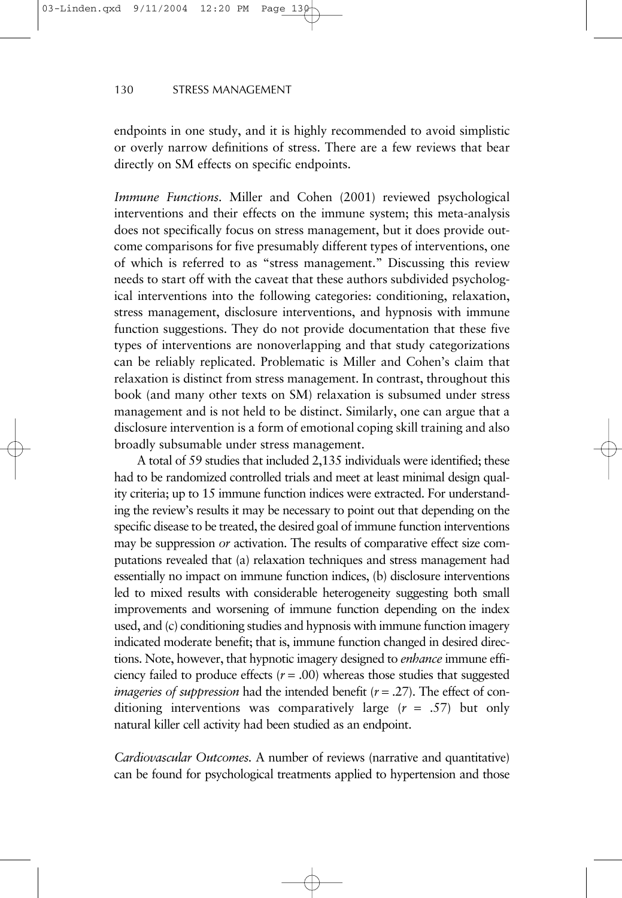endpoints in one study, and it is highly recommended to avoid simplistic or overly narrow definitions of stress. There are a few reviews that bear directly on SM effects on specific endpoints.

*Immune Functions.* Miller and Cohen (2001) reviewed psychological interventions and their effects on the immune system; this meta-analysis does not specifically focus on stress management, but it does provide outcome comparisons for five presumably different types of interventions, one of which is referred to as "stress management." Discussing this review needs to start off with the caveat that these authors subdivided psychological interventions into the following categories: conditioning, relaxation, stress management, disclosure interventions, and hypnosis with immune function suggestions. They do not provide documentation that these five types of interventions are nonoverlapping and that study categorizations can be reliably replicated. Problematic is Miller and Cohen's claim that relaxation is distinct from stress management. In contrast, throughout this book (and many other texts on SM) relaxation is subsumed under stress management and is not held to be distinct. Similarly, one can argue that a disclosure intervention is a form of emotional coping skill training and also broadly subsumable under stress management.

A total of 59 studies that included 2,135 individuals were identified; these had to be randomized controlled trials and meet at least minimal design quality criteria; up to 15 immune function indices were extracted. For understanding the review's results it may be necessary to point out that depending on the specific disease to be treated, the desired goal of immune function interventions may be suppression *or* activation. The results of comparative effect size computations revealed that (a) relaxation techniques and stress management had essentially no impact on immune function indices, (b) disclosure interventions led to mixed results with considerable heterogeneity suggesting both small improvements and worsening of immune function depending on the index used, and (c) conditioning studies and hypnosis with immune function imagery indicated moderate benefit; that is, immune function changed in desired directions. Note, however, that hypnotic imagery designed to *enhance* immune efficiency failed to produce effects ($r = .00$) whereas those studies that suggested *imageries of suppression* had the intended benefit ($r = .27$). The effect of conditioning interventions was comparatively large ($r = .57$) but only natural killer cell activity had been studied as an endpoint.

*Cardiovascular Outcomes.* A number of reviews (narrative and quantitative) can be found for psychological treatments applied to hypertension and those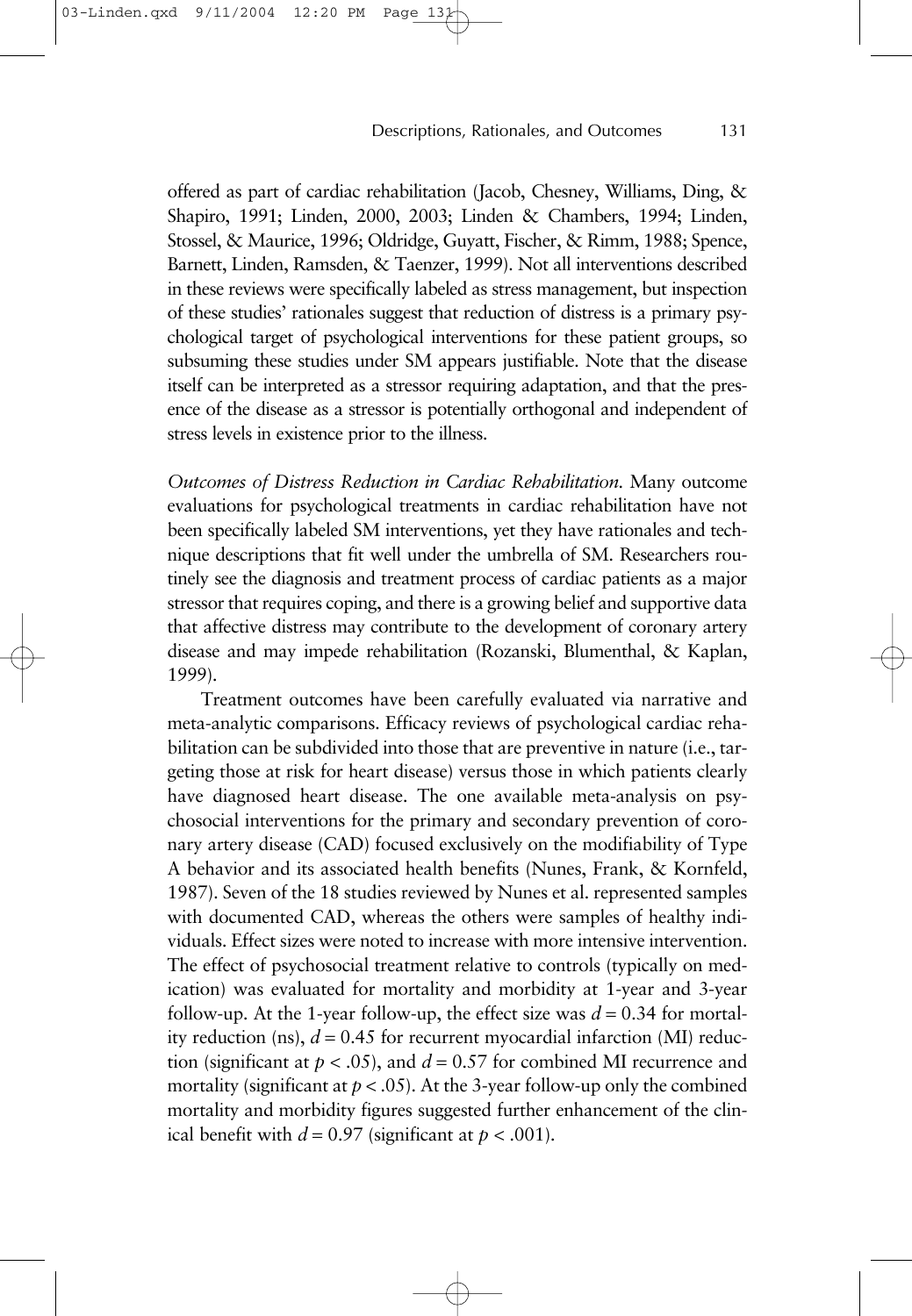offered as part of cardiac rehabilitation (Jacob, Chesney, Williams, Ding, & Shapiro, 1991; Linden, 2000, 2003; Linden & Chambers, 1994; Linden, Stossel, & Maurice, 1996; Oldridge, Guyatt, Fischer, & Rimm, 1988; Spence, Barnett, Linden, Ramsden, & Taenzer, 1999). Not all interventions described in these reviews were specifically labeled as stress management, but inspection of these studies' rationales suggest that reduction of distress is a primary psychological target of psychological interventions for these patient groups, so subsuming these studies under SM appears justifiable. Note that the disease itself can be interpreted as a stressor requiring adaptation, and that the presence of the disease as a stressor is potentially orthogonal and independent of stress levels in existence prior to the illness.

*Outcomes of Distress Reduction in Cardiac Rehabilitation.* Many outcome evaluations for psychological treatments in cardiac rehabilitation have not been specifically labeled SM interventions, yet they have rationales and technique descriptions that fit well under the umbrella of SM. Researchers routinely see the diagnosis and treatment process of cardiac patients as a major stressor that requires coping, and there is a growing belief and supportive data that affective distress may contribute to the development of coronary artery disease and may impede rehabilitation (Rozanski, Blumenthal, & Kaplan, 1999).

Treatment outcomes have been carefully evaluated via narrative and meta-analytic comparisons. Efficacy reviews of psychological cardiac rehabilitation can be subdivided into those that are preventive in nature (i.e., targeting those at risk for heart disease) versus those in which patients clearly have diagnosed heart disease. The one available meta-analysis on psychosocial interventions for the primary and secondary prevention of coronary artery disease (CAD) focused exclusively on the modifiability of Type A behavior and its associated health benefits (Nunes, Frank, & Kornfeld, 1987). Seven of the 18 studies reviewed by Nunes et al. represented samples with documented CAD, whereas the others were samples of healthy individuals. Effect sizes were noted to increase with more intensive intervention. The effect of psychosocial treatment relative to controls (typically on medication) was evaluated for mortality and morbidity at 1-year and 3-year follow-up. At the 1-year follow-up, the effect size was $d = 0.34$ for mortality reduction (ns), $d = 0.45$ for recurrent myocardial infarction (MI) reduction (significant at $p < .05$), and $d = 0.57$ for combined MI recurrence and mortality (significant at $p < .05$). At the 3-year follow-up only the combined mortality and morbidity figures suggested further enhancement of the clinical benefit with $d = 0.97$ (significant at $p < .001$).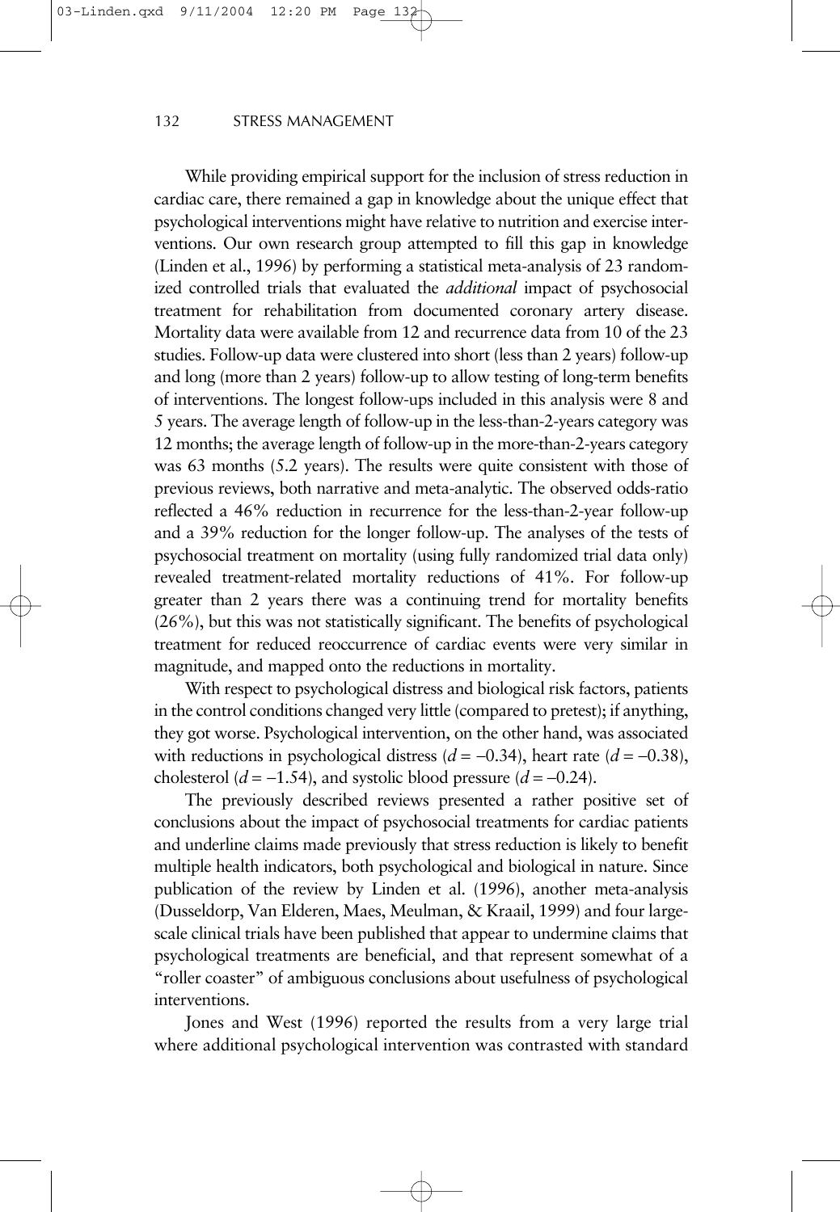While providing empirical support for the inclusion of stress reduction in cardiac care, there remained a gap in knowledge about the unique effect that psychological interventions might have relative to nutrition and exercise interventions. Our own research group attempted to fill this gap in knowledge (Linden et al., 1996) by performing a statistical meta-analysis of 23 randomized controlled trials that evaluated the *additional* impact of psychosocial treatment for rehabilitation from documented coronary artery disease. Mortality data were available from 12 and recurrence data from 10 of the 23 studies. Follow-up data were clustered into short (less than 2 years) follow-up and long (more than 2 years) follow-up to allow testing of long-term benefits of interventions. The longest follow-ups included in this analysis were 8 and 5 years. The average length of follow-up in the less-than-2-years category was 12 months; the average length of follow-up in the more-than-2-years category was 63 months (5.2 years). The results were quite consistent with those of previous reviews, both narrative and meta-analytic. The observed odds-ratio reflected a 46% reduction in recurrence for the less-than-2-year follow-up and a 39% reduction for the longer follow-up. The analyses of the tests of psychosocial treatment on mortality (using fully randomized trial data only) revealed treatment-related mortality reductions of 41%. For follow-up greater than 2 years there was a continuing trend for mortality benefits (26%), but this was not statistically significant. The benefits of psychological treatment for reduced reoccurrence of cardiac events were very similar in magnitude, and mapped onto the reductions in mortality.

With respect to psychological distress and biological risk factors, patients in the control conditions changed very little (compared to pretest); if anything, they got worse. Psychological intervention, on the other hand, was associated with reductions in psychological distress ($d = -0.34$), heart rate ($d = -0.38$), cholesterol ($d = -1.54$), and systolic blood pressure ($d = -0.24$).

The previously described reviews presented a rather positive set of conclusions about the impact of psychosocial treatments for cardiac patients and underline claims made previously that stress reduction is likely to benefit multiple health indicators, both psychological and biological in nature. Since publication of the review by Linden et al. (1996), another meta-analysis (Dusseldorp, Van Elderen, Maes, Meulman, & Kraail, 1999) and four large-scale clinical trials have been published that appear to undermine claims that psychological treatments are beneficial, and that represent somewhat of a "roller coaster" of ambiguous conclusions about usefulness of psychological interventions.

Jones and West (1996) reported the results from a very large trial where additional psychological intervention was contrasted with standard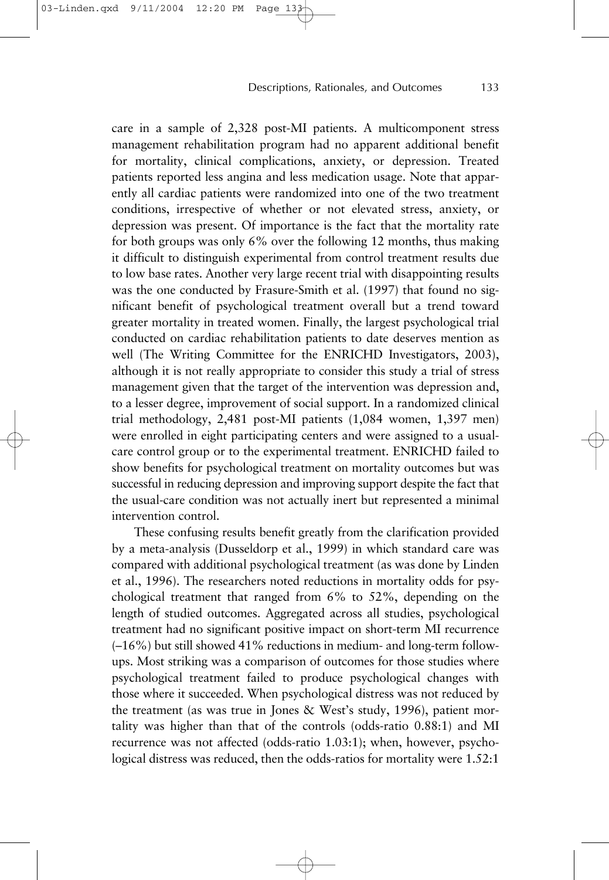care in a sample of 2,328 post-MI patients. A multicomponent stress management rehabilitation program had no apparent additional benefit for mortality, clinical complications, anxiety, or depression. Treated patients reported less angina and less medication usage. Note that apparently all cardiac patients were randomized into one of the two treatment conditions, irrespective of whether or not elevated stress, anxiety, or depression was present. Of importance is the fact that the mortality rate for both groups was only 6% over the following 12 months, thus making it difficult to distinguish experimental from control treatment results due to low base rates. Another very large recent trial with disappointing results was the one conducted by Frasure-Smith et al. (1997) that found no significant benefit of psychological treatment overall but a trend toward greater mortality in treated women. Finally, the largest psychological trial conducted on cardiac rehabilitation patients to date deserves mention as well (The Writing Committee for the ENRICHD Investigators, 2003), although it is not really appropriate to consider this study a trial of stress management given that the target of the intervention was depression and, to a lesser degree, improvement of social support. In a randomized clinical trial methodology, 2,481 post-MI patients (1,084 women, 1,397 men) were enrolled in eight participating centers and were assigned to a usual-care control group or to the experimental treatment. ENRICHD failed to show benefits for psychological treatment on mortality outcomes but was successful in reducing depression and improving support despite the fact that the usual-care condition was not actually inert but represented a minimal intervention control.

These confusing results benefit greatly from the clarification provided by a meta-analysis (Dusseldorp et al., 1999) in which standard care was compared with additional psychological treatment (as was done by Linden et al., 1996). The researchers noted reductions in mortality odds for psychological treatment that ranged from 6% to 52%, depending on the length of studied outcomes. Aggregated across all studies, psychological treatment had no significant positive impact on short-term MI recurrence (–16%) but still showed 41% reductions in medium- and long-term follow-ups. Most striking was a comparison of outcomes for those studies where psychological treatment failed to produce psychological changes with those where it succeeded. When psychological distress was not reduced by the treatment (as was true in Jones & West's study, 1996), patient mortality was higher than that of the controls (odds-ratio 0.88:1) and MI recurrence was not affected (odds-ratio 1.03:1); when, however, psychological distress was reduced, then the odds-ratios for mortality were 1.52:1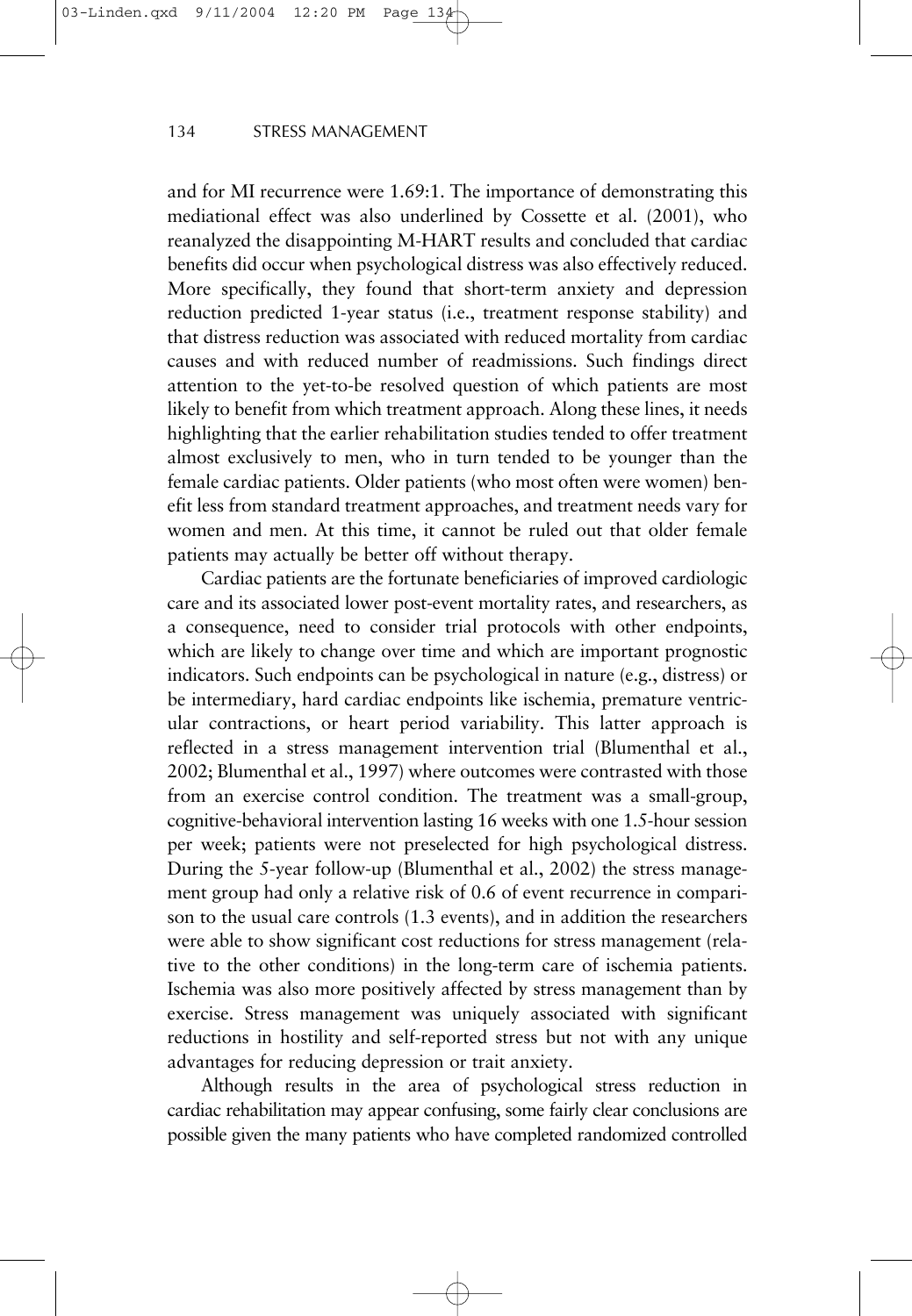and for MI recurrence were 1.69:1. The importance of demonstrating this mediational effect was also underlined by Cossette et al. (2001), who reanalyzed the disappointing M-HART results and concluded that cardiac benefits did occur when psychological distress was also effectively reduced. More specifically, they found that short-term anxiety and depression reduction predicted 1-year status (i.e., treatment response stability) and that distress reduction was associated with reduced mortality from cardiac causes and with reduced number of readmissions. Such findings direct attention to the yet-to-be resolved question of which patients are most likely to benefit from which treatment approach. Along these lines, it needs highlighting that the earlier rehabilitation studies tended to offer treatment almost exclusively to men, who in turn tended to be younger than the female cardiac patients. Older patients (who most often were women) benefit less from standard treatment approaches, and treatment needs vary for women and men. At this time, it cannot be ruled out that older female patients may actually be better off without therapy.

Cardiac patients are the fortunate beneficiaries of improved cardiologic care and its associated lower post-event mortality rates, and researchers, as a consequence, need to consider trial protocols with other endpoints, which are likely to change over time and which are important prognostic indicators. Such endpoints can be psychological in nature (e.g., distress) or be intermediary, hard cardiac endpoints like ischemia, premature ventricular contractions, or heart period variability. This latter approach is reflected in a stress management intervention trial (Blumenthal et al., 2002; Blumenthal et al., 1997) where outcomes were contrasted with those from an exercise control condition. The treatment was a small-group, cognitive-behavioral intervention lasting 16 weeks with one 1.5-hour session per week; patients were not preselected for high psychological distress. During the 5-year follow-up (Blumenthal et al., 2002) the stress management group had only a relative risk of 0.6 of event recurrence in comparison to the usual care controls (1.3 events), and in addition the researchers were able to show significant cost reductions for stress management (relative to the other conditions) in the long-term care of ischemia patients. Ischemia was also more positively affected by stress management than by exercise. Stress management was uniquely associated with significant reductions in hostility and self-reported stress but not with any unique advantages for reducing depression or trait anxiety.

Although results in the area of psychological stress reduction in cardiac rehabilitation may appear confusing, some fairly clear conclusions are possible given the many patients who have completed randomized controlled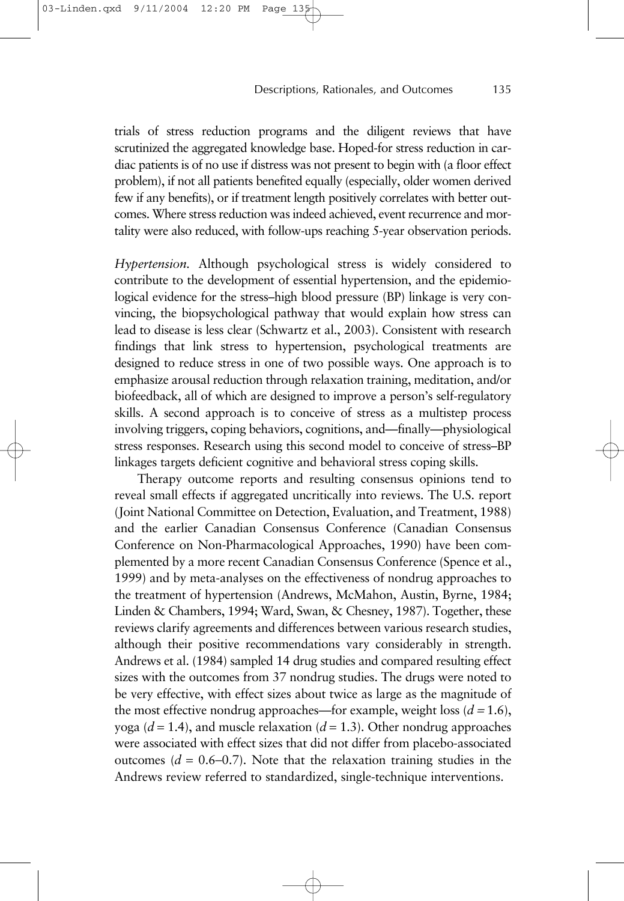trials of stress reduction programs and the diligent reviews that have scrutinized the aggregated knowledge base. Hoped-for stress reduction in cardiac patients is of no use if distress was not present to begin with (a floor effect problem), if not all patients benefited equally (especially, older women derived few if any benefits), or if treatment length positively correlates with better outcomes. Where stress reduction was indeed achieved, event recurrence and mortality were also reduced, with follow-ups reaching 5-year observation periods.

*Hypertension.* Although psychological stress is widely considered to contribute to the development of essential hypertension, and the epidemiological evidence for the stress–high blood pressure (BP) linkage is very convincing, the biopsychological pathway that would explain how stress can lead to disease is less clear (Schwartz et al., 2003). Consistent with research findings that link stress to hypertension, psychological treatments are designed to reduce stress in one of two possible ways. One approach is to emphasize arousal reduction through relaxation training, meditation, and/or biofeedback, all of which are designed to improve a person's self-regulatory skills. A second approach is to conceive of stress as a multistep process involving triggers, coping behaviors, cognitions, and—finally—physiological stress responses. Research using this second model to conceive of stress–BP linkages targets deficient cognitive and behavioral stress coping skills.

Therapy outcome reports and resulting consensus opinions tend to reveal small effects if aggregated uncritically into reviews. The U.S. report (Joint National Committee on Detection, Evaluation, and Treatment, 1988) and the earlier Canadian Consensus Conference (Canadian Consensus Conference on Non-Pharmacological Approaches, 1990) have been complemented by a more recent Canadian Consensus Conference (Spence et al., 1999) and by meta-analyses on the effectiveness of nondrug approaches to the treatment of hypertension (Andrews, McMahon, Austin, Byrne, 1984; Linden & Chambers, 1994; Ward, Swan, & Chesney, 1987). Together, these reviews clarify agreements and differences between various research studies, although their positive recommendations vary considerably in strength. Andrews et al. (1984) sampled 14 drug studies and compared resulting effect sizes with the outcomes from 37 nondrug studies. The drugs were noted to be very effective, with effect sizes about twice as large as the magnitude of the most effective nondrug approaches—for example, weight loss ($d = 1.6$), yoga ($d = 1.4$), and muscle relaxation ($d = 1.3$). Other nondrug approaches were associated with effect sizes that did not differ from placebo-associated outcomes ($d = 0.6$–$0.7$). Note that the relaxation training studies in the Andrews review referred to standardized, single-technique interventions.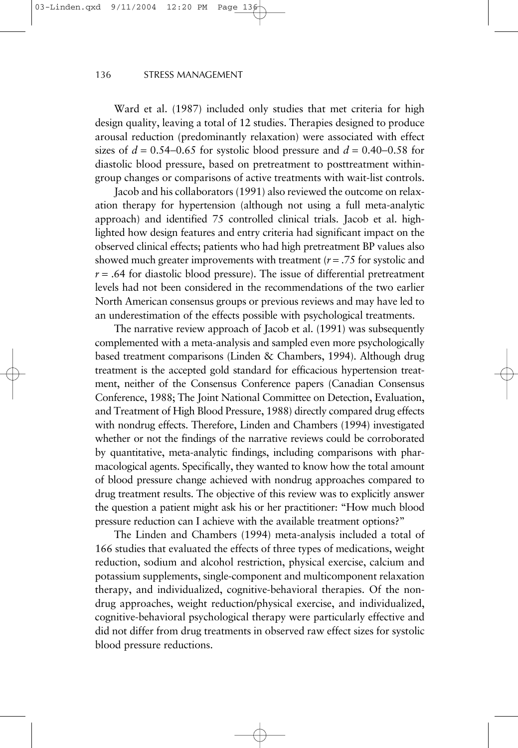Ward et al. (1987) included only studies that met criteria for high design quality, leaving a total of 12 studies. Therapies designed to produce arousal reduction (predominantly relaxation) were associated with effect sizes of $d = 0.54–0.65$ for systolic blood pressure and $d = 0.40–0.58$ for diastolic blood pressure, based on pretreatment to posttreatment within-group changes or comparisons of active treatments with wait-list controls.

Jacob and his collaborators (1991) also reviewed the outcome on relaxation therapy for hypertension (although not using a full meta-analytic approach) and identified 75 controlled clinical trials. Jacob et al. highlighted how design features and entry criteria had significant impact on the observed clinical effects; patients who had high pretreatment BP values also showed much greater improvements with treatment ($r = .75$ for systolic and $r = .64$ for diastolic blood pressure). The issue of differential pretreatment levels had not been considered in the recommendations of the two earlier North American consensus groups or previous reviews and may have led to an underestimation of the effects possible with psychological treatments.

The narrative review approach of Jacob et al. (1991) was subsequently complemented with a meta-analysis and sampled even more psychologically based treatment comparisons (Linden & Chambers, 1994). Although drug treatment is the accepted gold standard for efficacious hypertension treatment, neither of the Consensus Conference papers (Canadian Consensus Conference, 1988; The Joint National Committee on Detection, Evaluation, and Treatment of High Blood Pressure, 1988) directly compared drug effects with nondrug effects. Therefore, Linden and Chambers (1994) investigated whether or not the findings of the narrative reviews could be corroborated by quantitative, meta-analytic findings, including comparisons with pharmacological agents. Specifically, they wanted to know how the total amount of blood pressure change achieved with nondrug approaches compared to drug treatment results. The objective of this review was to explicitly answer the question a patient might ask his or her practitioner: "How much blood pressure reduction can I achieve with the available treatment options?"

The Linden and Chambers (1994) meta-analysis included a total of 166 studies that evaluated the effects of three types of medications, weight reduction, sodium and alcohol restriction, physical exercise, calcium and potassium supplements, single-component and multicomponent relaxation therapy, and individualized, cognitive-behavioral therapies. Of the nondrug approaches, weight reduction/physical exercise, and individualized, cognitive-behavioral psychological therapy were particularly effective and did not differ from drug treatments in observed raw effect sizes for systolic blood pressure reductions.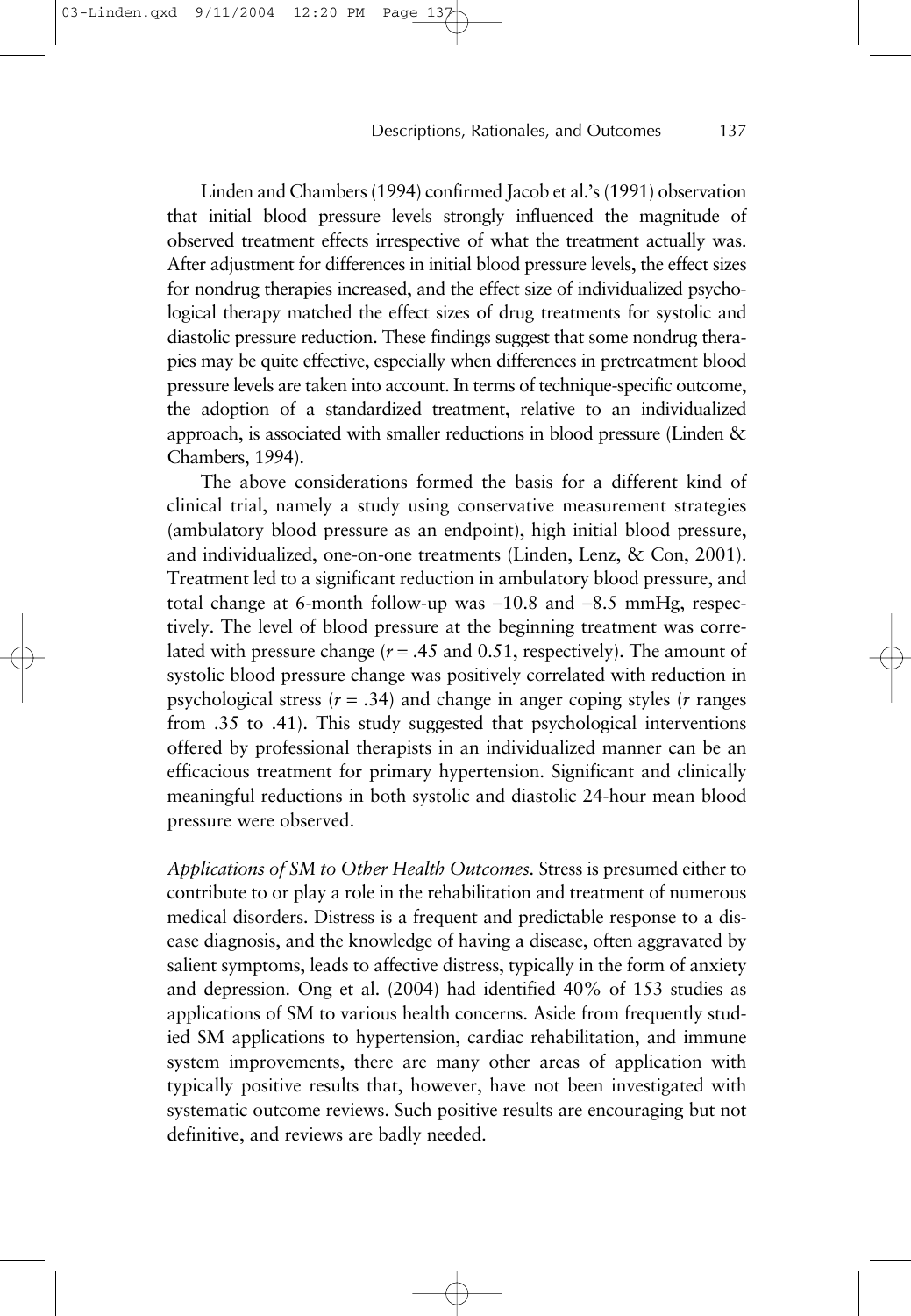Linden and Chambers (1994) confirmed Jacob et al.'s (1991) observation that initial blood pressure levels strongly influenced the magnitude of observed treatment effects irrespective of what the treatment actually was. After adjustment for differences in initial blood pressure levels, the effect sizes for nondrug therapies increased, and the effect size of individualized psychological therapy matched the effect sizes of drug treatments for systolic and diastolic pressure reduction. These findings suggest that some nondrug therapies may be quite effective, especially when differences in pretreatment blood pressure levels are taken into account. In terms of technique-specific outcome, the adoption of a standardized treatment, relative to an individualized approach, is associated with smaller reductions in blood pressure (Linden & Chambers, 1994).

The above considerations formed the basis for a different kind of clinical trial, namely a study using conservative measurement strategies (ambulatory blood pressure as an endpoint), high initial blood pressure, and individualized, one-on-one treatments (Linden, Lenz, & Con, 2001). Treatment led to a significant reduction in ambulatory blood pressure, and total change at 6-month follow-up was –10.8 and –8.5 mmHg, respectively. The level of blood pressure at the beginning treatment was correlated with pressure change ($r = .45$ and 0.51, respectively). The amount of systolic blood pressure change was positively correlated with reduction in psychological stress ($r = .34$) and change in anger coping styles ($r$ ranges from .35 to .41). This study suggested that psychological interventions offered by professional therapists in an individualized manner can be an efficacious treatment for primary hypertension. Significant and clinically meaningful reductions in both systolic and diastolic 24-hour mean blood pressure were observed.

*Applications of SM to Other Health Outcomes.* Stress is presumed either to contribute to or play a role in the rehabilitation and treatment of numerous medical disorders. Distress is a frequent and predictable response to a disease diagnosis, and the knowledge of having a disease, often aggravated by salient symptoms, leads to affective distress, typically in the form of anxiety and depression. Ong et al. (2004) had identified 40% of 153 studies as applications of SM to various health concerns. Aside from frequently studied SM applications to hypertension, cardiac rehabilitation, and immune system improvements, there are many other areas of application with typically positive results that, however, have not been investigated with systematic outcome reviews. Such positive results are encouraging but not definitive, and reviews are badly needed.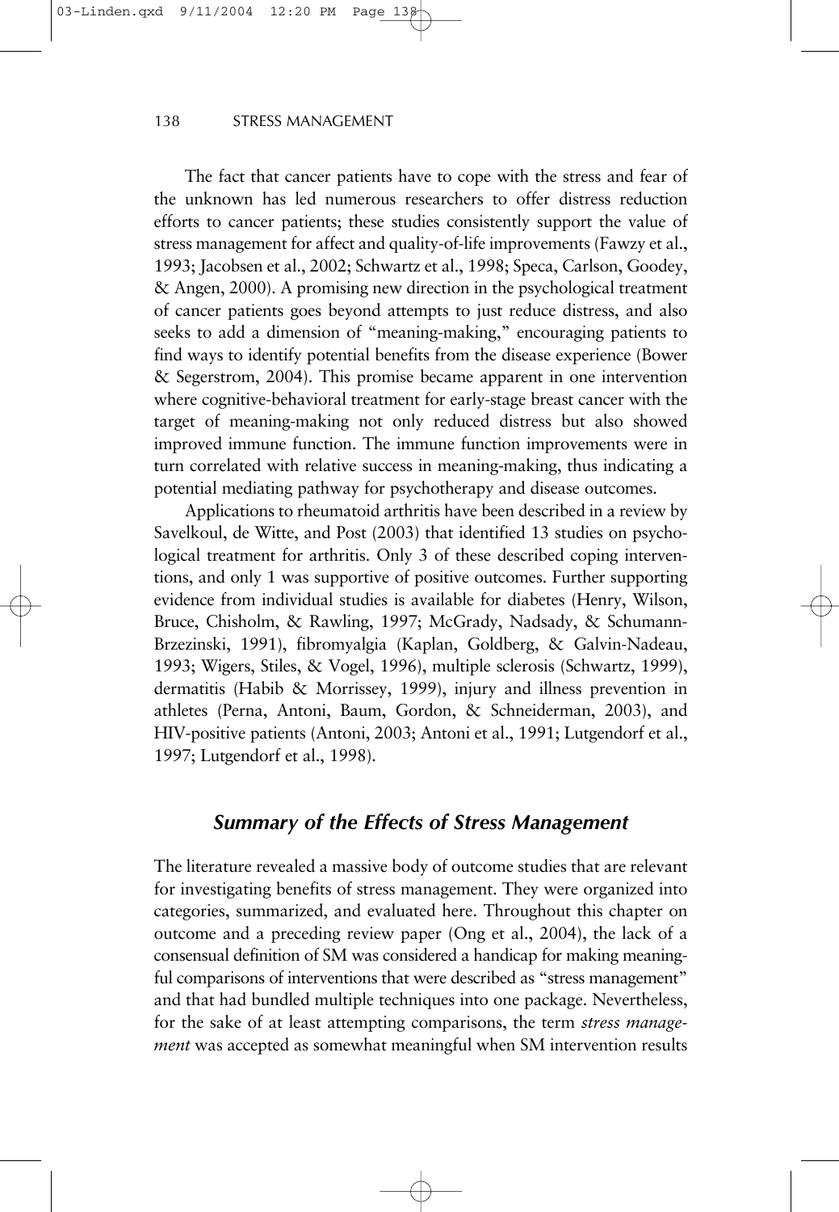The fact that cancer patients have to cope with the stress and fear of the unknown has led numerous researchers to offer distress reduction efforts to cancer patients; these studies consistently support the value of stress management for affect and quality-of-life improvements (Fawzy et al., 1993; Jacobsen et al., 2002; Schwartz et al., 1998; Speca, Carlson, Goodey, & Angen, 2000). A promising new direction in the psychological treatment of cancer patients goes beyond attempts to just reduce distress, and also seeks to add a dimension of "meaning-making," encouraging patients to find ways to identify potential benefits from the disease experience (Bower & Segerstrom, 2004). This promise became apparent in one intervention where cognitive-behavioral treatment for early-stage breast cancer with the target of meaning-making not only reduced distress but also showed improved immune function. The immune function improvements were in turn correlated with relative success in meaning-making, thus indicating a potential mediating pathway for psychotherapy and disease outcomes.

Applications to rheumatoid arthritis have been described in a review by Savelkoul, de Witte, and Post (2003) that identified 13 studies on psychological treatment for arthritis. Only 3 of these described coping interventions, and only 1 was supportive of positive outcomes. Further supporting evidence from individual studies is available for diabetes (Henry, Wilson, Bruce, Chisholm, & Rawling, 1997; McGrady, Nadsady, & Schumann-Brzezinski, 1991), fibromyalgia (Kaplan, Goldberg, & Galvin-Nadeau, 1993; Wigers, Stiles, & Vogel, 1996), multiple sclerosis (Schwartz, 1999), dermatitis (Habib & Morrissey, 1999), injury and illness prevention in athletes (Perna, Antoni, Baum, Gordon, & Schneiderman, 2003), and HIV-positive patients (Antoni, 2003; Antoni et al., 1991; Lutgendorf et al., 1997; Lutgendorf et al., 1998).

## *Summary of the Effects of Stress Management*

The literature revealed a massive body of outcome studies that are relevant for investigating benefits of stress management. They were organized into categories, summarized, and evaluated here. Throughout this chapter on outcome and a preceding review paper (Ong et al., 2004), the lack of a consensual definition of SM was considered a handicap for making meaningful comparisons of interventions that were described as "stress management" and that had bundled multiple techniques into one package. Nevertheless, for the sake of at least attempting comparisons, the term *stress management* was accepted as somewhat meaningful when SM intervention results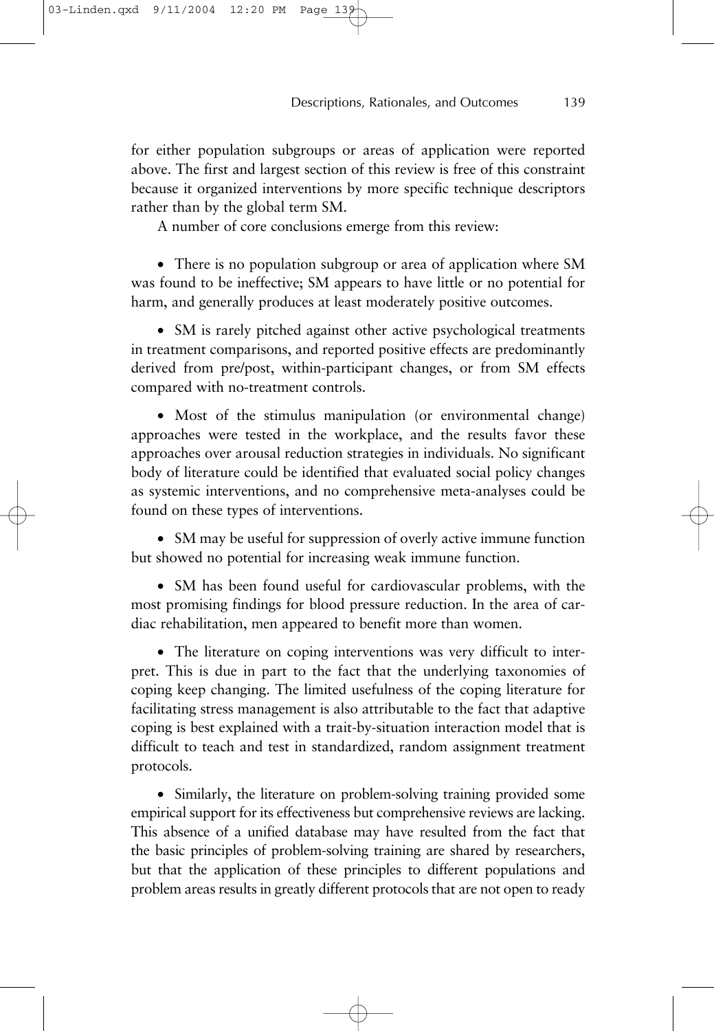for either population subgroups or areas of application were reported above. The first and largest section of this review is free of this constraint because it organized interventions by more specific technique descriptors rather than by the global term SM.

A number of core conclusions emerge from this review:

- There is no population subgroup or area of application where SM was found to be ineffective; SM appears to have little or no potential for harm, and generally produces at least moderately positive outcomes.

- SM is rarely pitched against other active psychological treatments in treatment comparisons, and reported positive effects are predominantly derived from pre/post, within-participant changes, or from SM effects compared with no-treatment controls.

- Most of the stimulus manipulation (or environmental change) approaches were tested in the workplace, and the results favor these approaches over arousal reduction strategies in individuals. No significant body of literature could be identified that evaluated social policy changes as systemic interventions, and no comprehensive meta-analyses could be found on these types of interventions.

- SM may be useful for suppression of overly active immune function but showed no potential for increasing weak immune function.

- SM has been found useful for cardiovascular problems, with the most promising findings for blood pressure reduction. In the area of cardiac rehabilitation, men appeared to benefit more than women.

- The literature on coping interventions was very difficult to interpret. This is due in part to the fact that the underlying taxonomies of coping keep changing. The limited usefulness of the coping literature for facilitating stress management is also attributable to the fact that adaptive coping is best explained with a trait-by-situation interaction model that is difficult to teach and test in standardized, random assignment treatment protocols.

- Similarly, the literature on problem-solving training provided some empirical support for its effectiveness but comprehensive reviews are lacking. This absence of a unified database may have resulted from the fact that the basic principles of problem-solving training are shared by researchers, but that the application of these principles to different populations and problem areas results in greatly different protocols that are not open to ready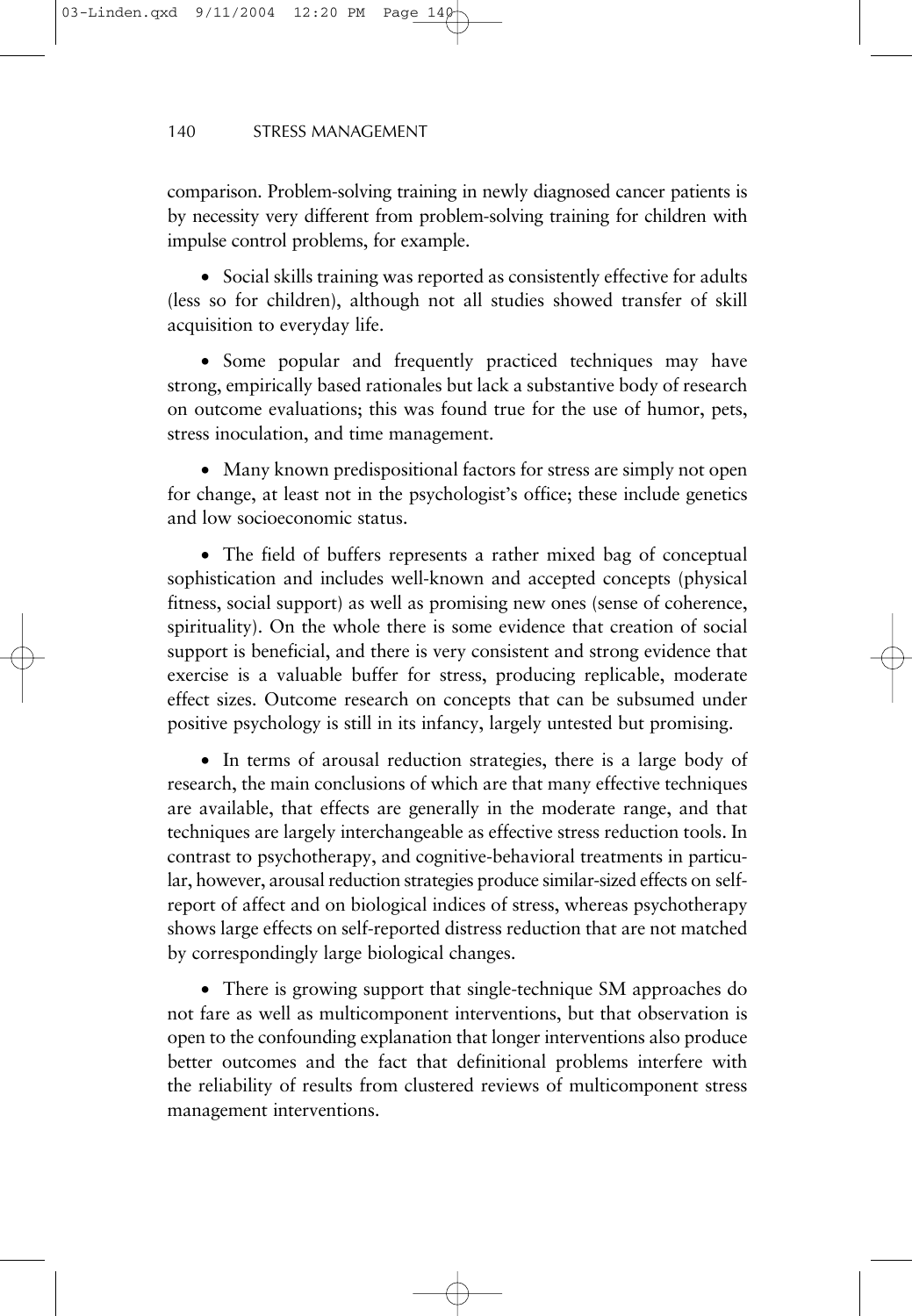comparison. Problem-solving training in newly diagnosed cancer patients is by necessity very different from problem-solving training for children with impulse control problems, for example.

- Social skills training was reported as consistently effective for adults (less so for children), although not all studies showed transfer of skill acquisition to everyday life.

- Some popular and frequently practiced techniques may have strong, empirically based rationales but lack a substantive body of research on outcome evaluations; this was found true for the use of humor, pets, stress inoculation, and time management.

- Many known predispositional factors for stress are simply not open for change, at least not in the psychologist's office; these include genetics and low socioeconomic status.

- The field of buffers represents a rather mixed bag of conceptual sophistication and includes well-known and accepted concepts (physical fitness, social support) as well as promising new ones (sense of coherence, spirituality). On the whole there is some evidence that creation of social support is beneficial, and there is very consistent and strong evidence that exercise is a valuable buffer for stress, producing replicable, moderate effect sizes. Outcome research on concepts that can be subsumed under positive psychology is still in its infancy, largely untested but promising.

- In terms of arousal reduction strategies, there is a large body of research, the main conclusions of which are that many effective techniques are available, that effects are generally in the moderate range, and that techniques are largely interchangeable as effective stress reduction tools. In contrast to psychotherapy, and cognitive-behavioral treatments in particular, however, arousal reduction strategies produce similar-sized effects on self-report of affect and on biological indices of stress, whereas psychotherapy shows large effects on self-reported distress reduction that are not matched by correspondingly large biological changes.

- There is growing support that single-technique SM approaches do not fare as well as multicomponent interventions, but that observation is open to the confounding explanation that longer interventions also produce better outcomes and the fact that definitional problems interfere with the reliability of results from clustered reviews of multicomponent stress management interventions.